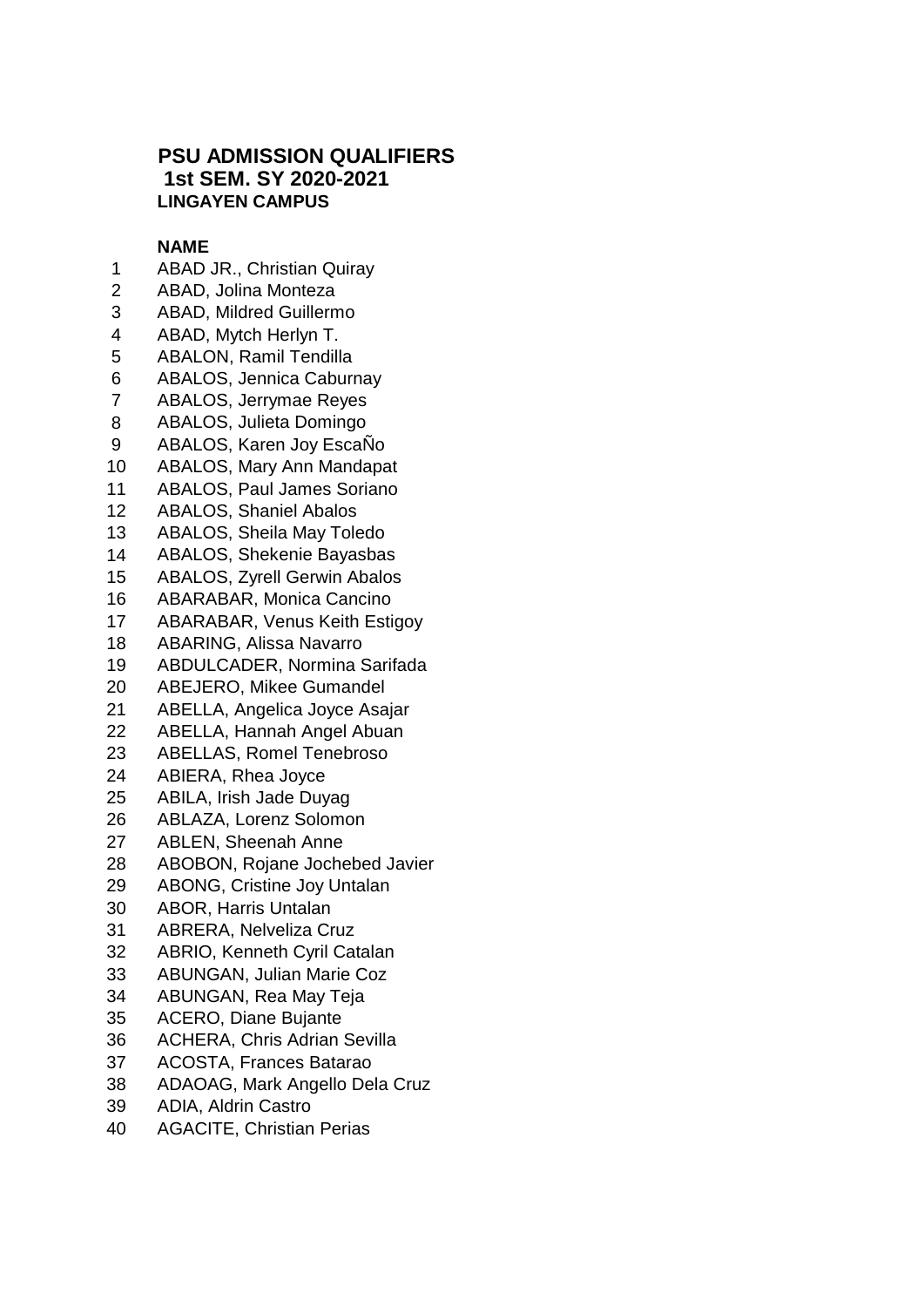# PSU ADMISSION QUALIFIERS
## 1st SEM. SY 2020-2021
### LINGAYEN CAMPUS

| | NAME |
|---|---|
| 1 | ABAD JR., Christian Quiray |
| 2 | ABAD, Jolina Monteza |
| 3 | ABAD, Mildred Guillermo |
| 4 | ABAD, Mytch Herlyn T. |
| 5 | ABALON, Ramil Tendilla |
| 6 | ABALOS, Jennica Caburnay |
| 7 | ABALOS, Jerrymae Reyes |
| 8 | ABALOS, Julieta Domingo |
| 9 | ABALOS, Karen Joy EscaÑo |
| 10 | ABALOS, Mary Ann Mandapat |
| 11 | ABALOS, Paul James Soriano |
| 12 | ABALOS, Shaniel Abalos |
| 13 | ABALOS, Sheila May Toledo |
| 14 | ABALOS, Shekenie Bayasbas |
| 15 | ABALOS, Zyrell Gerwin Abalos |
| 16 | ABARABAR, Monica Cancino |
| 17 | ABARABAR, Venus Keith Estigoy |
| 18 | ABARING, Alissa Navarro |
| 19 | ABDULCADER, Normina Sarifada |
| 20 | ABEJERO, Mikee Gumandel |
| 21 | ABELLA, Angelica Joyce Asajar |
| 22 | ABELLA, Hannah Angel Abuan |
| 23 | ABELLAS, Romel Tenebroso |
| 24 | ABIERA, Rhea Joyce |
| 25 | ABILA, Irish Jade Duyag |
| 26 | ABLAZA, Lorenz Solomon |
| 27 | ABLEN, Sheenah Anne |
| 28 | ABOBON, Rojane Jochebed Javier |
| 29 | ABONG, Cristine Joy Untalan |
| 30 | ABOR, Harris Untalan |
| 31 | ABRERA, Nelveliza Cruz |
| 32 | ABRIO, Kenneth Cyril Catalan |
| 33 | ABUNGAN, Julian Marie Coz |
| 34 | ABUNGAN, Rea May Teja |
| 35 | ACERO, Diane Bujante |
| 36 | ACHERA, Chris Adrian Sevilla |
| 37 | ACOSTA, Frances Batarao |
| 38 | ADAOAG, Mark Angello Dela Cruz |
| 39 | ADIA, Aldrin Castro |
| 40 | AGACITE, Christian Perias |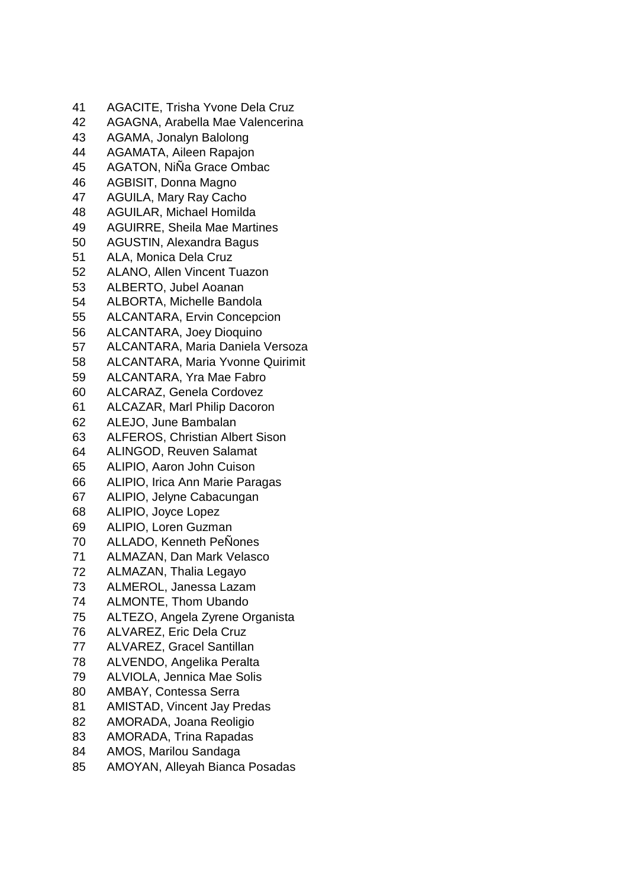41 AGACITE, Trisha Yvone Dela Cruz
42 AGAGNA, Arabella Mae Valencerina
43 AGAMA, Jonalyn Balolong
44 AGAMATA, Aileen Rapajon
45 AGATON, NiÑa Grace Ombac
46 AGBISIT, Donna Magno
47 AGUILA, Mary Ray Cacho
48 AGUILAR, Michael Homilda
49 AGUIRRE, Sheila Mae Martines
50 AGUSTIN, Alexandra Bagus
51 ALA, Monica Dela Cruz
52 ALANO, Allen Vincent Tuazon
53 ALBERTO, Jubel Aoanan
54 ALBORTA, Michelle Bandola
55 ALCANTARA, Ervin Concepcion
56 ALCANTARA, Joey Dioquino
57 ALCANTARA, Maria Daniela Versoza
58 ALCANTARA, Maria Yvonne Quirimit
59 ALCANTARA, Yra Mae Fabro
60 ALCARAZ, Genela Cordovez
61 ALCAZAR, Marl Philip Dacoron
62 ALEJO, June Bambalan
63 ALFEROS, Christian Albert Sison
64 ALINGOD, Reuven Salamat
65 ALIPIO, Aaron John Cuison
66 ALIPIO, Irica Ann Marie Paragas
67 ALIPIO, Jelyne Cabacungan
68 ALIPIO, Joyce Lopez
69 ALIPIO, Loren Guzman
70 ALLADO, Kenneth PeÑones
71 ALMAZAN, Dan Mark Velasco
72 ALMAZAN, Thalia Legayo
73 ALMEROL, Janessa Lazam
74 ALMONTE, Thom Ubando
75 ALTEZO, Angela Zyrene Organista
76 ALVAREZ, Eric Dela Cruz
77 ALVAREZ, Gracel Santillan
78 ALVENDO, Angelika Peralta
79 ALVIOLA, Jennica Mae Solis
80 AMBAY, Contessa Serra
81 AMISTAD, Vincent Jay Predas
82 AMORADA, Joana Reoligio
83 AMORADA, Trina Rapadas
84 AMOS, Marilou Sandaga
85 AMOYAN, Alleyah Bianca Posadas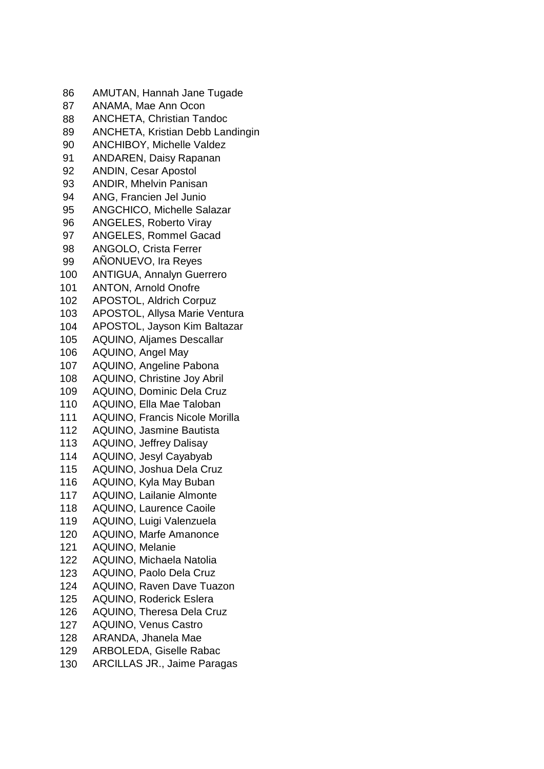86 AMUTAN, Hannah Jane Tugade
87 ANAMA, Mae Ann Ocon
88 ANCHETA, Christian Tandoc
89 ANCHETA, Kristian Debb Landingin
90 ANCHIBOY, Michelle Valdez
91 ANDAREN, Daisy Rapanan
92 ANDIN, Cesar Apostol
93 ANDIR, Mhelvin Panisan
94 ANG, Francien Jel Junio
95 ANGCHICO, Michelle Salazar
96 ANGELES, Roberto Viray
97 ANGELES, Rommel Gacad
98 ANGOLO, Crista Ferrer
99 AÑONUEVO, Ira Reyes
100 ANTIGUA, Annalyn Guerrero
101 ANTON, Arnold Onofre
102 APOSTOL, Aldrich Corpuz
103 APOSTOL, Allysa Marie Ventura
104 APOSTOL, Jayson Kim Baltazar
105 AQUINO, Aljames Descallar
106 AQUINO, Angel May
107 AQUINO, Angeline Pabona
108 AQUINO, Christine Joy Abril
109 AQUINO, Dominic Dela Cruz
110 AQUINO, Ella Mae Taloban
111 AQUINO, Francis Nicole Morilla
112 AQUINO, Jasmine Bautista
113 AQUINO, Jeffrey Dalisay
114 AQUINO, Jesyl Cayabyab
115 AQUINO, Joshua Dela Cruz
116 AQUINO, Kyla May Buban
117 AQUINO, Lailanie Almonte
118 AQUINO, Laurence Caoile
119 AQUINO, Luigi Valenzuela
120 AQUINO, Marfe Amanonce
121 AQUINO, Melanie
122 AQUINO, Michaela Natolia
123 AQUINO, Paolo Dela Cruz
124 AQUINO, Raven Dave Tuazon
125 AQUINO, Roderick Eslera
126 AQUINO, Theresa Dela Cruz
127 AQUINO, Venus Castro
128 ARANDA, Jhanela Mae
129 ARBOLEDA, Giselle Rabac
130 ARCILLAS JR., Jaime Paragas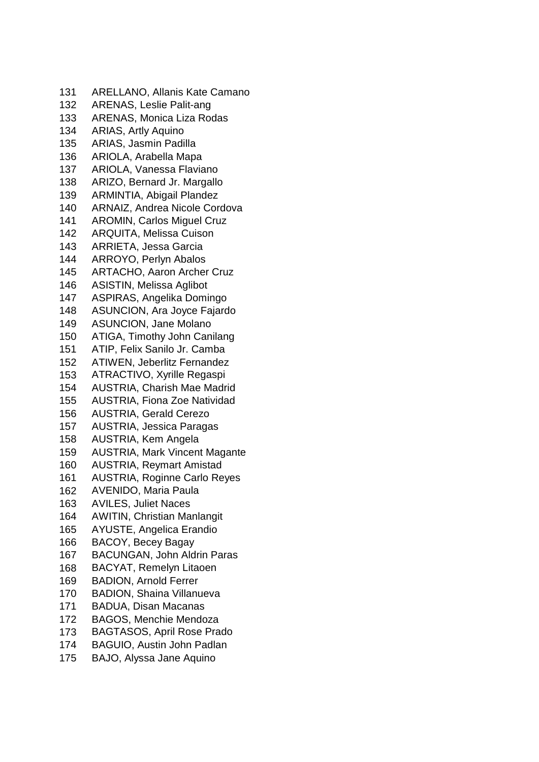131 ARELLANO, Allanis Kate Camano
132 ARENAS, Leslie Palit-ang
133 ARENAS, Monica Liza Rodas
134 ARIAS, Artly Aquino
135 ARIAS, Jasmin Padilla
136 ARIOLA, Arabella Mapa
137 ARIOLA, Vanessa Flaviano
138 ARIZO, Bernard Jr. Margallo
139 ARMINTIA, Abigail Plandez
140 ARNAIZ, Andrea Nicole Cordova
141 AROMIN, Carlos Miguel Cruz
142 ARQUITA, Melissa Cuison
143 ARRIETA, Jessa Garcia
144 ARROYO, Perlyn Abalos
145 ARTACHO, Aaron Archer Cruz
146 ASISTIN, Melissa Aglibot
147 ASPIRAS, Angelika Domingo
148 ASUNCION, Ara Joyce Fajardo
149 ASUNCION, Jane Molano
150 ATIGA, Timothy John Canilang
151 ATIP, Felix Sanilo Jr. Camba
152 ATIWEN, Jeberlitz Fernandez
153 ATRACTIVO, Xyrille Regaspi
154 AUSTRIA, Charish Mae Madrid
155 AUSTRIA, Fiona Zoe Natividad
156 AUSTRIA, Gerald Cerezo
157 AUSTRIA, Jessica Paragas
158 AUSTRIA, Kem Angela
159 AUSTRIA, Mark Vincent Magante
160 AUSTRIA, Reymart Amistad
161 AUSTRIA, Roginne Carlo Reyes
162 AVENIDO, Maria Paula
163 AVILES, Juliet Naces
164 AWITIN, Christian Manlangit
165 AYUSTE, Angelica Erandio
166 BACOY, Becey Bagay
167 BACUNGAN, John Aldrin Paras
168 BACYAT, Remelyn Litaoen
169 BADION, Arnold Ferrer
170 BADION, Shaina Villanueva
171 BADUA, Disan Macanas
172 BAGOS, Menchie Mendoza
173 BAGTASOS, April Rose Prado
174 BAGUIO, Austin John Padlan
175 BAJO, Alyssa Jane Aquino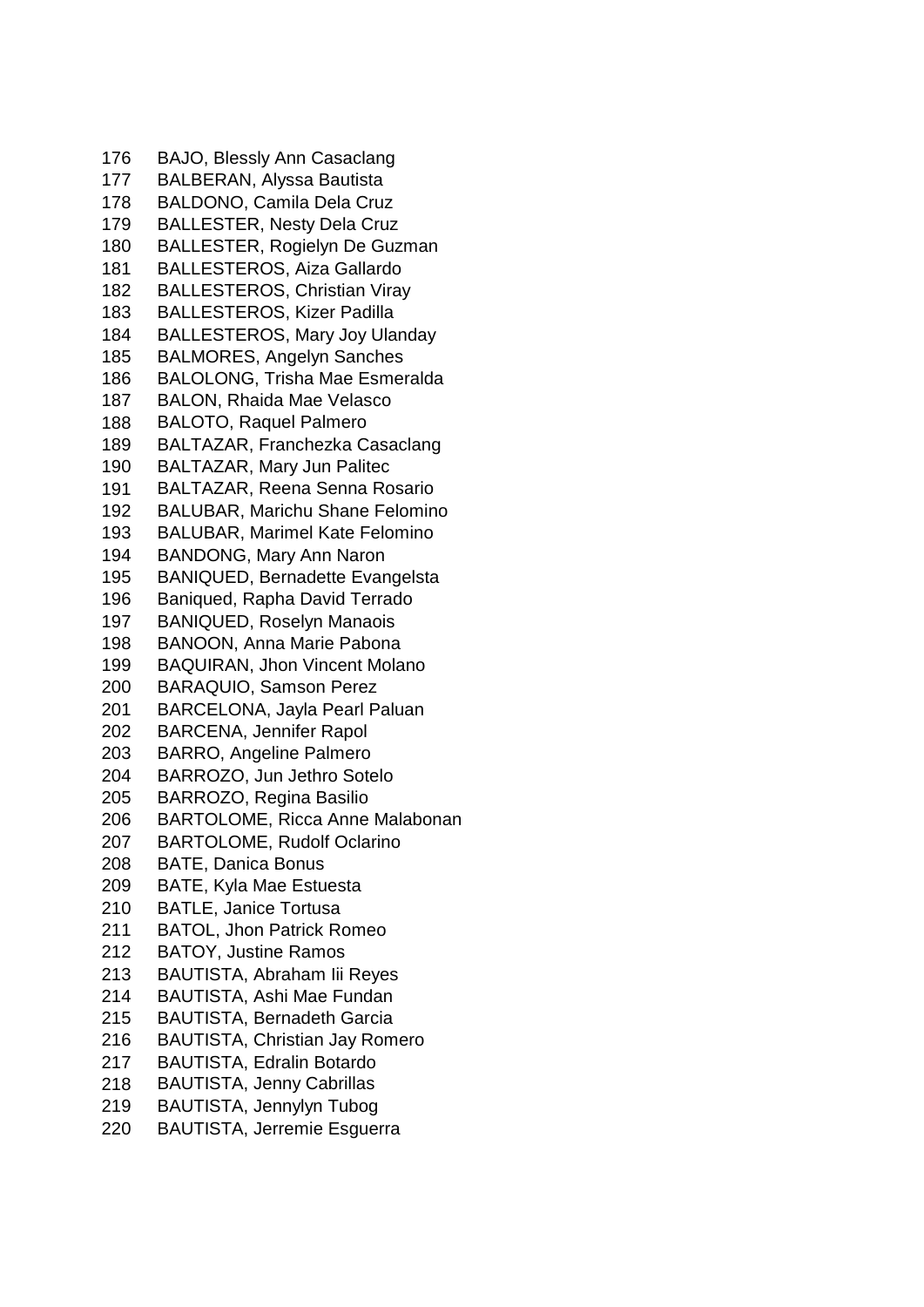176 BAJO, Blessly Ann Casaclang
177 BALBERAN, Alyssa Bautista
178 BALDONO, Camila Dela Cruz
179 BALLESTER, Nesty Dela Cruz
180 BALLESTER, Rogielyn De Guzman
181 BALLESTEROS, Aiza Gallardo
182 BALLESTEROS, Christian Viray
183 BALLESTEROS, Kizer Padilla
184 BALLESTEROS, Mary Joy Ulanday
185 BALMORES, Angelyn Sanches
186 BALOLONG, Trisha Mae Esmeralda
187 BALON, Rhaida Mae Velasco
188 BALOTO, Raquel Palmero
189 BALTAZAR, Franchezka Casaclang
190 BALTAZAR, Mary Jun Palitec
191 BALTAZAR, Reena Senna Rosario
192 BALUBAR, Marichu Shane Felomino
193 BALUBAR, Marimel Kate Felomino
194 BANDONG, Mary Ann Naron
195 BANIQUED, Bernadette Evangelsta
196 Baniqued, Rapha David Terrado
197 BANIQUED, Roselyn Manaois
198 BANOON, Anna Marie Pabona
199 BAQUIRAN, Jhon Vincent Molano
200 BARAQUIO, Samson Perez
201 BARCELONA, Jayla Pearl Paluan
202 BARCENA, Jennifer Rapol
203 BARRO, Angeline Palmero
204 BARROZO, Jun Jethro Sotelo
205 BARROZO, Regina Basilio
206 BARTOLOME, Ricca Anne Malabonan
207 BARTOLOME, Rudolf Oclarino
208 BATE, Danica Bonus
209 BATE, Kyla Mae Estuesta
210 BATLE, Janice Tortusa
211 BATOL, Jhon Patrick Romeo
212 BATOY, Justine Ramos
213 BAUTISTA, Abraham Iii Reyes
214 BAUTISTA, Ashi Mae Fundan
215 BAUTISTA, Bernadeth Garcia
216 BAUTISTA, Christian Jay Romero
217 BAUTISTA, Edralin Botardo
218 BAUTISTA, Jenny Cabrillas
219 BAUTISTA, Jennylyn Tubog
220 BAUTISTA, Jerremie Esguerra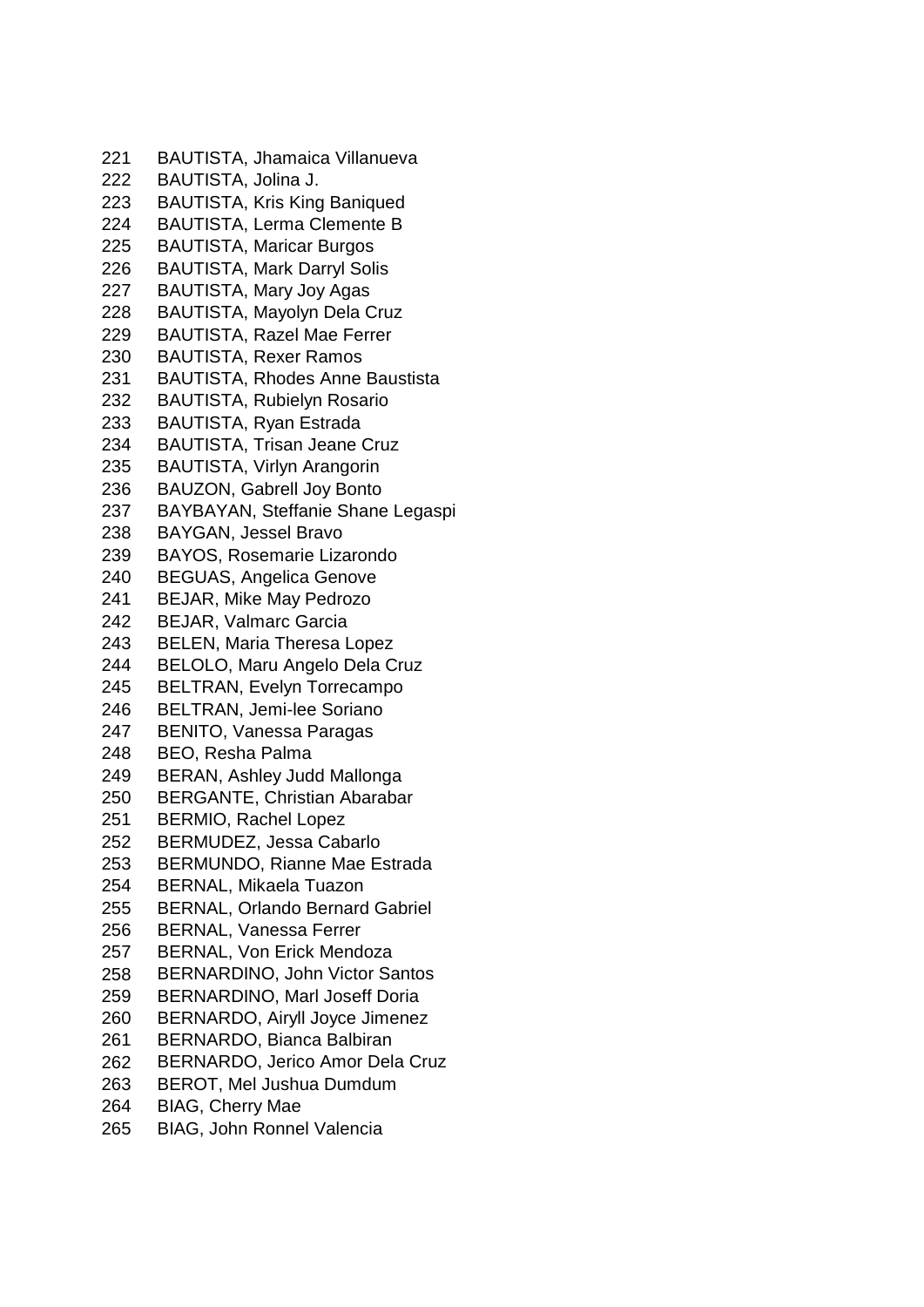221 BAUTISTA, Jhamaica Villanueva
222 BAUTISTA, Jolina J.
223 BAUTISTA, Kris King Baniqued
224 BAUTISTA, Lerma Clemente B
225 BAUTISTA, Maricar Burgos
226 BAUTISTA, Mark Darryl Solis
227 BAUTISTA, Mary Joy Agas
228 BAUTISTA, Mayolyn Dela Cruz
229 BAUTISTA, Razel Mae Ferrer
230 BAUTISTA, Rexer Ramos
231 BAUTISTA, Rhodes Anne Baustista
232 BAUTISTA, Rubielyn Rosario
233 BAUTISTA, Ryan Estrada
234 BAUTISTA, Trisan Jeane Cruz
235 BAUTISTA, Virlyn Arangorin
236 BAUZON, Gabrell Joy Bonto
237 BAYBAYAN, Steffanie Shane Legaspi
238 BAYGAN, Jessel Bravo
239 BAYOS, Rosemarie Lizarondo
240 BEGUAS, Angelica Genove
241 BEJAR, Mike May Pedrozo
242 BEJAR, Valmarc Garcia
243 BELEN, Maria Theresa Lopez
244 BELOLO, Maru Angelo Dela Cruz
245 BELTRAN, Evelyn Torrecampo
246 BELTRAN, Jemi-lee Soriano
247 BENITO, Vanessa Paragas
248 BEO, Resha Palma
249 BERAN, Ashley Judd Mallonga
250 BERGANTE, Christian Abarabar
251 BERMIO, Rachel Lopez
252 BERMUDEZ, Jessa Cabarlo
253 BERMUNDO, Rianne Mae Estrada
254 BERNAL, Mikaela Tuazon
255 BERNAL, Orlando Bernard Gabriel
256 BERNAL, Vanessa Ferrer
257 BERNAL, Von Erick Mendoza
258 BERNARDINO, John Victor Santos
259 BERNARDINO, Marl Joseff Doria
260 BERNARDO, Airyll Joyce Jimenez
261 BERNARDO, Bianca Balbiran
262 BERNARDO, Jerico Amor Dela Cruz
263 BEROT, Mel Jushua Dumdum
264 BIAG, Cherry Mae
265 BIAG, John Ronnel Valencia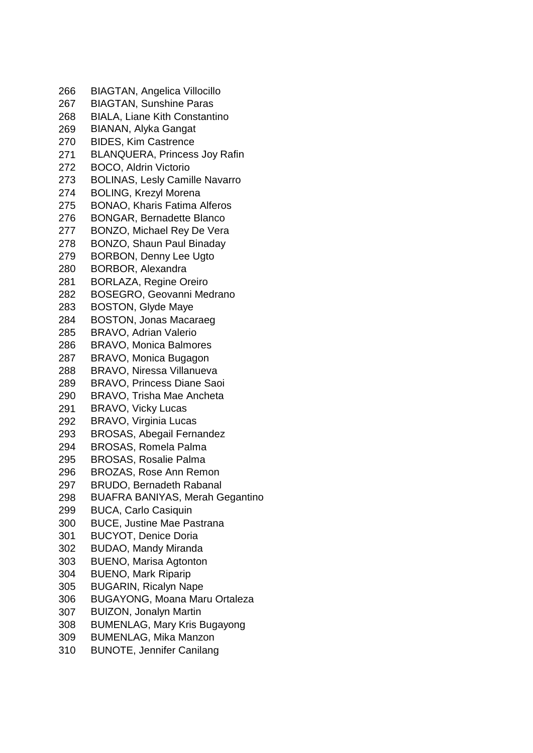266 BIAGTAN, Angelica Villocillo
267 BIAGTAN, Sunshine Paras
268 BIALA, Liane Kith Constantino
269 BIANAN, Alyka Gangat
270 BIDES, Kim Castrence
271 BLANQUERA, Princess Joy Rafin
272 BOCO, Aldrin Victorio
273 BOLINAS, Lesly Camille Navarro
274 BOLING, Krezyl Morena
275 BONAO, Kharis Fatima Alferos
276 BONGAR, Bernadette Blanco
277 BONZO, Michael Rey De Vera
278 BONZO, Shaun Paul Binaday
279 BORBON, Denny Lee Ugto
280 BORBOR, Alexandra
281 BORLAZA, Regine Oreiro
282 BOSEGRO, Geovanni Medrano
283 BOSTON, Glyde Maye
284 BOSTON, Jonas Macaraeg
285 BRAVO, Adrian Valerio
286 BRAVO, Monica Balmores
287 BRAVO, Monica Bugagon
288 BRAVO, Niressa Villanueva
289 BRAVO, Princess Diane Saoi
290 BRAVO, Trisha Mae Ancheta
291 BRAVO, Vicky Lucas
292 BRAVO, Virginia Lucas
293 BROSAS, Abegail Fernandez
294 BROSAS, Romela Palma
295 BROSAS, Rosalie Palma
296 BROZAS, Rose Ann Remon
297 BRUDO, Bernadeth Rabanal
298 BUAFRA BANIYAS, Merah Gegantino
299 BUCA, Carlo Casiquin
300 BUCE, Justine Mae Pastrana
301 BUCYOT, Denice Doria
302 BUDAO, Mandy Miranda
303 BUENO, Marisa Agtonton
304 BUENO, Mark Riparip
305 BUGARIN, Ricalyn Nape
306 BUGAYONG, Moana Maru Ortaleza
307 BUIZON, Jonalyn Martin
308 BUMENLAG, Mary Kris Bugayong
309 BUMENLAG, Mika Manzon
310 BUNOTE, Jennifer Canilang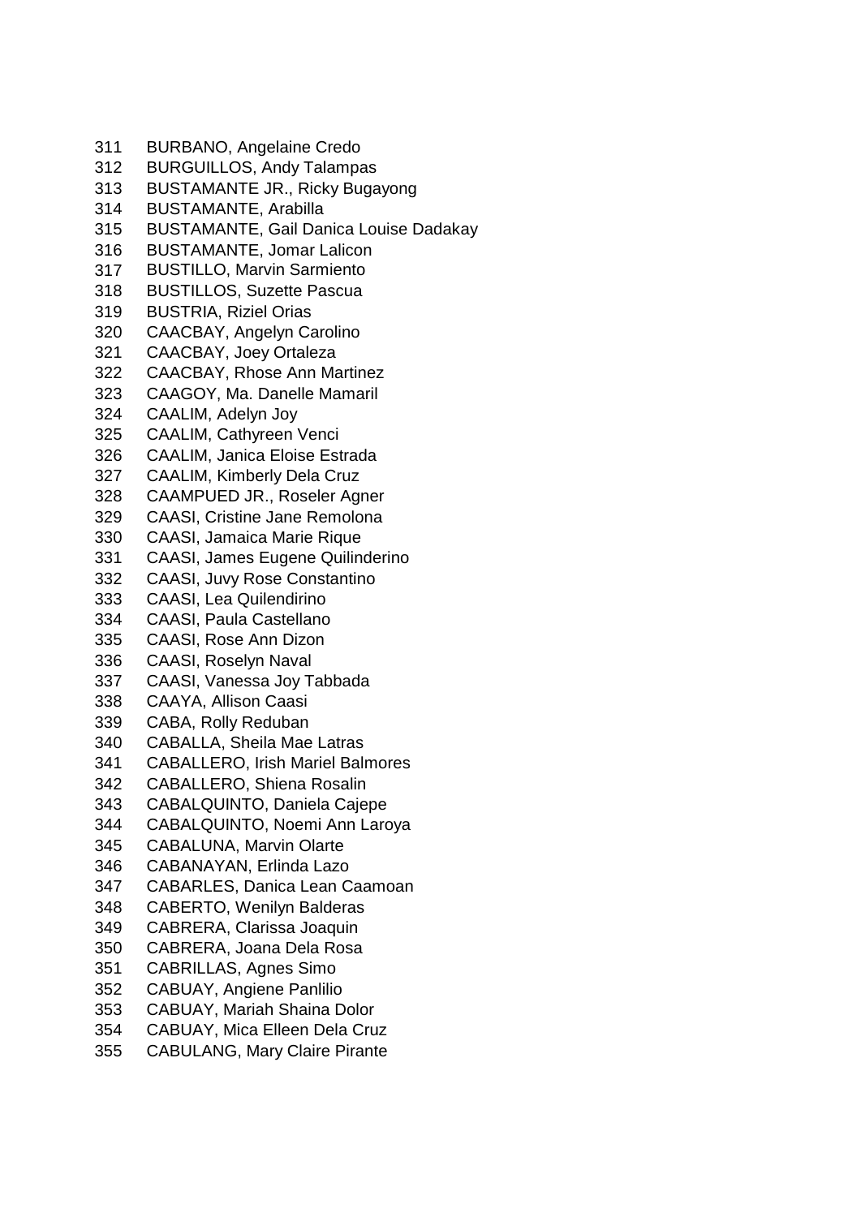311 BURBANO, Angelaine Credo
312 BURGUILLOS, Andy Talampas
313 BUSTAMANTE JR., Ricky Bugayong
314 BUSTAMANTE, Arabilla
315 BUSTAMANTE, Gail Danica Louise Dadakay
316 BUSTAMANTE, Jomar Lalicon
317 BUSTILLO, Marvin Sarmiento
318 BUSTILLOS, Suzette Pascua
319 BUSTRIA, Riziel Orias
320 CAACBAY, Angelyn Carolino
321 CAACBAY, Joey Ortaleza
322 CAACBAY, Rhose Ann Martinez
323 CAAGOY, Ma. Danelle Mamaril
324 CAALIM, Adelyn Joy
325 CAALIM, Cathyreen Venci
326 CAALIM, Janica Eloise Estrada
327 CAALIM, Kimberly Dela Cruz
328 CAAMPUED JR., Roseler Agner
329 CAASI, Cristine Jane Remolona
330 CAASI, Jamaica Marie Rique
331 CAASI, James Eugene Quilinderino
332 CAASI, Juvy Rose Constantino
333 CAASI, Lea Quilendirino
334 CAASI, Paula Castellano
335 CAASI, Rose Ann Dizon
336 CAASI, Roselyn Naval
337 CAASI, Vanessa Joy Tabbada
338 CAAYA, Allison Caasi
339 CABA, Rolly Reduban
340 CABALLA, Sheila Mae Latras
341 CABALLERO, Irish Mariel Balmores
342 CABALLERO, Shiena Rosalin
343 CABALQUINTO, Daniela Cajepe
344 CABALQUINTO, Noemi Ann Laroya
345 CABALUNA, Marvin Olarte
346 CABANAYAN, Erlinda Lazo
347 CABARLES, Danica Lean Caamoan
348 CABERTO, Wenilyn Balderas
349 CABRERA, Clarissa Joaquin
350 CABRERA, Joana Dela Rosa
351 CABRILLAS, Agnes Simo
352 CABUAY, Angiene Panlilio
353 CABUAY, Mariah Shaina Dolor
354 CABUAY, Mica Elleen Dela Cruz
355 CABULANG, Mary Claire Pirante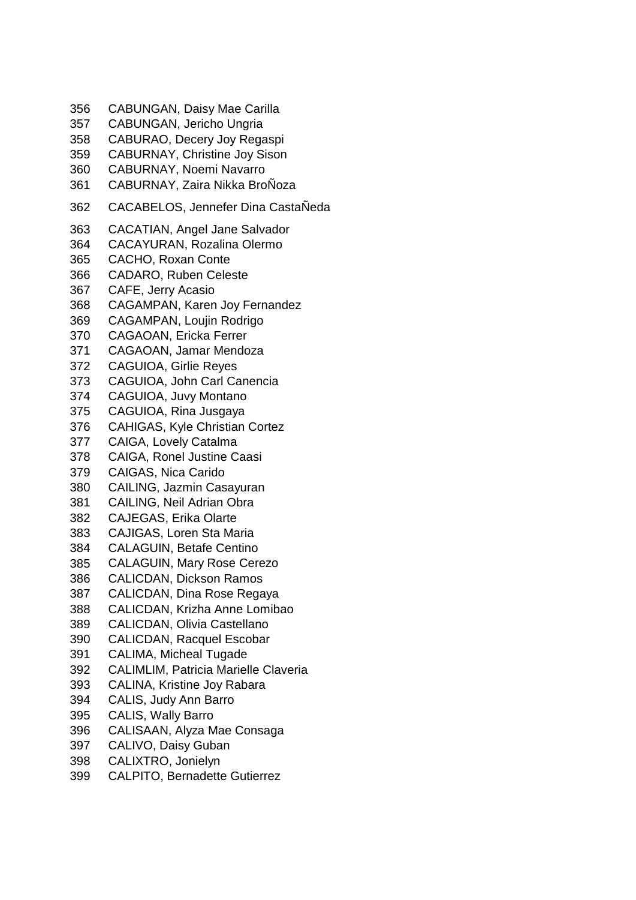356 CABUNGAN, Daisy Mae Carilla
357 CABUNGAN, Jericho Ungria
358 CABURAO, Decery Joy Regaspi
359 CABURNAY, Christine Joy Sison
360 CABURNAY, Noemi Navarro
361 CABURNAY, Zaira Nikka BroÑoza
362 CACABELOS, Jennefer Dina CastaÑeda
363 CACATIAN, Angel Jane Salvador
364 CACAYURAN, Rozalina Olermo
365 CACHO, Roxan Conte
366 CADARO, Ruben Celeste
367 CAFE, Jerry Acasio
368 CAGAMPAN, Karen Joy Fernandez
369 CAGAMPAN, Loujin Rodrigo
370 CAGAOAN, Ericka Ferrer
371 CAGAOAN, Jamar Mendoza
372 CAGUIOA, Girlie Reyes
373 CAGUIOA, John Carl Canencia
374 CAGUIOA, Juvy Montano
375 CAGUIOA, Rina Jusgaya
376 CAHIGAS, Kyle Christian Cortez
377 CAIGA, Lovely Catalma
378 CAIGA, Ronel Justine Caasi
379 CAIGAS, Nica Carido
380 CAILING, Jazmin Casayuran
381 CAILING, Neil Adrian Obra
382 CAJEGAS, Erika Olarte
383 CAJIGAS, Loren Sta Maria
384 CALAGUIN, Betafe Centino
385 CALAGUIN, Mary Rose Cerezo
386 CALICDAN, Dickson Ramos
387 CALICDAN, Dina Rose Regaya
388 CALICDAN, Krizha Anne Lomibao
389 CALICDAN, Olivia Castellano
390 CALICDAN, Racquel Escobar
391 CALIMA, Micheal Tugade
392 CALIMLIM, Patricia Marielle Claveria
393 CALINA, Kristine Joy Rabara
394 CALIS, Judy Ann Barro
395 CALIS, Wally Barro
396 CALISAAN, Alyza Mae Consaga
397 CALIVO, Daisy Guban
398 CALIXTRO, Jonielyn
399 CALPITO, Bernadette Gutierrez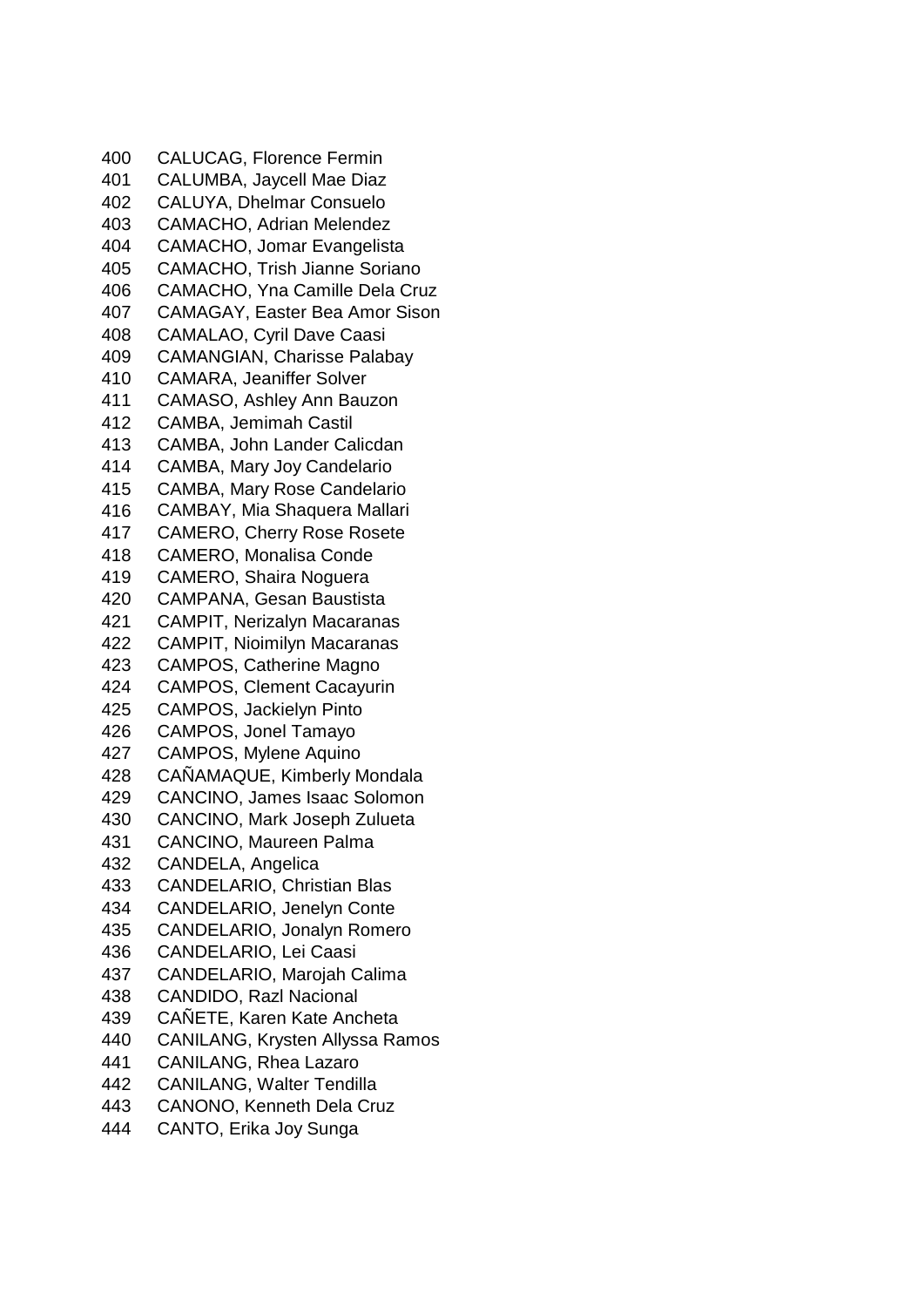400 CALUCAG, Florence Fermin
401 CALUMBA, Jaycell Mae Diaz
402 CALUYA, Dhelmar Consuelo
403 CAMACHO, Adrian Melendez
404 CAMACHO, Jomar Evangelista
405 CAMACHO, Trish Jianne Soriano
406 CAMACHO, Yna Camille Dela Cruz
407 CAMAGAY, Easter Bea Amor Sison
408 CAMALAO, Cyril Dave Caasi
409 CAMANGIAN, Charisse Palabay
410 CAMARA, Jeaniffer Solver
411 CAMASO, Ashley Ann Bauzon
412 CAMBA, Jemimah Castil
413 CAMBA, John Lander Calicdan
414 CAMBA, Mary Joy Candelario
415 CAMBA, Mary Rose Candelario
416 CAMBAY, Mia Shaquera Mallari
417 CAMERO, Cherry Rose Rosete
418 CAMERO, Monalisa Conde
419 CAMERO, Shaira Noguera
420 CAMPANA, Gesan Baustista
421 CAMPIT, Nerizalyn Macaranas
422 CAMPIT, Nioimilyn Macaranas
423 CAMPOS, Catherine Magno
424 CAMPOS, Clement Cacayurin
425 CAMPOS, Jackielyn Pinto
426 CAMPOS, Jonel Tamayo
427 CAMPOS, Mylene Aquino
428 CAÑAMAQUE, Kimberly Mondala
429 CANCINO, James Isaac Solomon
430 CANCINO, Mark Joseph Zulueta
431 CANCINO, Maureen Palma
432 CANDELA, Angelica
433 CANDELARIO, Christian Blas
434 CANDELARIO, Jenelyn Conte
435 CANDELARIO, Jonalyn Romero
436 CANDELARIO, Lei Caasi
437 CANDELARIO, Marojah Calima
438 CANDIDO, Razl Nacional
439 CAÑETE, Karen Kate Ancheta
440 CANILANG, Krysten Allyssa Ramos
441 CANILANG, Rhea Lazaro
442 CANILANG, Walter Tendilla
443 CANONO, Kenneth Dela Cruz
444 CANTO, Erika Joy Sunga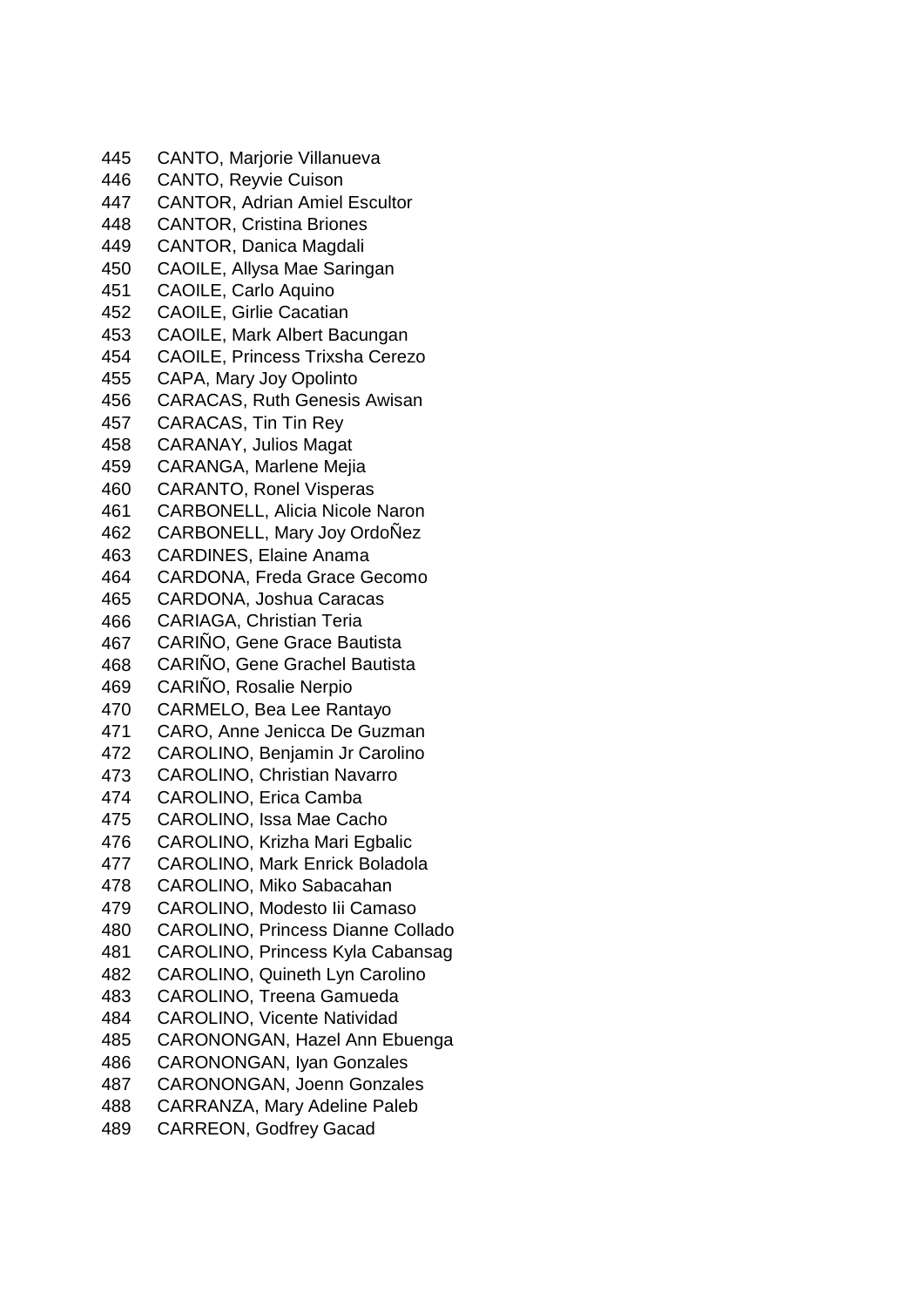445 CANTO, Marjorie Villanueva
446 CANTO, Reyvie Cuison
447 CANTOR, Adrian Amiel Escultor
448 CANTOR, Cristina Briones
449 CANTOR, Danica Magdali
450 CAOILE, Allysa Mae Saringan
451 CAOILE, Carlo Aquino
452 CAOILE, Girlie Cacatian
453 CAOILE, Mark Albert Bacungan
454 CAOILE, Princess Trixsha Cerezo
455 CAPA, Mary Joy Opolinto
456 CARACAS, Ruth Genesis Awisan
457 CARACAS, Tin Tin Rey
458 CARANAY, Julios Magat
459 CARANGA, Marlene Mejia
460 CARANTO, Ronel Visperas
461 CARBONELL, Alicia Nicole Naron
462 CARBONELL, Mary Joy OrdoÑez
463 CARDINES, Elaine Anama
464 CARDONA, Freda Grace Gecomo
465 CARDONA, Joshua Caracas
466 CARIAGA, Christian Teria
467 CARIÑO, Gene Grace Bautista
468 CARIÑO, Gene Grachel Bautista
469 CARIÑO, Rosalie Nerpio
470 CARMELO, Bea Lee Rantayo
471 CARO, Anne Jenicca De Guzman
472 CAROLINO, Benjamin Jr Carolino
473 CAROLINO, Christian Navarro
474 CAROLINO, Erica Camba
475 CAROLINO, Issa Mae Cacho
476 CAROLINO, Krizha Mari Egbalic
477 CAROLINO, Mark Enrick Boladola
478 CAROLINO, Miko Sabacahan
479 CAROLINO, Modesto Iii Camaso
480 CAROLINO, Princess Dianne Collado
481 CAROLINO, Princess Kyla Cabansag
482 CAROLINO, Quineth Lyn Carolino
483 CAROLINO, Treena Gamueda
484 CAROLINO, Vicente Natividad
485 CARONONGAN, Hazel Ann Ebuenga
486 CARONONGAN, Iyan Gonzales
487 CARONONGAN, Joenn Gonzales
488 CARRANZA, Mary Adeline Paleb
489 CARREON, Godfrey Gacad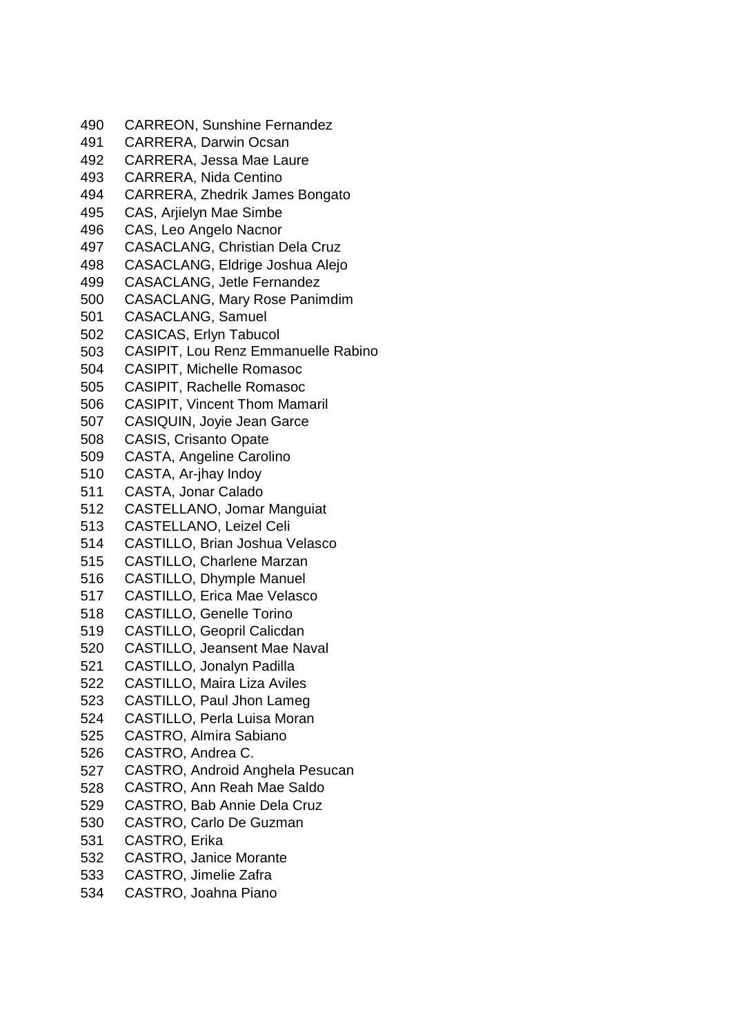490 CARREON, Sunshine Fernandez
491 CARRERA, Darwin Ocsan
492 CARRERA, Jessa Mae Laure
493 CARRERA, Nida Centino
494 CARRERA, Zhedrik James Bongato
495 CAS, Arjielyn Mae Simbe
496 CAS, Leo Angelo Nacnor
497 CASACLANG, Christian Dela Cruz
498 CASACLANG, Eldrige Joshua Alejo
499 CASACLANG, Jetle Fernandez
500 CASACLANG, Mary Rose Panimdim
501 CASACLANG, Samuel
502 CASICAS, Erlyn Tabucol
503 CASIPIT, Lou Renz Emmanuelle Rabino
504 CASIPIT, Michelle Romasoc
505 CASIPIT, Rachelle Romasoc
506 CASIPIT, Vincent Thom Mamaril
507 CASIQUIN, Joyie Jean Garce
508 CASIS, Crisanto Opate
509 CASTA, Angeline Carolino
510 CASTA, Ar-jhay Indoy
511 CASTA, Jonar Calado
512 CASTELLANO, Jomar Manguiat
513 CASTELLANO, Leizel Celi
514 CASTILLO, Brian Joshua Velasco
515 CASTILLO, Charlene Marzan
516 CASTILLO, Dhymple Manuel
517 CASTILLO, Erica Mae Velasco
518 CASTILLO, Genelle Torino
519 CASTILLO, Geopril Calicdan
520 CASTILLO, Jeansent Mae Naval
521 CASTILLO, Jonalyn Padilla
522 CASTILLO, Maira Liza Aviles
523 CASTILLO, Paul Jhon Lameg
524 CASTILLO, Perla Luisa Moran
525 CASTRO, Almira Sabiano
526 CASTRO, Andrea C.
527 CASTRO, Android Anghela Pesucan
528 CASTRO, Ann Reah Mae Saldo
529 CASTRO, Bab Annie Dela Cruz
530 CASTRO, Carlo De Guzman
531 CASTRO, Erika
532 CASTRO, Janice Morante
533 CASTRO, Jimelie Zafra
534 CASTRO, Joahna Piano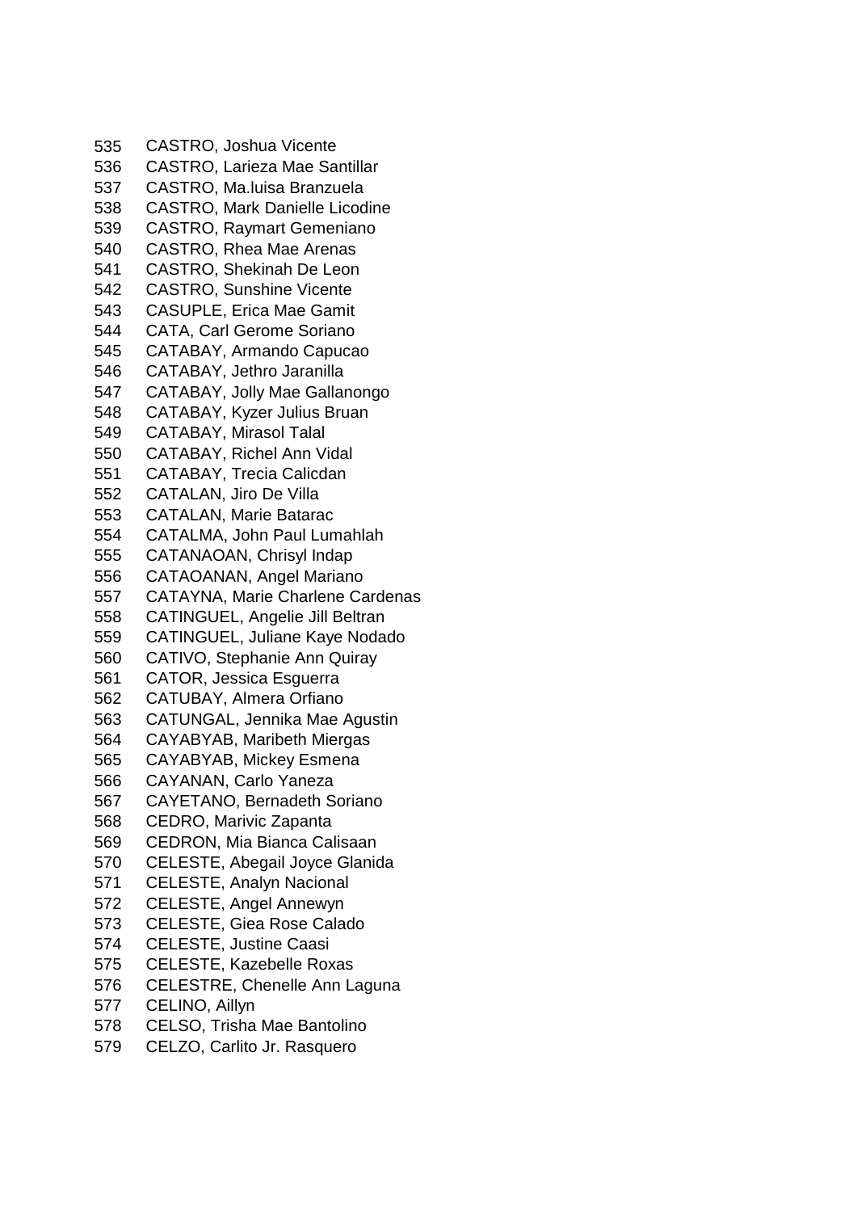535 CASTRO, Joshua Vicente
536 CASTRO, Larieza Mae Santillar
537 CASTRO, Ma.luisa Branzuela
538 CASTRO, Mark Danielle Licodine
539 CASTRO, Raymart Gemeniano
540 CASTRO, Rhea Mae Arenas
541 CASTRO, Shekinah De Leon
542 CASTRO, Sunshine Vicente
543 CASUPLE, Erica Mae Gamit
544 CATA, Carl Gerome Soriano
545 CATABAY, Armando Capucao
546 CATABAY, Jethro Jaranilla
547 CATABAY, Jolly Mae Gallanongo
548 CATABAY, Kyzer Julius Bruan
549 CATABAY, Mirasol Talal
550 CATABAY, Richel Ann Vidal
551 CATABAY, Trecia Calicdan
552 CATALAN, Jiro De Villa
553 CATALAN, Marie Batarac
554 CATALMA, John Paul Lumahlah
555 CATANAOAN, Chrisyl Indap
556 CATAOANAN, Angel Mariano
557 CATAYNA, Marie Charlene Cardenas
558 CATINGUEL, Angelie Jill Beltran
559 CATINGUEL, Juliane Kaye Nodado
560 CATIVO, Stephanie Ann Quiray
561 CATOR, Jessica Esguerra
562 CATUBAY, Almera Orfiano
563 CATUNGAL, Jennika Mae Agustin
564 CAYABYAB, Maribeth Miergas
565 CAYABYAB, Mickey Esmena
566 CAYANAN, Carlo Yaneza
567 CAYETANO, Bernadeth Soriano
568 CEDRO, Marivic Zapanta
569 CEDRON, Mia Bianca Calisaan
570 CELESTE, Abegail Joyce Glanida
571 CELESTE, Analyn Nacional
572 CELESTE, Angel Annewyn
573 CELESTE, Giea Rose Calado
574 CELESTE, Justine Caasi
575 CELESTE, Kazebelle Roxas
576 CELESTRE, Chenelle Ann Laguna
577 CELINO, Aillyn
578 CELSO, Trisha Mae Bantolino
579 CELZO, Carlito Jr. Rasquero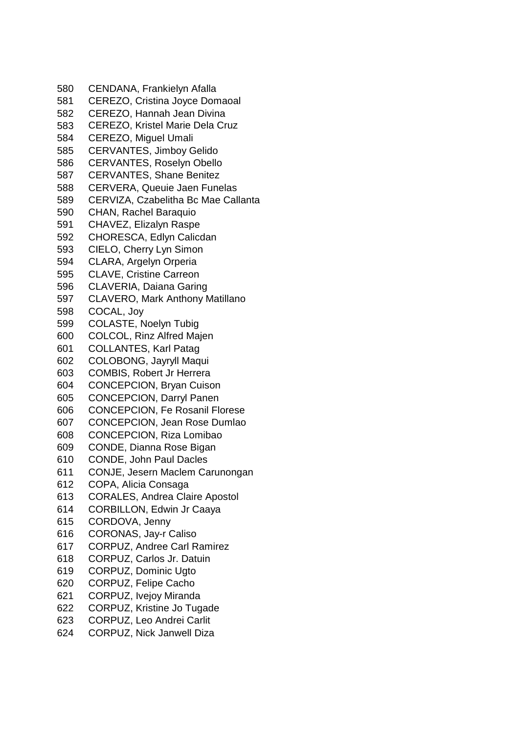580 CENDANA, Frankielyn Afalla
581 CEREZO, Cristina Joyce Domaoal
582 CEREZO, Hannah Jean Divina
583 CEREZO, Kristel Marie Dela Cruz
584 CEREZO, Miguel Umali
585 CERVANTES, Jimboy Gelido
586 CERVANTES, Roselyn Obello
587 CERVANTES, Shane Benitez
588 CERVERA, Queuie Jaen Funelas
589 CERVIZA, Czabelitha Bc Mae Callanta
590 CHAN, Rachel Baraquio
591 CHAVEZ, Elizalyn Raspe
592 CHORESCA, Edlyn Calicdan
593 CIELO, Cherry Lyn Simon
594 CLARA, Argelyn Orperia
595 CLAVE, Cristine Carreon
596 CLAVERIA, Daiana Garing
597 CLAVERO, Mark Anthony Matillano
598 COCAL, Joy
599 COLASTE, Noelyn Tubig
600 COLCOL, Rinz Alfred Majen
601 COLLANTES, Karl Patag
602 COLOBONG, Jayryll Maqui
603 COMBIS, Robert Jr Herrera
604 CONCEPCION, Bryan Cuison
605 CONCEPCION, Darryl Panen
606 CONCEPCION, Fe Rosanil Florese
607 CONCEPCION, Jean Rose Dumlao
608 CONCEPCION, Riza Lomibao
609 CONDE, Dianna Rose Bigan
610 CONDE, John Paul Dacles
611 CONJE, Jesern Maclem Carunongan
612 COPA, Alicia Consaga
613 CORALES, Andrea Claire Apostol
614 CORBILLON, Edwin Jr Caaya
615 CORDOVA, Jenny
616 CORONAS, Jay-r Caliso
617 CORPUZ, Andree Carl Ramirez
618 CORPUZ, Carlos Jr. Datuin
619 CORPUZ, Dominic Ugto
620 CORPUZ, Felipe Cacho
621 CORPUZ, Ivejoy Miranda
622 CORPUZ, Kristine Jo Tugade
623 CORPUZ, Leo Andrei Carlit
624 CORPUZ, Nick Janwell Diza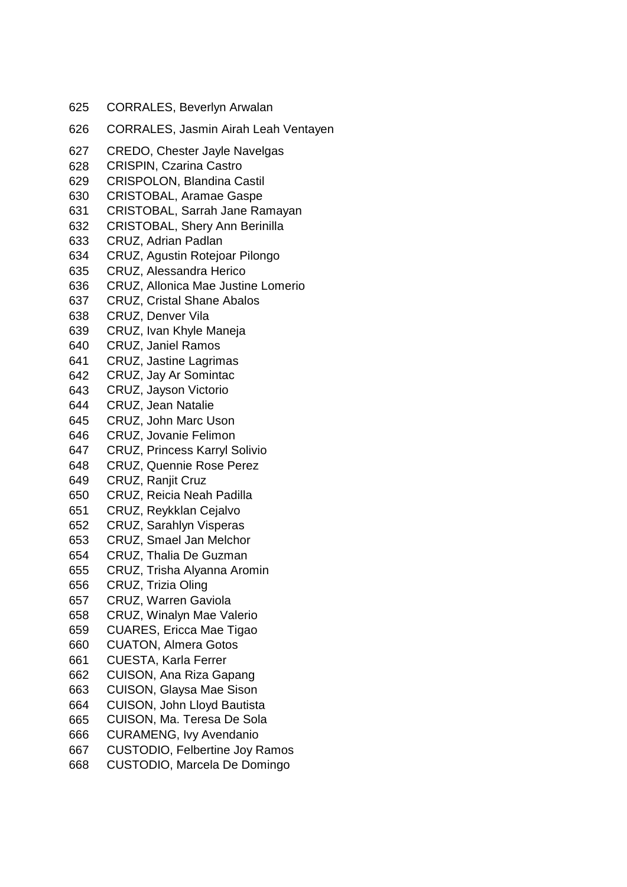625 CORRALES, Beverlyn Arwalan

626 CORRALES, Jasmin Airah Leah Ventayen

627 CREDO, Chester Jayle Navelgas
628 CRISPIN, Czarina Castro
629 CRISPOLON, Blandina Castil
630 CRISTOBAL, Aramae Gaspe
631 CRISTOBAL, Sarrah Jane Ramayan
632 CRISTOBAL, Shery Ann Berinilla
633 CRUZ, Adrian Padlan
634 CRUZ, Agustin Rotejoar Pilongo
635 CRUZ, Alessandra Herico
636 CRUZ, Allonica Mae Justine Lomerio
637 CRUZ, Cristal Shane Abalos
638 CRUZ, Denver Vila
639 CRUZ, Ivan Khyle Maneja
640 CRUZ, Janiel Ramos
641 CRUZ, Jastine Lagrimas
642 CRUZ, Jay Ar Somintac
643 CRUZ, Jayson Victorio
644 CRUZ, Jean Natalie
645 CRUZ, John Marc Uson
646 CRUZ, Jovanie Felimon
647 CRUZ, Princess Karryl Solivio
648 CRUZ, Quennie Rose Perez
649 CRUZ, Ranjit Cruz
650 CRUZ, Reicia Neah Padilla
651 CRUZ, Reykklan Cejalvo
652 CRUZ, Sarahlyn Visperas
653 CRUZ, Smael Jan Melchor
654 CRUZ, Thalia De Guzman
655 CRUZ, Trisha Alyanna Aromin
656 CRUZ, Trizia Oling
657 CRUZ, Warren Gaviola
658 CRUZ, Winalyn Mae Valerio
659 CUARES, Ericca Mae Tigao
660 CUATON, Almera Gotos
661 CUESTA, Karla Ferrer
662 CUISON, Ana Riza Gapang
663 CUISON, Glaysa Mae Sison
664 CUISON, John Lloyd Bautista
665 CUISON, Ma. Teresa De Sola
666 CURAMENG, Ivy Avendanio
667 CUSTODIO, Felbertine Joy Ramos
668 CUSTODIO, Marcela De Domingo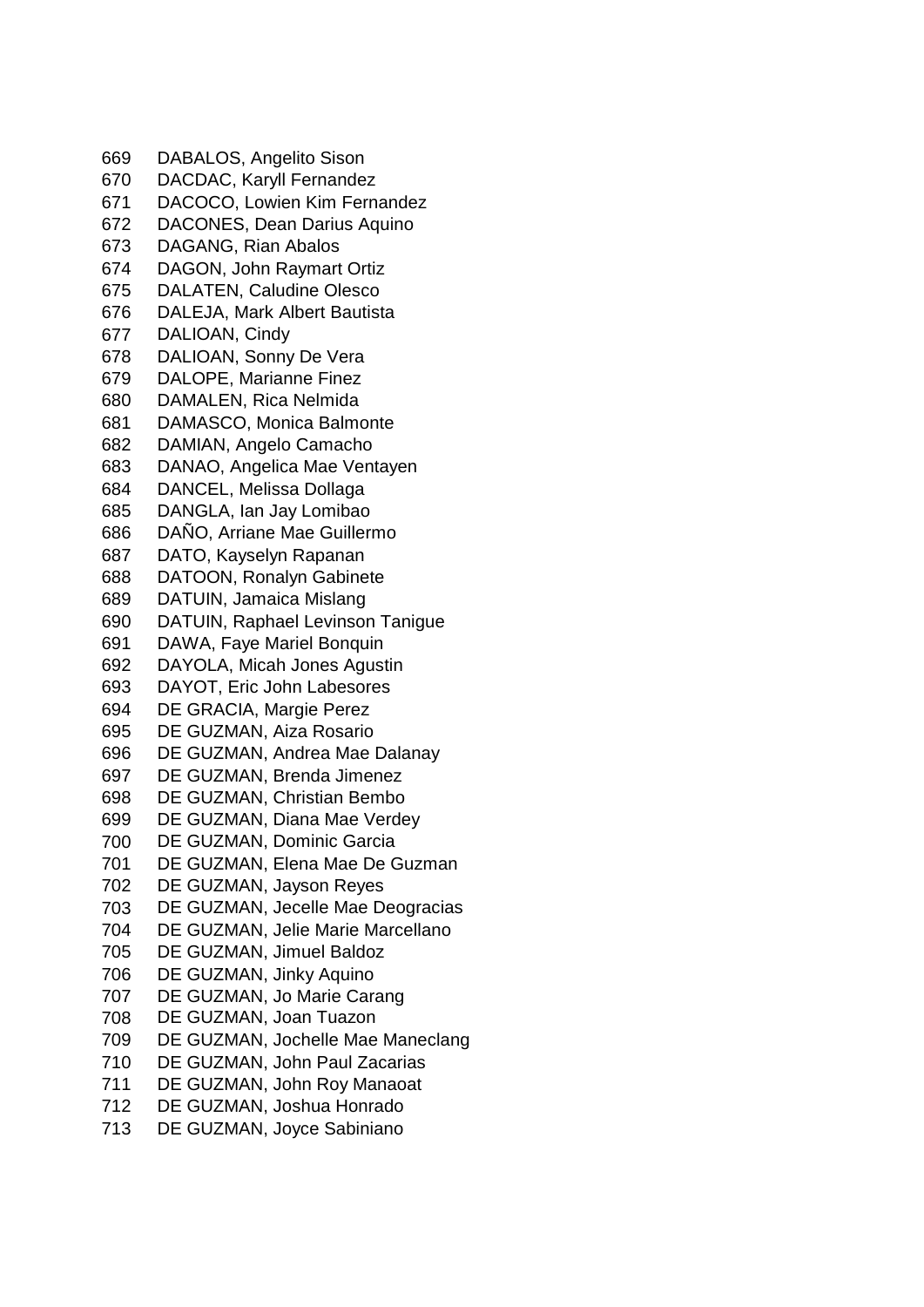669 DABALOS, Angelito Sison
670 DACDAC, Karyll Fernandez
671 DACOCO, Lowien Kim Fernandez
672 DACONES, Dean Darius Aquino
673 DAGANG, Rian Abalos
674 DAGON, John Raymart Ortiz
675 DALATEN, Caludine Olesco
676 DALEJA, Mark Albert Bautista
677 DALIOAN, Cindy
678 DALIOAN, Sonny De Vera
679 DALOPE, Marianne Finez
680 DAMALEN, Rica Nelmida
681 DAMASCO, Monica Balmonte
682 DAMIAN, Angelo Camacho
683 DANAO, Angelica Mae Ventayen
684 DANCEL, Melissa Dollaga
685 DANGLA, Ian Jay Lomibao
686 DAÑO, Arriane Mae Guillermo
687 DATO, Kayselyn Rapanan
688 DATOON, Ronalyn Gabinete
689 DATUIN, Jamaica Mislang
690 DATUIN, Raphael Levinson Tanigue
691 DAWA, Faye Mariel Bonquin
692 DAYOLA, Micah Jones Agustin
693 DAYOT, Eric John Labesores
694 DE GRACIA, Margie Perez
695 DE GUZMAN, Aiza Rosario
696 DE GUZMAN, Andrea Mae Dalanay
697 DE GUZMAN, Brenda Jimenez
698 DE GUZMAN, Christian Bembo
699 DE GUZMAN, Diana Mae Verdey
700 DE GUZMAN, Dominic Garcia
701 DE GUZMAN, Elena Mae De Guzman
702 DE GUZMAN, Jayson Reyes
703 DE GUZMAN, Jecelle Mae Deogracias
704 DE GUZMAN, Jelie Marie Marcellano
705 DE GUZMAN, Jimuel Baldoz
706 DE GUZMAN, Jinky Aquino
707 DE GUZMAN, Jo Marie Carang
708 DE GUZMAN, Joan Tuazon
709 DE GUZMAN, Jochelle Mae Maneclang
710 DE GUZMAN, John Paul Zacarias
711 DE GUZMAN, John Roy Manaoat
712 DE GUZMAN, Joshua Honrado
713 DE GUZMAN, Joyce Sabiniano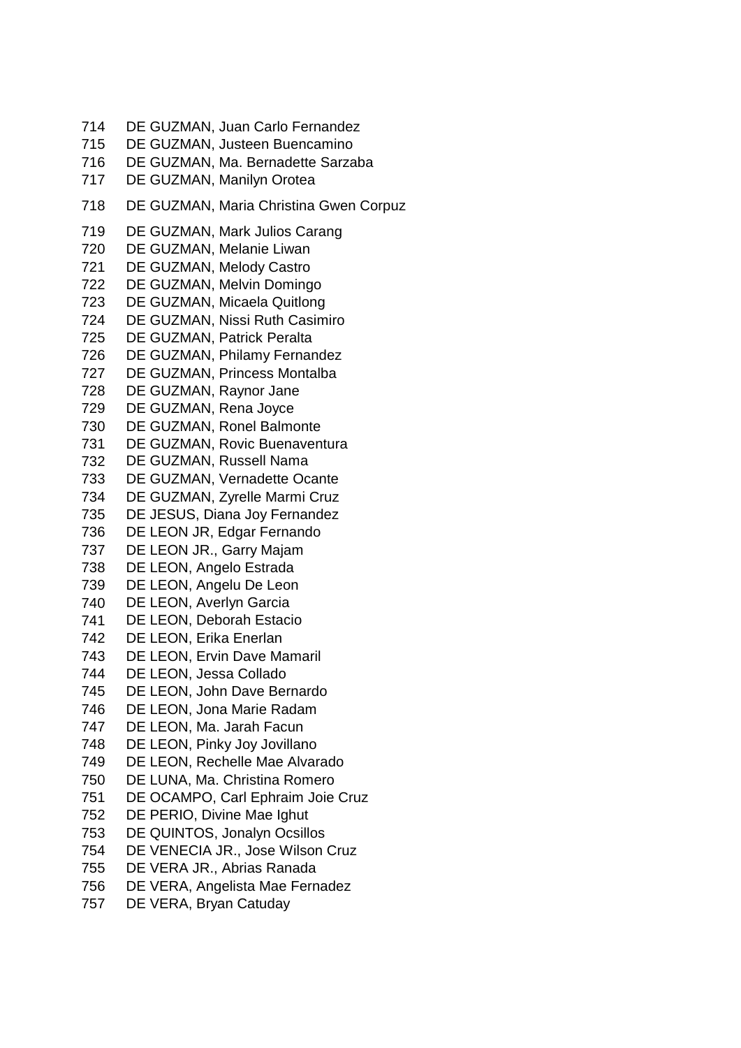714 DE GUZMAN, Juan Carlo Fernandez
715 DE GUZMAN, Justeen Buencamino
716 DE GUZMAN, Ma. Bernadette Sarzaba
717 DE GUZMAN, Manilyn Orotea
718 DE GUZMAN, Maria Christina Gwen Corpuz
719 DE GUZMAN, Mark Julios Carang
720 DE GUZMAN, Melanie Liwan
721 DE GUZMAN, Melody Castro
722 DE GUZMAN, Melvin Domingo
723 DE GUZMAN, Micaela Quitlong
724 DE GUZMAN, Nissi Ruth Casimiro
725 DE GUZMAN, Patrick Peralta
726 DE GUZMAN, Philamy Fernandez
727 DE GUZMAN, Princess Montalba
728 DE GUZMAN, Raynor Jane
729 DE GUZMAN, Rena Joyce
730 DE GUZMAN, Ronel Balmonte
731 DE GUZMAN, Rovic Buenaventura
732 DE GUZMAN, Russell Nama
733 DE GUZMAN, Vernadette Ocante
734 DE GUZMAN, Zyrelle Marmi Cruz
735 DE JESUS, Diana Joy Fernandez
736 DE LEON JR, Edgar Fernando
737 DE LEON JR., Garry Majam
738 DE LEON, Angelo Estrada
739 DE LEON, Angelu De Leon
740 DE LEON, Averlyn Garcia
741 DE LEON, Deborah Estacio
742 DE LEON, Erika Enerlan
743 DE LEON, Ervin Dave Mamaril
744 DE LEON, Jessa Collado
745 DE LEON, John Dave Bernardo
746 DE LEON, Jona Marie Radam
747 DE LEON, Ma. Jarah Facun
748 DE LEON, Pinky Joy Jovillano
749 DE LEON, Rechelle Mae Alvarado
750 DE LUNA, Ma. Christina Romero
751 DE OCAMPO, Carl Ephraim Joie Cruz
752 DE PERIO, Divine Mae Ighut
753 DE QUINTOS, Jonalyn Ocsillos
754 DE VENECIA JR., Jose Wilson Cruz
755 DE VERA JR., Abrias Ranada
756 DE VERA, Angelista Mae Fernadez
757 DE VERA, Bryan Catuday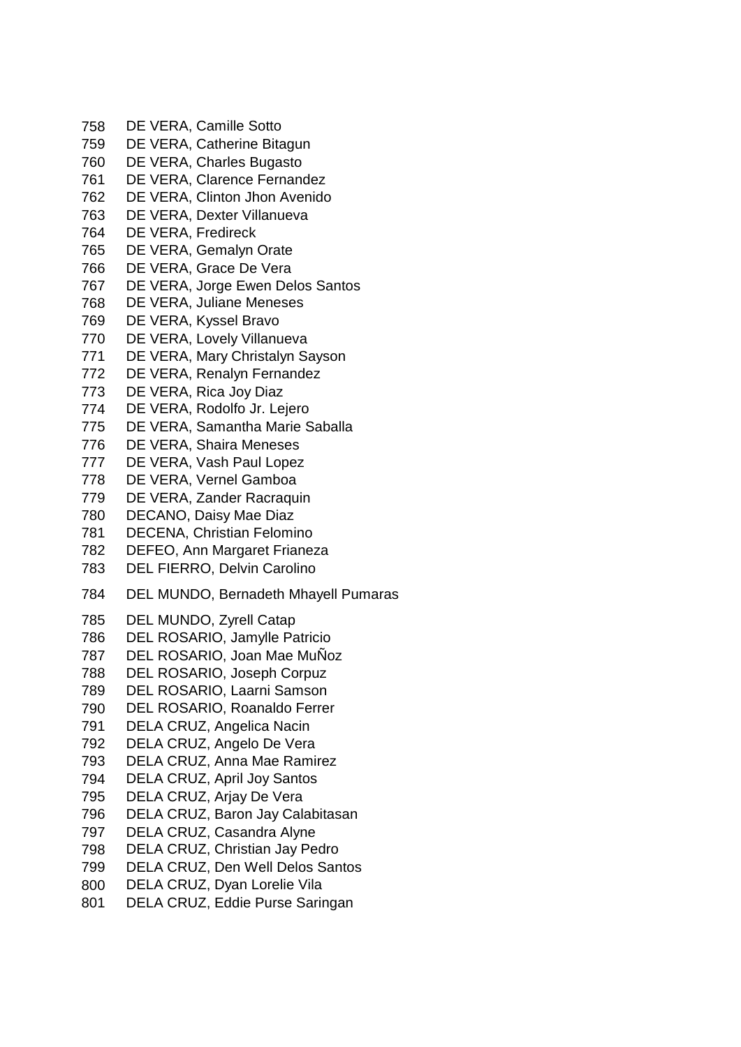758 DE VERA, Camille Sotto
759 DE VERA, Catherine Bitagun
760 DE VERA, Charles Bugasto
761 DE VERA, Clarence Fernandez
762 DE VERA, Clinton Jhon Avenido
763 DE VERA, Dexter Villanueva
764 DE VERA, Fredireck
765 DE VERA, Gemalyn Orate
766 DE VERA, Grace De Vera
767 DE VERA, Jorge Ewen Delos Santos
768 DE VERA, Juliane Meneses
769 DE VERA, Kyssel Bravo
770 DE VERA, Lovely Villanueva
771 DE VERA, Mary Christalyn Sayson
772 DE VERA, Renalyn Fernandez
773 DE VERA, Rica Joy Diaz
774 DE VERA, Rodolfo Jr. Lejero
775 DE VERA, Samantha Marie Saballa
776 DE VERA, Shaira Meneses
777 DE VERA, Vash Paul Lopez
778 DE VERA, Vernel Gamboa
779 DE VERA, Zander Racraquin
780 DECANO, Daisy Mae Diaz
781 DECENA, Christian Felomino
782 DEFEO, Ann Margaret Frianeza
783 DEL FIERRO, Delvin Carolino
784 DEL MUNDO, Bernadeth Mhayell Pumaras
785 DEL MUNDO, Zyrell Catap
786 DEL ROSARIO, Jamylle Patricio
787 DEL ROSARIO, Joan Mae MuÑoz
788 DEL ROSARIO, Joseph Corpuz
789 DEL ROSARIO, Laarni Samson
790 DEL ROSARIO, Roanaldo Ferrer
791 DELA CRUZ, Angelica Nacin
792 DELA CRUZ, Angelo De Vera
793 DELA CRUZ, Anna Mae Ramirez
794 DELA CRUZ, April Joy Santos
795 DELA CRUZ, Arjay De Vera
796 DELA CRUZ, Baron Jay Calabitasan
797 DELA CRUZ, Casandra Alyne
798 DELA CRUZ, Christian Jay Pedro
799 DELA CRUZ, Den Well Delos Santos
800 DELA CRUZ, Dyan Lorelie Vila
801 DELA CRUZ, Eddie Purse Saringan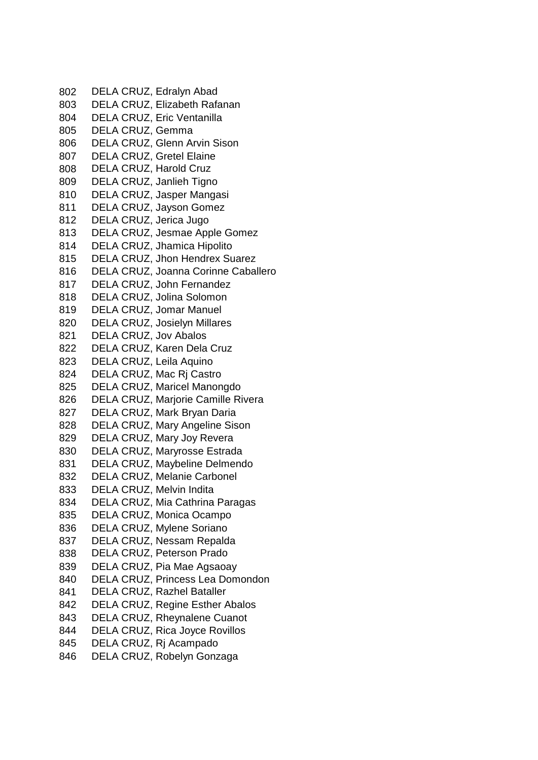802 DELA CRUZ, Edralyn Abad
803 DELA CRUZ, Elizabeth Rafanan
804 DELA CRUZ, Eric Ventanilla
805 DELA CRUZ, Gemma
806 DELA CRUZ, Glenn Arvin Sison
807 DELA CRUZ, Gretel Elaine
808 DELA CRUZ, Harold Cruz
809 DELA CRUZ, Janlieh Tigno
810 DELA CRUZ, Jasper Mangasi
811 DELA CRUZ, Jayson Gomez
812 DELA CRUZ, Jerica Jugo
813 DELA CRUZ, Jesmae Apple Gomez
814 DELA CRUZ, Jhamica Hipolito
815 DELA CRUZ, Jhon Hendrex Suarez
816 DELA CRUZ, Joanna Corinne Caballero
817 DELA CRUZ, John Fernandez
818 DELA CRUZ, Jolina Solomon
819 DELA CRUZ, Jomar Manuel
820 DELA CRUZ, Josielyn Millares
821 DELA CRUZ, Jov Abalos
822 DELA CRUZ, Karen Dela Cruz
823 DELA CRUZ, Leila Aquino
824 DELA CRUZ, Mac Rj Castro
825 DELA CRUZ, Maricel Manongdo
826 DELA CRUZ, Marjorie Camille Rivera
827 DELA CRUZ, Mark Bryan Daria
828 DELA CRUZ, Mary Angeline Sison
829 DELA CRUZ, Mary Joy Revera
830 DELA CRUZ, Maryrosse Estrada
831 DELA CRUZ, Maybeline Delmendo
832 DELA CRUZ, Melanie Carbonel
833 DELA CRUZ, Melvin Indita
834 DELA CRUZ, Mia Cathrina Paragas
835 DELA CRUZ, Monica Ocampo
836 DELA CRUZ, Mylene Soriano
837 DELA CRUZ, Nessam Repalda
838 DELA CRUZ, Peterson Prado
839 DELA CRUZ, Pia Mae Agsaoay
840 DELA CRUZ, Princess Lea Domondon
841 DELA CRUZ, Razhel Bataller
842 DELA CRUZ, Regine Esther Abalos
843 DELA CRUZ, Rheynalene Cuanot
844 DELA CRUZ, Rica Joyce Rovillos
845 DELA CRUZ, Rj Acampado
846 DELA CRUZ, Robelyn Gonzaga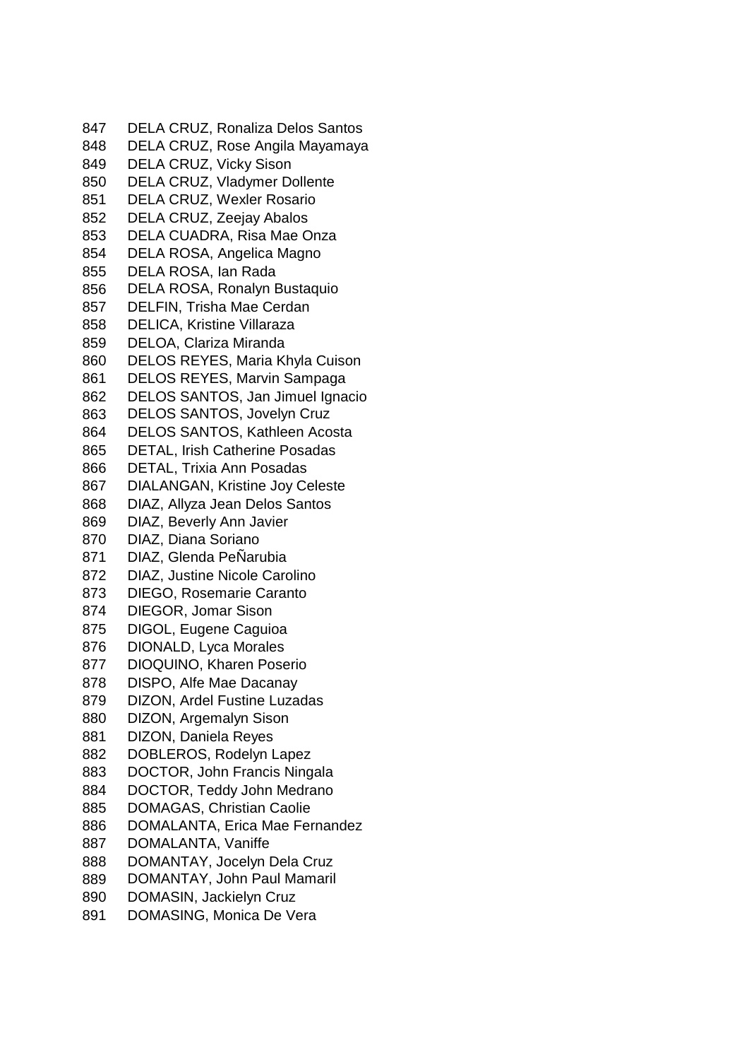847 DELA CRUZ, Ronaliza Delos Santos
848 DELA CRUZ, Rose Angila Mayamaya
849 DELA CRUZ, Vicky Sison
850 DELA CRUZ, Vladymer Dollente
851 DELA CRUZ, Wexler Rosario
852 DELA CRUZ, Zeejay Abalos
853 DELA CUADRA, Risa Mae Onza
854 DELA ROSA, Angelica Magno
855 DELA ROSA, Ian Rada
856 DELA ROSA, Ronalyn Bustaquio
857 DELFIN, Trisha Mae Cerdan
858 DELICA, Kristine Villaraza
859 DELOA, Clariza Miranda
860 DELOS REYES, Maria Khyla Cuison
861 DELOS REYES, Marvin Sampaga
862 DELOS SANTOS, Jan Jimuel Ignacio
863 DELOS SANTOS, Jovelyn Cruz
864 DELOS SANTOS, Kathleen Acosta
865 DETAL, Irish Catherine Posadas
866 DETAL, Trixia Ann Posadas
867 DIALANGAN, Kristine Joy Celeste
868 DIAZ, Allyza Jean Delos Santos
869 DIAZ, Beverly Ann Javier
870 DIAZ, Diana Soriano
871 DIAZ, Glenda PeÑarubia
872 DIAZ, Justine Nicole Carolino
873 DIEGO, Rosemarie Caranto
874 DIEGOR, Jomar Sison
875 DIGOL, Eugene Caguioa
876 DIONALD, Lyca Morales
877 DIOQUINO, Kharen Poserio
878 DISPO, Alfe Mae Dacanay
879 DIZON, Ardel Fustine Luzadas
880 DIZON, Argemalyn Sison
881 DIZON, Daniela Reyes
882 DOBLEROS, Rodelyn Lapez
883 DOCTOR, John Francis Ningala
884 DOCTOR, Teddy John Medrano
885 DOMAGAS, Christian Caolie
886 DOMALANTA, Erica Mae Fernandez
887 DOMALANTA, Vaniffe
888 DOMANTAY, Jocelyn Dela Cruz
889 DOMANTAY, John Paul Mamaril
890 DOMASIN, Jackielyn Cruz
891 DOMASING, Monica De Vera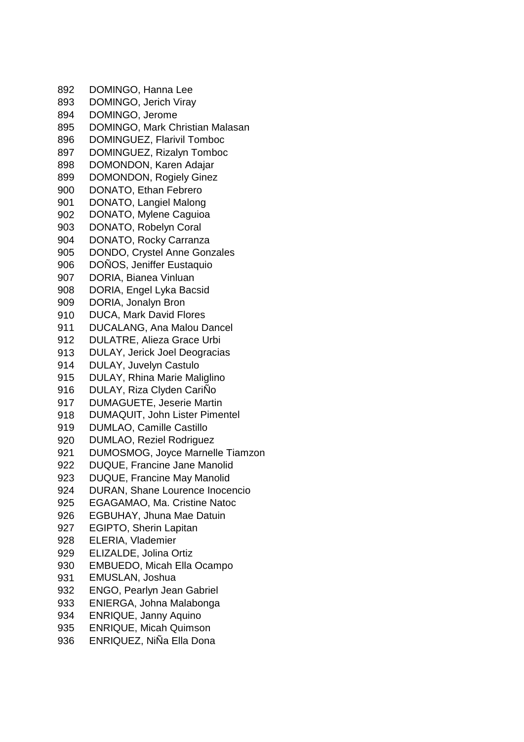892 DOMINGO, Hanna Lee
893 DOMINGO, Jerich Viray
894 DOMINGO, Jerome
895 DOMINGO, Mark Christian Malasan
896 DOMINGUEZ, Flarivil Tomboc
897 DOMINGUEZ, Rizalyn Tomboc
898 DOMONDON, Karen Adajar
899 DOMONDON, Rogiely Ginez
900 DONATO, Ethan Febrero
901 DONATO, Langiel Malong
902 DONATO, Mylene Caguioa
903 DONATO, Robelyn Coral
904 DONATO, Rocky Carranza
905 DONDO, Crystel Anne Gonzales
906 DOÑOS, Jeniffer Eustaquio
907 DORIA, Bianea Vinluan
908 DORIA, Engel Lyka Bacsid
909 DORIA, Jonalyn Bron
910 DUCA, Mark David Flores
911 DUCALANG, Ana Malou Dancel
912 DULATRE, Alieza Grace Urbi
913 DULAY, Jerick Joel Deogracias
914 DULAY, Juvelyn Castulo
915 DULAY, Rhina Marie Maliglino
916 DULAY, Riza Clyden CariÑo
917 DUMAGUETE, Jeserie Martin
918 DUMAQUIT, John Lister Pimentel
919 DUMLAO, Camille Castillo
920 DUMLAO, Reziel Rodriguez
921 DUMOSMOG, Joyce Marnelle Tiamzon
922 DUQUE, Francine Jane Manolid
923 DUQUE, Francine May Manolid
924 DURAN, Shane Lourence Inocencio
925 EGAGAMAO, Ma. Cristine Natoc
926 EGBUHAY, Jhuna Mae Datuin
927 EGIPTO, Sherin Lapitan
928 ELERIA, Vlademier
929 ELIZALDE, Jolina Ortiz
930 EMBUEDO, Micah Ella Ocampo
931 EMUSLAN, Joshua
932 ENGO, Pearlyn Jean Gabriel
933 ENIERGA, Johna Malabonga
934 ENRIQUE, Janny Aquino
935 ENRIQUE, Micah Quimson
936 ENRIQUEZ, NiÑa Ella Dona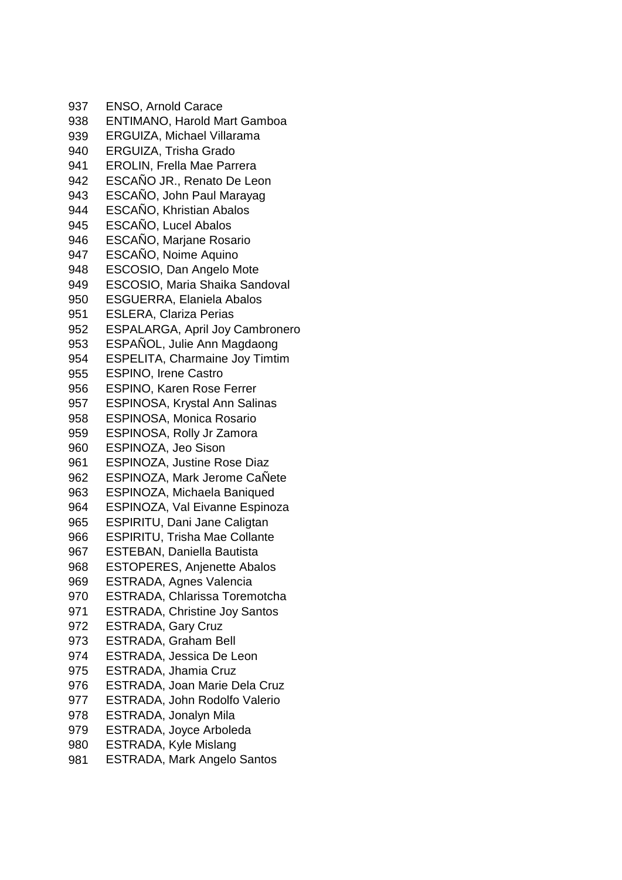937 ENSO, Arnold Carace
938 ENTIMANO, Harold Mart Gamboa
939 ERGUIZA, Michael Villarama
940 ERGUIZA, Trisha Grado
941 EROLIN, Frella Mae Parrera
942 ESCAÑO JR., Renato De Leon
943 ESCAÑO, John Paul Marayag
944 ESCAÑO, Khristian Abalos
945 ESCAÑO, Lucel Abalos
946 ESCAÑO, Marjane Rosario
947 ESCAÑO, Noime Aquino
948 ESCOSIO, Dan Angelo Mote
949 ESCOSIO, Maria Shaika Sandoval
950 ESGUERRA, Elaniela Abalos
951 ESLERA, Clariza Perias
952 ESPALARGA, April Joy Cambronero
953 ESPAÑOL, Julie Ann Magdaong
954 ESPELITA, Charmaine Joy Timtim
955 ESPINO, Irene Castro
956 ESPINO, Karen Rose Ferrer
957 ESPINOSA, Krystal Ann Salinas
958 ESPINOSA, Monica Rosario
959 ESPINOSA, Rolly Jr Zamora
960 ESPINOZA, Jeo Sison
961 ESPINOZA, Justine Rose Diaz
962 ESPINOZA, Mark Jerome CaÑete
963 ESPINOZA, Michaela Baniqued
964 ESPINOZA, Val Eivanne Espinoza
965 ESPIRITU, Dani Jane Caligtan
966 ESPIRITU, Trisha Mae Collante
967 ESTEBAN, Daniella Bautista
968 ESTOPERES, Anjenette Abalos
969 ESTRADA, Agnes Valencia
970 ESTRADA, Chlarissa Toremotcha
971 ESTRADA, Christine Joy Santos
972 ESTRADA, Gary Cruz
973 ESTRADA, Graham Bell
974 ESTRADA, Jessica De Leon
975 ESTRADA, Jhamia Cruz
976 ESTRADA, Joan Marie Dela Cruz
977 ESTRADA, John Rodolfo Valerio
978 ESTRADA, Jonalyn Mila
979 ESTRADA, Joyce Arboleda
980 ESTRADA, Kyle Mislang
981 ESTRADA, Mark Angelo Santos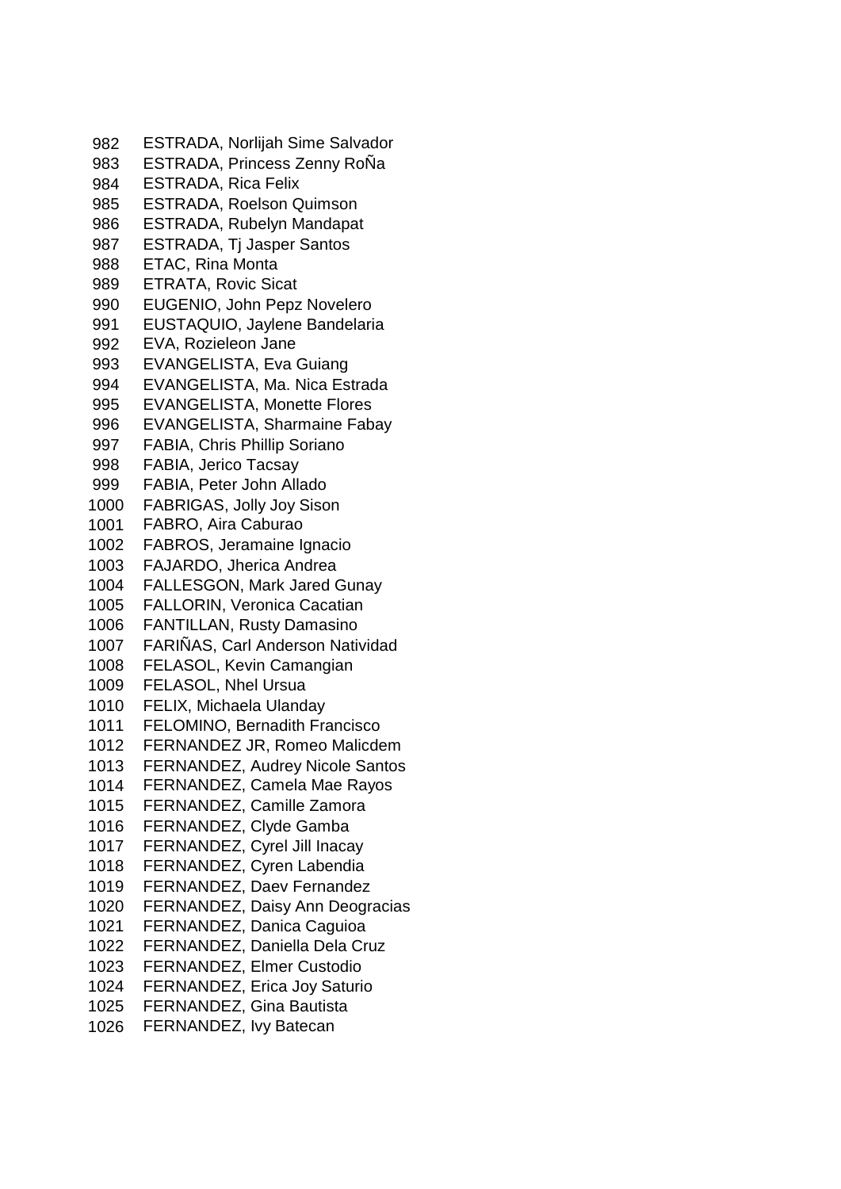982 ESTRADA, Norlijah Sime Salvador
983 ESTRADA, Princess Zenny RoÑa
984 ESTRADA, Rica Felix
985 ESTRADA, Roelson Quimson
986 ESTRADA, Rubelyn Mandapat
987 ESTRADA, Tj Jasper Santos
988 ETAC, Rina Monta
989 ETRATA, Rovic Sicat
990 EUGENIO, John Pepz Novelero
991 EUSTAQUIO, Jaylene Bandelaria
992 EVA, Rozieleon Jane
993 EVANGELISTA, Eva Guiang
994 EVANGELISTA, Ma. Nica Estrada
995 EVANGELISTA, Monette Flores
996 EVANGELISTA, Sharmaine Fabay
997 FABIA, Chris Phillip Soriano
998 FABIA, Jerico Tacsay
999 FABIA, Peter John Allado
1000 FABRIGAS, Jolly Joy Sison
1001 FABRO, Aira Caburao
1002 FABROS, Jeramaine Ignacio
1003 FAJARDO, Jherica Andrea
1004 FALLESGON, Mark Jared Gunay
1005 FALLORIN, Veronica Cacatian
1006 FANTILLAN, Rusty Damasino
1007 FARIÑAS, Carl Anderson Natividad
1008 FELASOL, Kevin Camangian
1009 FELASOL, Nhel Ursua
1010 FELIX, Michaela Ulanday
1011 FELOMINO, Bernadith Francisco
1012 FERNANDEZ JR, Romeo Malicdem
1013 FERNANDEZ, Audrey Nicole Santos
1014 FERNANDEZ, Camela Mae Rayos
1015 FERNANDEZ, Camille Zamora
1016 FERNANDEZ, Clyde Gamba
1017 FERNANDEZ, Cyrel Jill Inacay
1018 FERNANDEZ, Cyren Labendia
1019 FERNANDEZ, Daev Fernandez
1020 FERNANDEZ, Daisy Ann Deogracias
1021 FERNANDEZ, Danica Caguioa
1022 FERNANDEZ, Daniella Dela Cruz
1023 FERNANDEZ, Elmer Custodio
1024 FERNANDEZ, Erica Joy Saturio
1025 FERNANDEZ, Gina Bautista
1026 FERNANDEZ, Ivy Batecan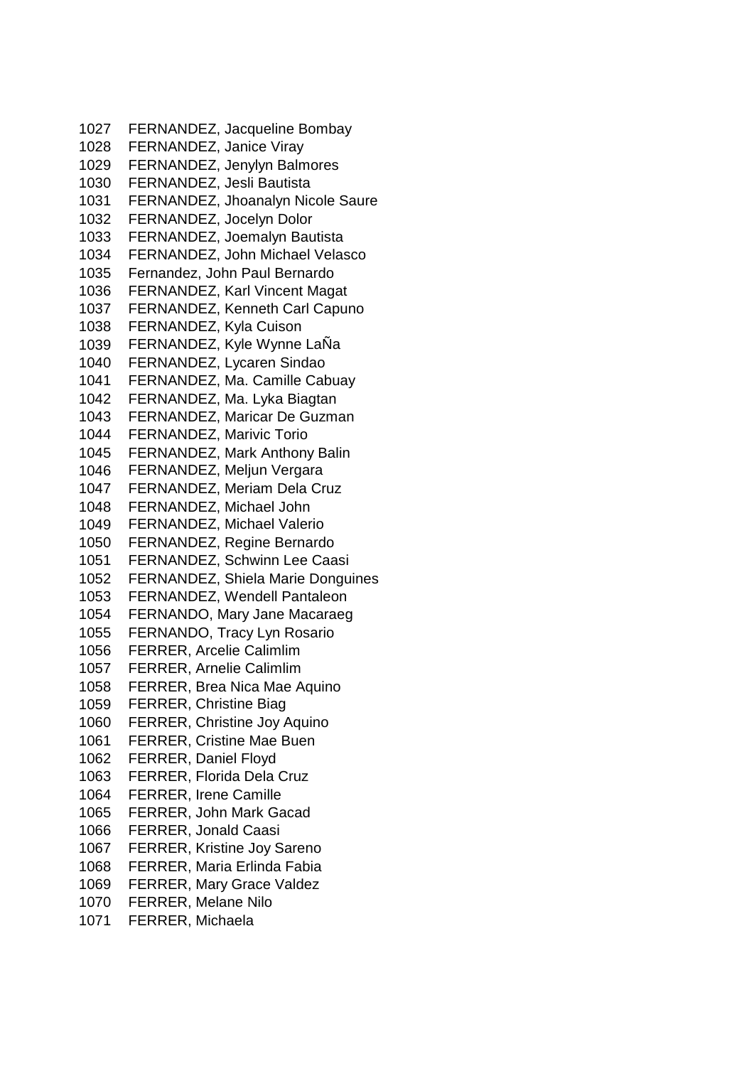1027 FERNANDEZ, Jacqueline Bombay
1028 FERNANDEZ, Janice Viray
1029 FERNANDEZ, Jenylyn Balmores
1030 FERNANDEZ, Jesli Bautista
1031 FERNANDEZ, Jhoanalyn Nicole Saure
1032 FERNANDEZ, Jocelyn Dolor
1033 FERNANDEZ, Joemalyn Bautista
1034 FERNANDEZ, John Michael Velasco
1035 Fernandez, John Paul Bernardo
1036 FERNANDEZ, Karl Vincent Magat
1037 FERNANDEZ, Kenneth Carl Capuno
1038 FERNANDEZ, Kyla Cuison
1039 FERNANDEZ, Kyle Wynne LaÑa
1040 FERNANDEZ, Lycaren Sindao
1041 FERNANDEZ, Ma. Camille Cabuay
1042 FERNANDEZ, Ma. Lyka Biagtan
1043 FERNANDEZ, Maricar De Guzman
1044 FERNANDEZ, Marivic Torio
1045 FERNANDEZ, Mark Anthony Balin
1046 FERNANDEZ, Meljun Vergara
1047 FERNANDEZ, Meriam Dela Cruz
1048 FERNANDEZ, Michael John
1049 FERNANDEZ, Michael Valerio
1050 FERNANDEZ, Regine Bernardo
1051 FERNANDEZ, Schwinn Lee Caasi
1052 FERNANDEZ, Shiela Marie Donguines
1053 FERNANDEZ, Wendell Pantaleon
1054 FERNANDO, Mary Jane Macaraeg
1055 FERNANDO, Tracy Lyn Rosario
1056 FERRER, Arcelie Calimlim
1057 FERRER, Arnelie Calimlim
1058 FERRER, Brea Nica Mae Aquino
1059 FERRER, Christine Biag
1060 FERRER, Christine Joy Aquino
1061 FERRER, Cristine Mae Buen
1062 FERRER, Daniel Floyd
1063 FERRER, Florida Dela Cruz
1064 FERRER, Irene Camille
1065 FERRER, John Mark Gacad
1066 FERRER, Jonald Caasi
1067 FERRER, Kristine Joy Sareno
1068 FERRER, Maria Erlinda Fabia
1069 FERRER, Mary Grace Valdez
1070 FERRER, Melane Nilo
1071 FERRER, Michaela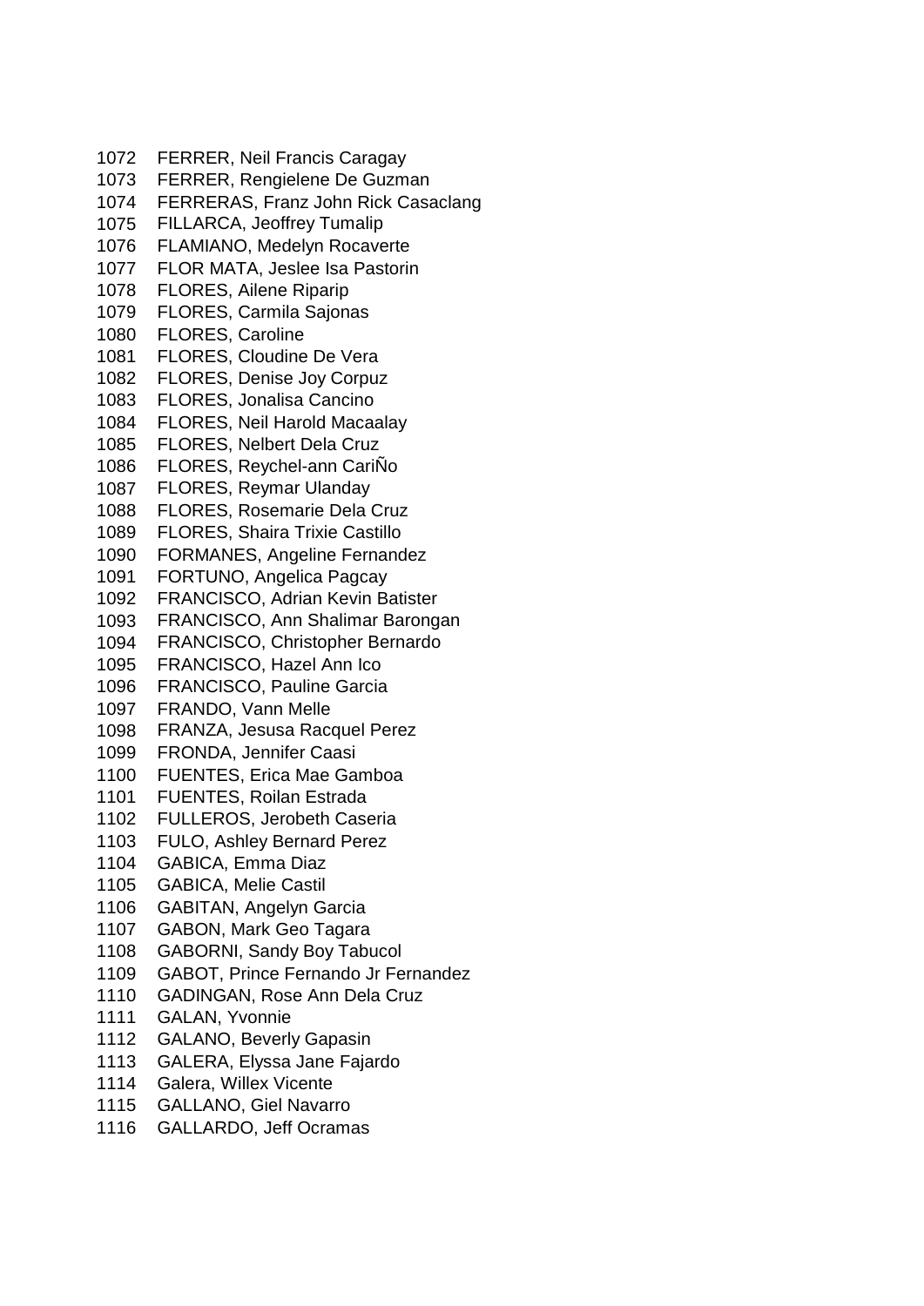1072 FERRER, Neil Francis Caragay
1073 FERRER, Rengielene De Guzman
1074 FERRERAS, Franz John Rick Casaclang
1075 FILLARCA, Jeoffrey Tumalip
1076 FLAMIANO, Medelyn Rocaverte
1077 FLOR MATA, Jeslee Isa Pastorin
1078 FLORES, Ailene Riparip
1079 FLORES, Carmila Sajonas
1080 FLORES, Caroline
1081 FLORES, Cloudine De Vera
1082 FLORES, Denise Joy Corpuz
1083 FLORES, Jonalisa Cancino
1084 FLORES, Neil Harold Macaalay
1085 FLORES, Nelbert Dela Cruz
1086 FLORES, Reychel-ann CariÑo
1087 FLORES, Reymar Ulanday
1088 FLORES, Rosemarie Dela Cruz
1089 FLORES, Shaira Trixie Castillo
1090 FORMANES, Angeline Fernandez
1091 FORTUNO, Angelica Pagcay
1092 FRANCISCO, Adrian Kevin Batister
1093 FRANCISCO, Ann Shalimar Barongan
1094 FRANCISCO, Christopher Bernardo
1095 FRANCISCO, Hazel Ann Ico
1096 FRANCISCO, Pauline Garcia
1097 FRANDO, Vann Melle
1098 FRANZA, Jesusa Racquel Perez
1099 FRONDA, Jennifer Caasi
1100 FUENTES, Erica Mae Gamboa
1101 FUENTES, Roilan Estrada
1102 FULLEROS, Jerobeth Caseria
1103 FULO, Ashley Bernard Perez
1104 GABICA, Emma Diaz
1105 GABICA, Melie Castil
1106 GABITAN, Angelyn Garcia
1107 GABON, Mark Geo Tagara
1108 GABORNI, Sandy Boy Tabucol
1109 GABOT, Prince Fernando Jr Fernandez
1110 GADINGAN, Rose Ann Dela Cruz
1111 GALAN, Yvonnie
1112 GALANO, Beverly Gapasin
1113 GALERA, Elyssa Jane Fajardo
1114 Galera, Willex Vicente
1115 GALLANO, Giel Navarro
1116 GALLARDO, Jeff Ocramas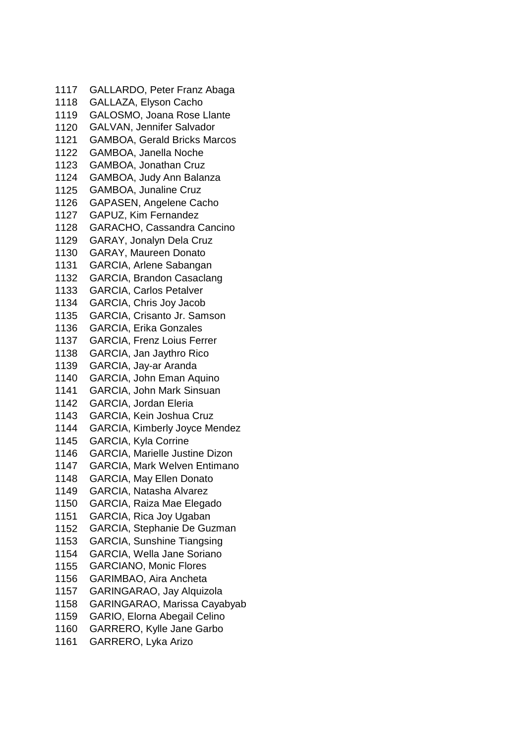1117 GALLARDO, Peter Franz Abaga
1118 GALLAZA, Elyson Cacho
1119 GALOSMO, Joana Rose Llante
1120 GALVAN, Jennifer Salvador
1121 GAMBOA, Gerald Bricks Marcos
1122 GAMBOA, Janella Noche
1123 GAMBOA, Jonathan Cruz
1124 GAMBOA, Judy Ann Balanza
1125 GAMBOA, Junaline Cruz
1126 GAPASEN, Angelene Cacho
1127 GAPUZ, Kim Fernandez
1128 GARACHO, Cassandra Cancino
1129 GARAY, Jonalyn Dela Cruz
1130 GARAY, Maureen Donato
1131 GARCIA, Arlene Sabangan
1132 GARCIA, Brandon Casaclang
1133 GARCIA, Carlos Petalver
1134 GARCIA, Chris Joy Jacob
1135 GARCIA, Crisanto Jr. Samson
1136 GARCIA, Erika Gonzales
1137 GARCIA, Frenz Loius Ferrer
1138 GARCIA, Jan Jaythro Rico
1139 GARCIA, Jay-ar Aranda
1140 GARCIA, John Eman Aquino
1141 GARCIA, John Mark Sinsuan
1142 GARCIA, Jordan Eleria
1143 GARCIA, Kein Joshua Cruz
1144 GARCIA, Kimberly Joyce Mendez
1145 GARCIA, Kyla Corrine
1146 GARCIA, Marielle Justine Dizon
1147 GARCIA, Mark Welven Entimano
1148 GARCIA, May Ellen Donato
1149 GARCIA, Natasha Alvarez
1150 GARCIA, Raiza Mae Elegado
1151 GARCIA, Rica Joy Ugaban
1152 GARCIA, Stephanie De Guzman
1153 GARCIA, Sunshine Tiangsing
1154 GARCIA, Wella Jane Soriano
1155 GARCIANO, Monic Flores
1156 GARIMBAO, Aira Ancheta
1157 GARINGARAO, Jay Alquizola
1158 GARINGARAO, Marissa Cayabyab
1159 GARIO, Elorna Abegail Celino
1160 GARRERO, Kylle Jane Garbo
1161 GARRERO, Lyka Arizo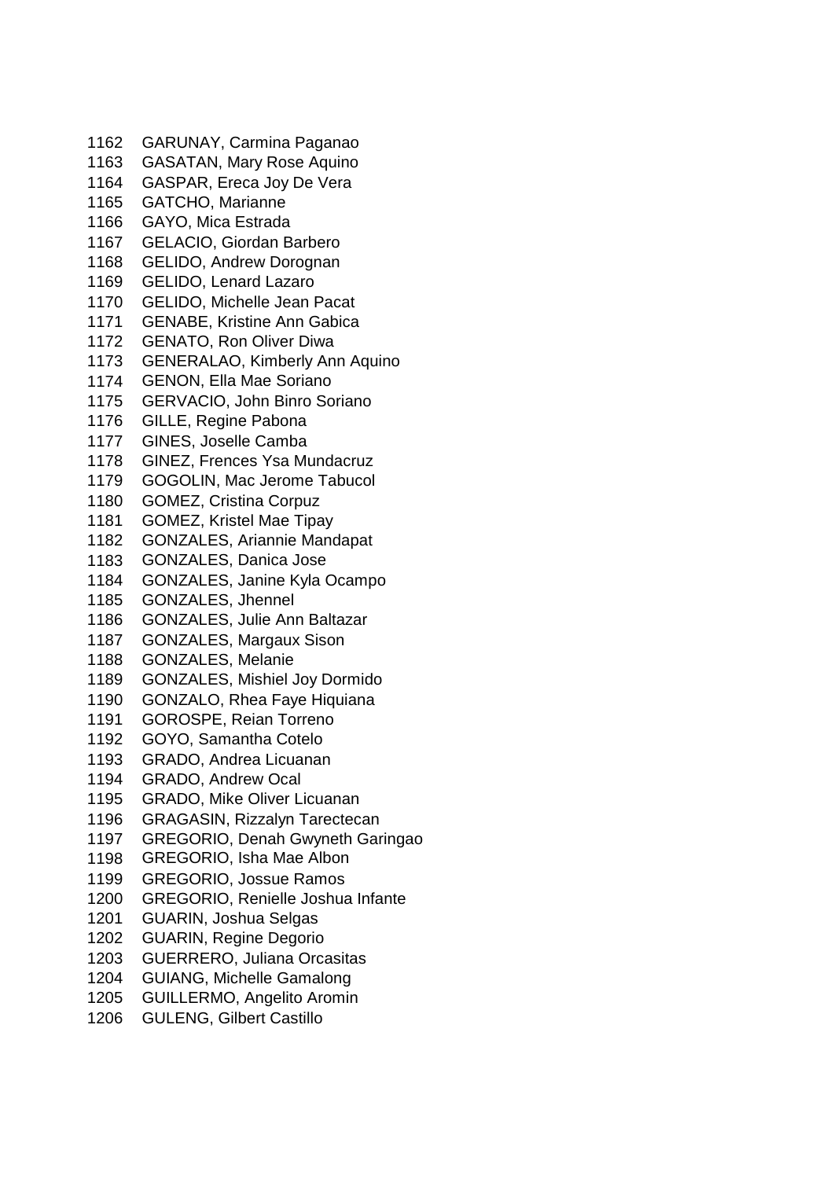1162 GARUNAY, Carmina Paganao
1163 GASATAN, Mary Rose Aquino
1164 GASPAR, Ereca Joy De Vera
1165 GATCHO, Marianne
1166 GAYO, Mica Estrada
1167 GELACIO, Giordan Barbero
1168 GELIDO, Andrew Dorognan
1169 GELIDO, Lenard Lazaro
1170 GELIDO, Michelle Jean Pacat
1171 GENABE, Kristine Ann Gabica
1172 GENATO, Ron Oliver Diwa
1173 GENERALAO, Kimberly Ann Aquino
1174 GENON, Ella Mae Soriano
1175 GERVACIO, John Binro Soriano
1176 GILLE, Regine Pabona
1177 GINES, Joselle Camba
1178 GINEZ, Frences Ysa Mundacruz
1179 GOGOLIN, Mac Jerome Tabucol
1180 GOMEZ, Cristina Corpuz
1181 GOMEZ, Kristel Mae Tipay
1182 GONZALES, Ariannie Mandapat
1183 GONZALES, Danica Jose
1184 GONZALES, Janine Kyla Ocampo
1185 GONZALES, Jhennel
1186 GONZALES, Julie Ann Baltazar
1187 GONZALES, Margaux Sison
1188 GONZALES, Melanie
1189 GONZALES, Mishiel Joy Dormido
1190 GONZALO, Rhea Faye Hiquiana
1191 GOROSPE, Reian Torreno
1192 GOYO, Samantha Cotelo
1193 GRADO, Andrea Licuanan
1194 GRADO, Andrew Ocal
1195 GRADO, Mike Oliver Licuanan
1196 GRAGASIN, Rizzalyn Tarectecan
1197 GREGORIO, Denah Gwyneth Garingao
1198 GREGORIO, Isha Mae Albon
1199 GREGORIO, Jossue Ramos
1200 GREGORIO, Renielle Joshua Infante
1201 GUARIN, Joshua Selgas
1202 GUARIN, Regine Degorio
1203 GUERRERO, Juliana Orcasitas
1204 GUIANG, Michelle Gamalong
1205 GUILLERMO, Angelito Aromin
1206 GULENG, Gilbert Castillo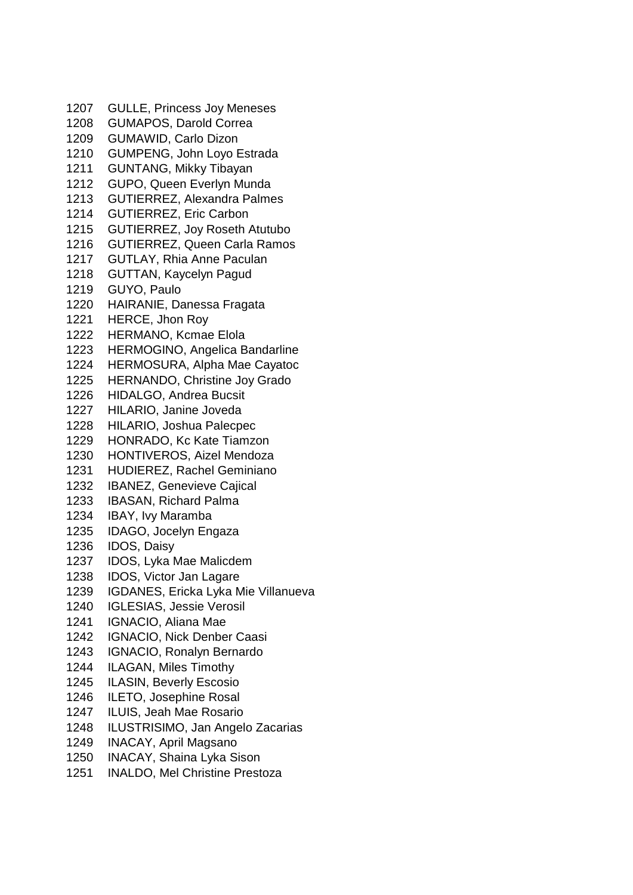1207 GULLE, Princess Joy Meneses
1208 GUMAPOS, Darold Correa
1209 GUMAWID, Carlo Dizon
1210 GUMPENG, John Loyo Estrada
1211 GUNTANG, Mikky Tibayan
1212 GUPO, Queen Everlyn Munda
1213 GUTIERREZ, Alexandra Palmes
1214 GUTIERREZ, Eric Carbon
1215 GUTIERREZ, Joy Roseth Atutubo
1216 GUTIERREZ, Queen Carla Ramos
1217 GUTLAY, Rhia Anne Paculan
1218 GUTTAN, Kaycelyn Pagud
1219 GUYO, Paulo
1220 HAIRANIE, Danessa Fragata
1221 HERCE, Jhon Roy
1222 HERMANO, Kcmae Elola
1223 HERMOGINO, Angelica Bandarline
1224 HERMOSURA, Alpha Mae Cayatoc
1225 HERNANDO, Christine Joy Grado
1226 HIDALGO, Andrea Bucsit
1227 HILARIO, Janine Joveda
1228 HILARIO, Joshua Palecpec
1229 HONRADO, Kc Kate Tiamzon
1230 HONTIVEROS, Aizel Mendoza
1231 HUDIEREZ, Rachel Geminiano
1232 IBANEZ, Genevieve Cajical
1233 IBASAN, Richard Palma
1234 IBAY, Ivy Maramba
1235 IDAGO, Jocelyn Engaza
1236 IDOS, Daisy
1237 IDOS, Lyka Mae Malicdem
1238 IDOS, Victor Jan Lagare
1239 IGDANES, Ericka Lyka Mie Villanueva
1240 IGLESIAS, Jessie Verosil
1241 IGNACIO, Aliana Mae
1242 IGNACIO, Nick Denber Caasi
1243 IGNACIO, Ronalyn Bernardo
1244 ILAGAN, Miles Timothy
1245 ILASIN, Beverly Escosio
1246 ILETO, Josephine Rosal
1247 ILUIS, Jeah Mae Rosario
1248 ILUSTRISIMO, Jan Angelo Zacarias
1249 INACAY, April Magsano
1250 INACAY, Shaina Lyka Sison
1251 INALDO, Mel Christine Prestoza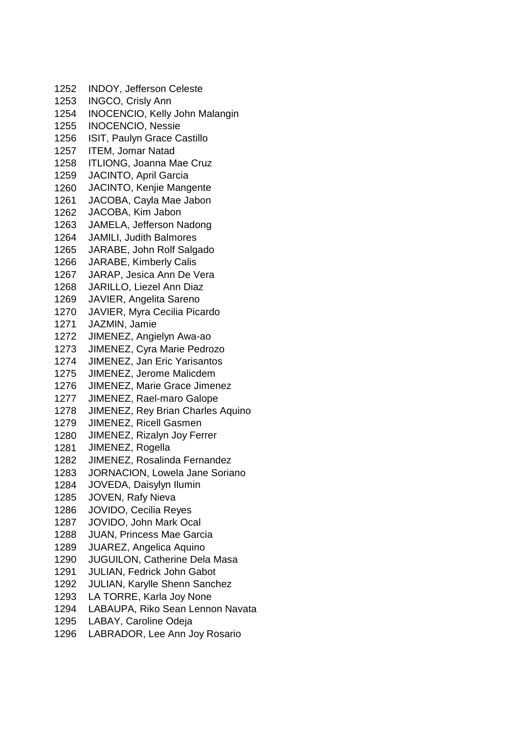1252 INDOY, Jefferson Celeste
1253 INGCO, Crisly Ann
1254 INOCENCIO, Kelly John Malangin
1255 INOCENCIO, Nessie
1256 ISIT, Paulyn Grace Castillo
1257 ITEM, Jomar Natad
1258 ITLIONG, Joanna Mae Cruz
1259 JACINTO, April Garcia
1260 JACINTO, Kenjie Mangente
1261 JACOBA, Cayla Mae Jabon
1262 JACOBA, Kim Jabon
1263 JAMELA, Jefferson Nadong
1264 JAMILI, Judith Balmores
1265 JARABE, John Rolf Salgado
1266 JARABE, Kimberly Calis
1267 JARAP, Jesica Ann De Vera
1268 JARILLO, Liezel Ann Diaz
1269 JAVIER, Angelita Sareno
1270 JAVIER, Myra Cecilia Picardo
1271 JAZMIN, Jamie
1272 JIMENEZ, Angielyn Awa-ao
1273 JIMENEZ, Cyra Marie Pedrozo
1274 JIMENEZ, Jan Eric Yarisantos
1275 JIMENEZ, Jerome Malicdem
1276 JIMENEZ, Marie Grace Jimenez
1277 JIMENEZ, Rael-maro Galope
1278 JIMENEZ, Rey Brian Charles Aquino
1279 JIMENEZ, Ricell Gasmen
1280 JIMENEZ, Rizalyn Joy Ferrer
1281 JIMENEZ, Rogella
1282 JIMENEZ, Rosalinda Fernandez
1283 JORNACION, Lowela Jane Soriano
1284 JOVEDA, Daisylyn Ilumin
1285 JOVEN, Rafy Nieva
1286 JOVIDO, Cecilia Reyes
1287 JOVIDO, John Mark Ocal
1288 JUAN, Princess Mae Garcia
1289 JUAREZ, Angelica Aquino
1290 JUGUILON, Catherine Dela Masa
1291 JULIAN, Fedrick John Gabot
1292 JULIAN, Karylle Shenn Sanchez
1293 LA TORRE, Karla Joy None
1294 LABAUPA, Riko Sean Lennon Navata
1295 LABAY, Caroline Odeja
1296 LABRADOR, Lee Ann Joy Rosario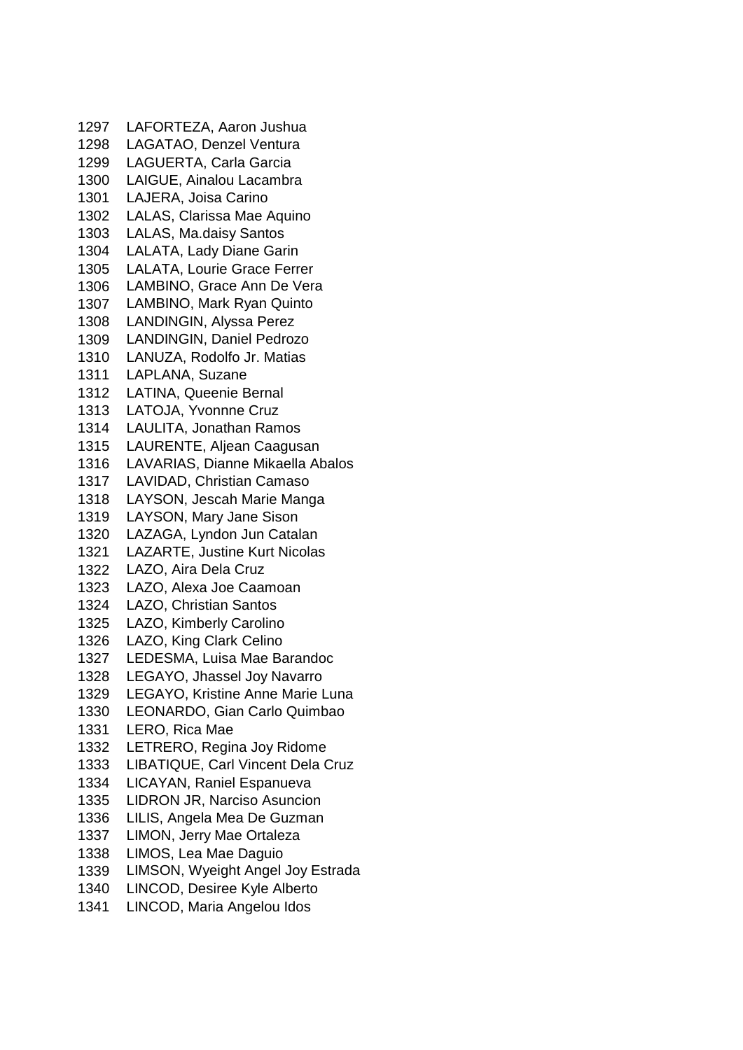1297 LAFORTEZA, Aaron Jushua
1298 LAGATAO, Denzel Ventura
1299 LAGUERTA, Carla Garcia
1300 LAIGUE, Ainalou Lacambra
1301 LAJERA, Joisa Carino
1302 LALAS, Clarissa Mae Aquino
1303 LALAS, Ma.daisy Santos
1304 LALATA, Lady Diane Garin
1305 LALATA, Lourie Grace Ferrer
1306 LAMBINO, Grace Ann De Vera
1307 LAMBINO, Mark Ryan Quinto
1308 LANDINGIN, Alyssa Perez
1309 LANDINGIN, Daniel Pedrozo
1310 LANUZA, Rodolfo Jr. Matias
1311 LAPLANA, Suzane
1312 LATINA, Queenie Bernal
1313 LATOJA, Yvonnne Cruz
1314 LAULITA, Jonathan Ramos
1315 LAURENTE, Aljean Caagusan
1316 LAVARIAS, Dianne Mikaella Abalos
1317 LAVIDAD, Christian Camaso
1318 LAYSON, Jescah Marie Manga
1319 LAYSON, Mary Jane Sison
1320 LAZAGA, Lyndon Jun Catalan
1321 LAZARTE, Justine Kurt Nicolas
1322 LAZO, Aira Dela Cruz
1323 LAZO, Alexa Joe Caamoan
1324 LAZO, Christian Santos
1325 LAZO, Kimberly Carolino
1326 LAZO, King Clark Celino
1327 LEDESMA, Luisa Mae Barandoc
1328 LEGAYO, Jhassel Joy Navarro
1329 LEGAYO, Kristine Anne Marie Luna
1330 LEONARDO, Gian Carlo Quimbao
1331 LERO, Rica Mae
1332 LETRERO, Regina Joy Ridome
1333 LIBATIQUE, Carl Vincent Dela Cruz
1334 LICAYAN, Raniel Espanueva
1335 LIDRON JR, Narciso Asuncion
1336 LILIS, Angela Mea De Guzman
1337 LIMON, Jerry Mae Ortaleza
1338 LIMOS, Lea Mae Daguio
1339 LIMSON, Wyeight Angel Joy Estrada
1340 LINCOD, Desiree Kyle Alberto
1341 LINCOD, Maria Angelou Idos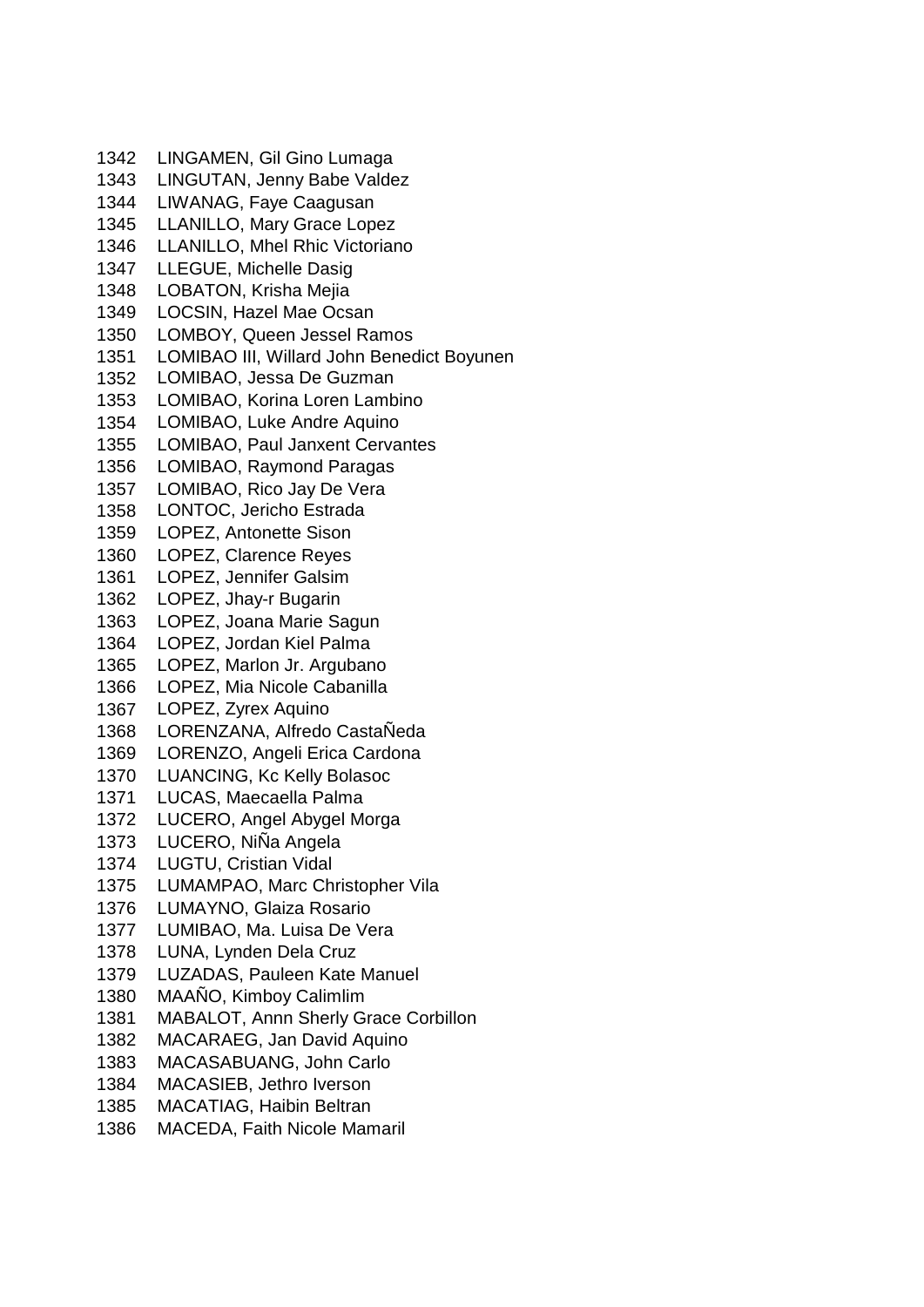1342 LINGAMEN, Gil Gino Lumaga
1343 LINGUTAN, Jenny Babe Valdez
1344 LIWANAG, Faye Caagusan
1345 LLANILLO, Mary Grace Lopez
1346 LLANILLO, Mhel Rhic Victoriano
1347 LLEGUE, Michelle Dasig
1348 LOBATON, Krisha Mejia
1349 LOCSIN, Hazel Mae Ocsan
1350 LOMBOY, Queen Jessel Ramos
1351 LOMIBAO III, Willard John Benedict Boyunen
1352 LOMIBAO, Jessa De Guzman
1353 LOMIBAO, Korina Loren Lambino
1354 LOMIBAO, Luke Andre Aquino
1355 LOMIBAO, Paul Janxent Cervantes
1356 LOMIBAO, Raymond Paragas
1357 LOMIBAO, Rico Jay De Vera
1358 LONTOC, Jericho Estrada
1359 LOPEZ, Antonette Sison
1360 LOPEZ, Clarence Reyes
1361 LOPEZ, Jennifer Galsim
1362 LOPEZ, Jhay-r Bugarin
1363 LOPEZ, Joana Marie Sagun
1364 LOPEZ, Jordan Kiel Palma
1365 LOPEZ, Marlon Jr. Argubano
1366 LOPEZ, Mia Nicole Cabanilla
1367 LOPEZ, Zyrex Aquino
1368 LORENZANA, Alfredo CastaÑeda
1369 LORENZO, Angeli Erica Cardona
1370 LUANCING, Kc Kelly Bolasoc
1371 LUCAS, Maecaella Palma
1372 LUCERO, Angel Abygel Morga
1373 LUCERO, NiÑa Angela
1374 LUGTU, Cristian Vidal
1375 LUMAMPAO, Marc Christopher Vila
1376 LUMAYNO, Glaiza Rosario
1377 LUMIBAO, Ma. Luisa De Vera
1378 LUNA, Lynden Dela Cruz
1379 LUZADAS, Pauleen Kate Manuel
1380 MAAÑO, Kimboy Calimlim
1381 MABALOT, Annn Sherly Grace Corbillon
1382 MACARAEG, Jan David Aquino
1383 MACASABUANG, John Carlo
1384 MACASIEB, Jethro Iverson
1385 MACATIAG, Haibin Beltran
1386 MACEDA, Faith Nicole Mamaril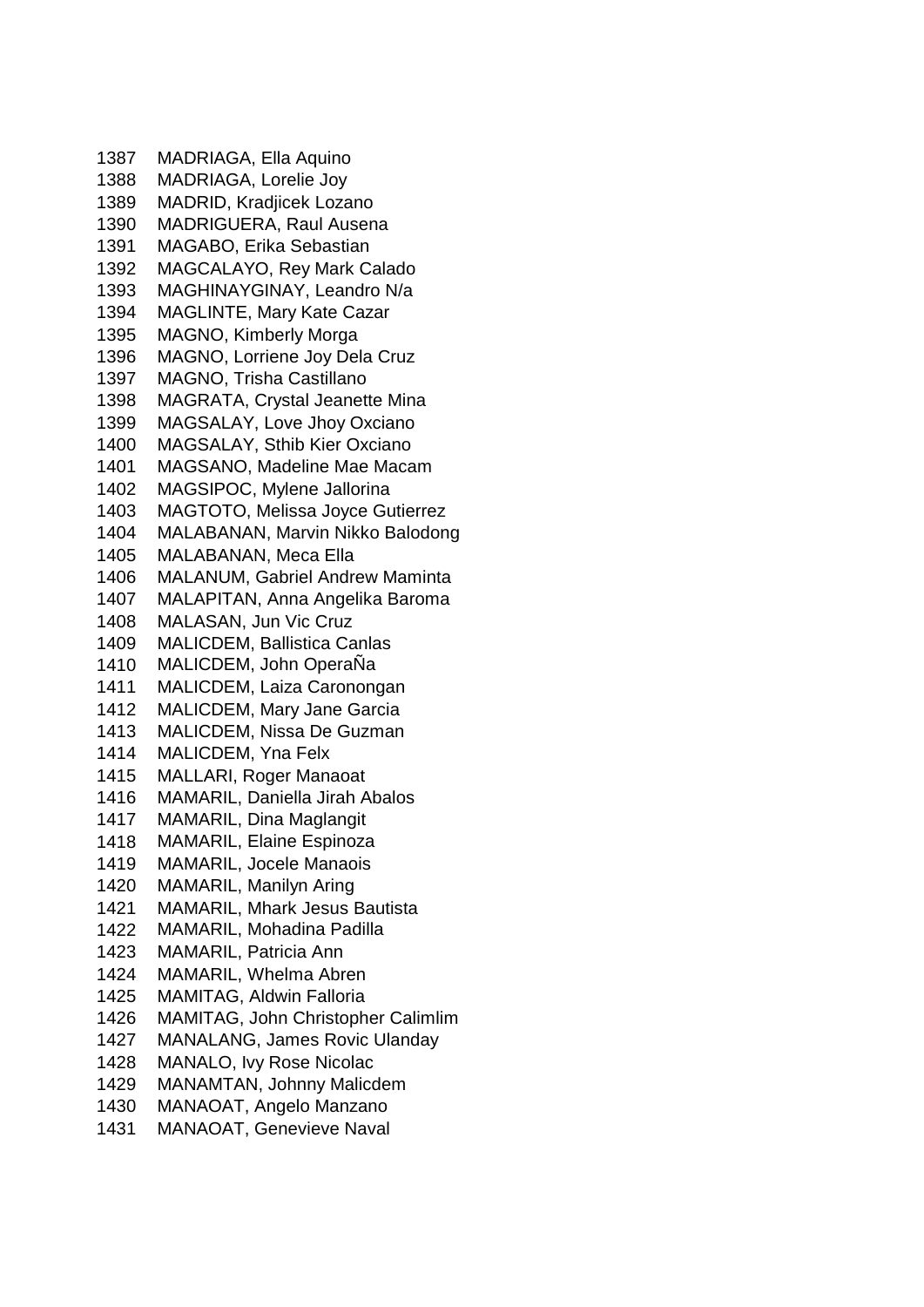1387 MADRIAGA, Ella Aquino
1388 MADRIAGA, Lorelie Joy
1389 MADRID, Kradjicek Lozano
1390 MADRIGUERA, Raul Ausena
1391 MAGABO, Erika Sebastian
1392 MAGCALAYO, Rey Mark Calado
1393 MAGHINAYGINAY, Leandro N/a
1394 MAGLINTE, Mary Kate Cazar
1395 MAGNO, Kimberly Morga
1396 MAGNO, Lorriene Joy Dela Cruz
1397 MAGNO, Trisha Castillano
1398 MAGRATA, Crystal Jeanette Mina
1399 MAGSALAY, Love Jhoy Oxciano
1400 MAGSALAY, Sthib Kier Oxciano
1401 MAGSANO, Madeline Mae Macam
1402 MAGSIPOC, Mylene Jallorina
1403 MAGTOTO, Melissa Joyce Gutierrez
1404 MALABANAN, Marvin Nikko Balodong
1405 MALABANAN, Meca Ella
1406 MALANUM, Gabriel Andrew Maminta
1407 MALAPITAN, Anna Angelika Baroma
1408 MALASAN, Jun Vic Cruz
1409 MALICDEM, Ballistica Canlas
1410 MALICDEM, John OperaÑa
1411 MALICDEM, Laiza Caronongan
1412 MALICDEM, Mary Jane Garcia
1413 MALICDEM, Nissa De Guzman
1414 MALICDEM, Yna Felx
1415 MALLARI, Roger Manaoat
1416 MAMARIL, Daniella Jirah Abalos
1417 MAMARIL, Dina Maglangit
1418 MAMARIL, Elaine Espinoza
1419 MAMARIL, Jocele Manaois
1420 MAMARIL, Manilyn Aring
1421 MAMARIL, Mhark Jesus Bautista
1422 MAMARIL, Mohadina Padilla
1423 MAMARIL, Patricia Ann
1424 MAMARIL, Whelma Abren
1425 MAMITAG, Aldwin Falloria
1426 MAMITAG, John Christopher Calimlim
1427 MANALANG, James Rovic Ulanday
1428 MANALO, Ivy Rose Nicolac
1429 MANAMTAN, Johnny Malicdem
1430 MANAOAT, Angelo Manzano
1431 MANAOAT, Genevieve Naval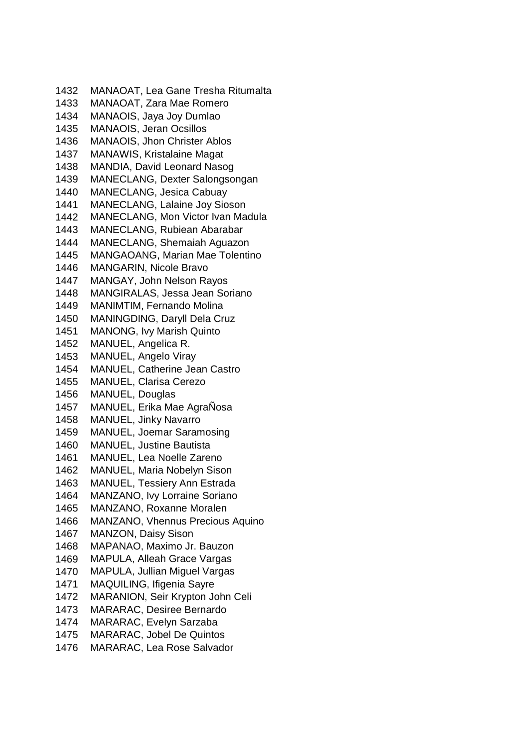1432 MANAOAT, Lea Gane Tresha Ritumalta
1433 MANAOAT, Zara Mae Romero
1434 MANAOIS, Jaya Joy Dumlao
1435 MANAOIS, Jeran Ocsillos
1436 MANAOIS, Jhon Christer Ablos
1437 MANAWIS, Kristalaine Magat
1438 MANDIA, David Leonard Nasog
1439 MANECLANG, Dexter Salongsongan
1440 MANECLANG, Jesica Cabuay
1441 MANECLANG, Lalaine Joy Sioson
1442 MANECLANG, Mon Victor Ivan Madula
1443 MANECLANG, Rubiean Abarabar
1444 MANECLANG, Shemaiah Aguazon
1445 MANGAOANG, Marian Mae Tolentino
1446 MANGARIN, Nicole Bravo
1447 MANGAY, John Nelson Rayos
1448 MANGIRALAS, Jessa Jean Soriano
1449 MANIMTIM, Fernando Molina
1450 MANINGDING, Daryll Dela Cruz
1451 MANONG, Ivy Marish Quinto
1452 MANUEL, Angelica R.
1453 MANUEL, Angelo Viray
1454 MANUEL, Catherine Jean Castro
1455 MANUEL, Clarisa Cerezo
1456 MANUEL, Douglas
1457 MANUEL, Erika Mae AgraÑosa
1458 MANUEL, Jinky Navarro
1459 MANUEL, Joemar Saramosing
1460 MANUEL, Justine Bautista
1461 MANUEL, Lea Noelle Zareno
1462 MANUEL, Maria Nobelyn Sison
1463 MANUEL, Tessiery Ann Estrada
1464 MANZANO, Ivy Lorraine Soriano
1465 MANZANO, Roxanne Moralen
1466 MANZANO, Vhennus Precious Aquino
1467 MANZON, Daisy Sison
1468 MAPANAO, Maximo Jr. Bauzon
1469 MAPULA, Alleah Grace Vargas
1470 MAPULA, Jullian Miguel Vargas
1471 MAQUILING, Ifigenia Sayre
1472 MARANION, Seir Krypton John Celi
1473 MARARAC, Desiree Bernardo
1474 MARARAC, Evelyn Sarzaba
1475 MARARAC, Jobel De Quintos
1476 MARARAC, Lea Rose Salvador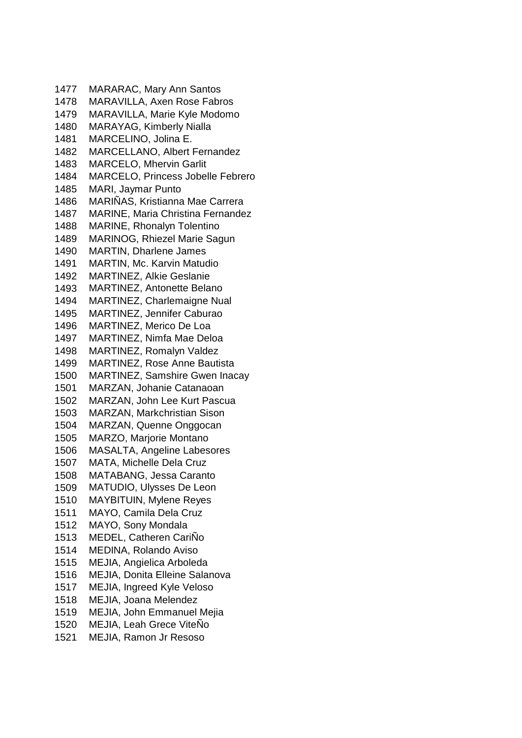1477 MARARAC, Mary Ann Santos
1478 MARAVILLA, Axen Rose Fabros
1479 MARAVILLA, Marie Kyle Modomo
1480 MARAYAG, Kimberly Nialla
1481 MARCELINO, Jolina E.
1482 MARCELLANO, Albert Fernandez
1483 MARCELO, Mhervin Garlit
1484 MARCELO, Princess Jobelle Febrero
1485 MARI, Jaymar Punto
1486 MARIÑAS, Kristianna Mae Carrera
1487 MARINE, Maria Christina Fernandez
1488 MARINE, Rhonalyn Tolentino
1489 MARINOG, Rhiezel Marie Sagun
1490 MARTIN, Dharlene James
1491 MARTIN, Mc. Karvin Matudio
1492 MARTINEZ, Alkie Geslanie
1493 MARTINEZ, Antonette Belano
1494 MARTINEZ, Charlemaigne Nual
1495 MARTINEZ, Jennifer Caburao
1496 MARTINEZ, Merico De Loa
1497 MARTINEZ, Nimfa Mae Deloa
1498 MARTINEZ, Romalyn Valdez
1499 MARTINEZ, Rose Anne Bautista
1500 MARTINEZ, Samshire Gwen Inacay
1501 MARZAN, Johanie Catanaoan
1502 MARZAN, John Lee Kurt Pascua
1503 MARZAN, Markchristian Sison
1504 MARZAN, Quenne Onggocan
1505 MARZO, Marjorie Montano
1506 MASALTA, Angeline Labesores
1507 MATA, Michelle Dela Cruz
1508 MATABANG, Jessa Caranto
1509 MATUDIO, Ulysses De Leon
1510 MAYBITUIN, Mylene Reyes
1511 MAYO, Camila Dela Cruz
1512 MAYO, Sony Mondala
1513 MEDEL, Catheren CariÑo
1514 MEDINA, Rolando Aviso
1515 MEJIA, Angielica Arboleda
1516 MEJIA, Donita Elleine Salanova
1517 MEJIA, Ingreed Kyle Veloso
1518 MEJIA, Joana Melendez
1519 MEJIA, John Emmanuel Mejia
1520 MEJIA, Leah Grece ViteÑo
1521 MEJIA, Ramon Jr Resoso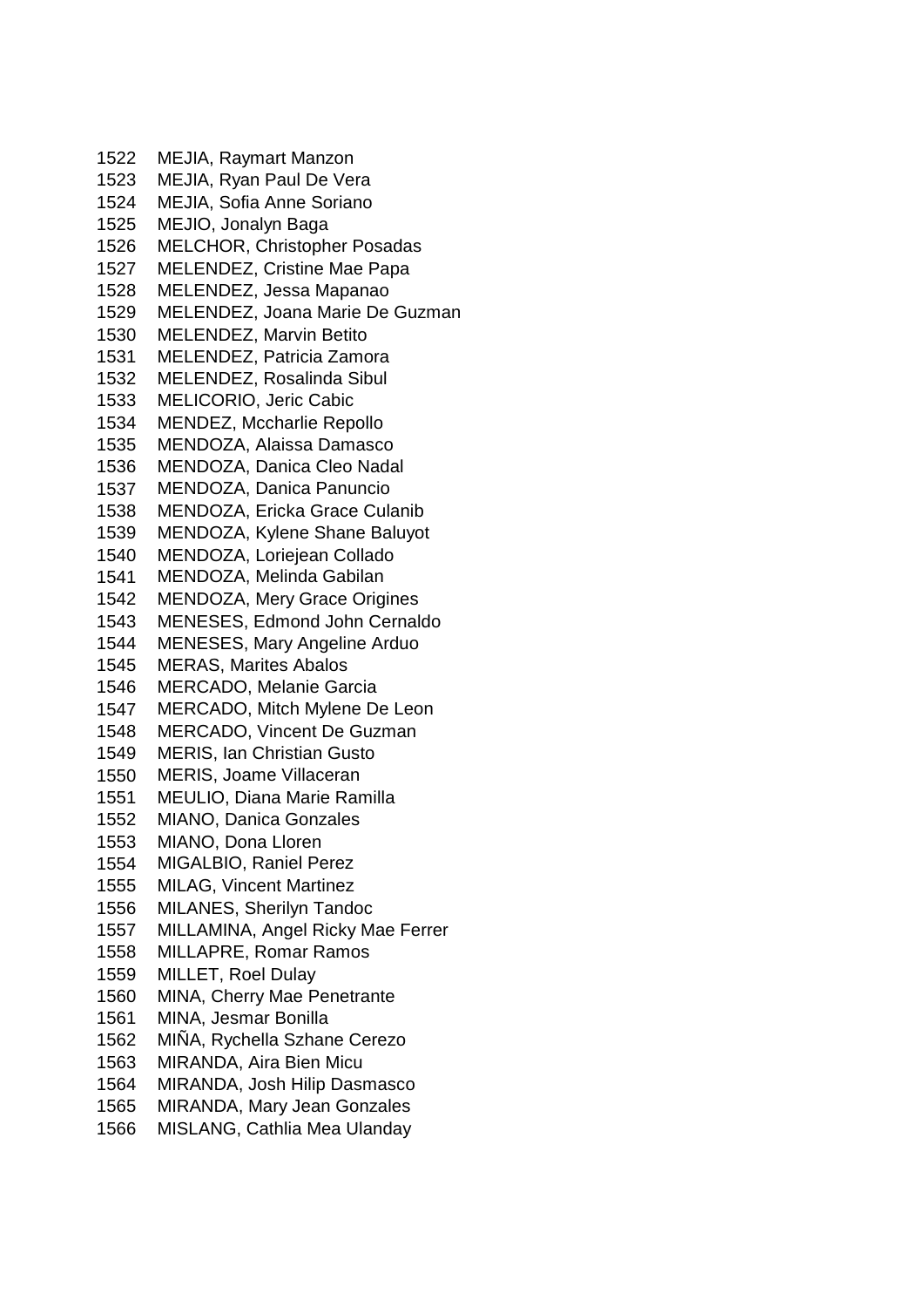1522 MEJIA, Raymart Manzon
1523 MEJIA, Ryan Paul De Vera
1524 MEJIA, Sofia Anne Soriano
1525 MEJIO, Jonalyn Baga
1526 MELCHOR, Christopher Posadas
1527 MELENDEZ, Cristine Mae Papa
1528 MELENDEZ, Jessa Mapanao
1529 MELENDEZ, Joana Marie De Guzman
1530 MELENDEZ, Marvin Betito
1531 MELENDEZ, Patricia Zamora
1532 MELENDEZ, Rosalinda Sibul
1533 MELICORIO, Jeric Cabic
1534 MENDEZ, Mccharlie Repollo
1535 MENDOZA, Alaissa Damasco
1536 MENDOZA, Danica Cleo Nadal
1537 MENDOZA, Danica Panuncio
1538 MENDOZA, Ericka Grace Culanib
1539 MENDOZA, Kylene Shane Baluyot
1540 MENDOZA, Loriejean Collado
1541 MENDOZA, Melinda Gabilan
1542 MENDOZA, Mery Grace Origines
1543 MENESES, Edmond John Cernaldo
1544 MENESES, Mary Angeline Arduo
1545 MERAS, Marites Abalos
1546 MERCADO, Melanie Garcia
1547 MERCADO, Mitch Mylene De Leon
1548 MERCADO, Vincent De Guzman
1549 MERIS, Ian Christian Gusto
1550 MERIS, Joame Villaceran
1551 MEULIO, Diana Marie Ramilla
1552 MIANO, Danica Gonzales
1553 MIANO, Dona Lloren
1554 MIGALBIO, Raniel Perez
1555 MILAG, Vincent Martinez
1556 MILANES, Sherilyn Tandoc
1557 MILLAMINA, Angel Ricky Mae Ferrer
1558 MILLAPRE, Romar Ramos
1559 MILLET, Roel Dulay
1560 MINA, Cherry Mae Penetrante
1561 MINA, Jesmar Bonilla
1562 MIÑA, Rychella Szhane Cerezo
1563 MIRANDA, Aira Bien Micu
1564 MIRANDA, Josh Hilip Dasmasco
1565 MIRANDA, Mary Jean Gonzales
1566 MISLANG, Cathlia Mea Ulanday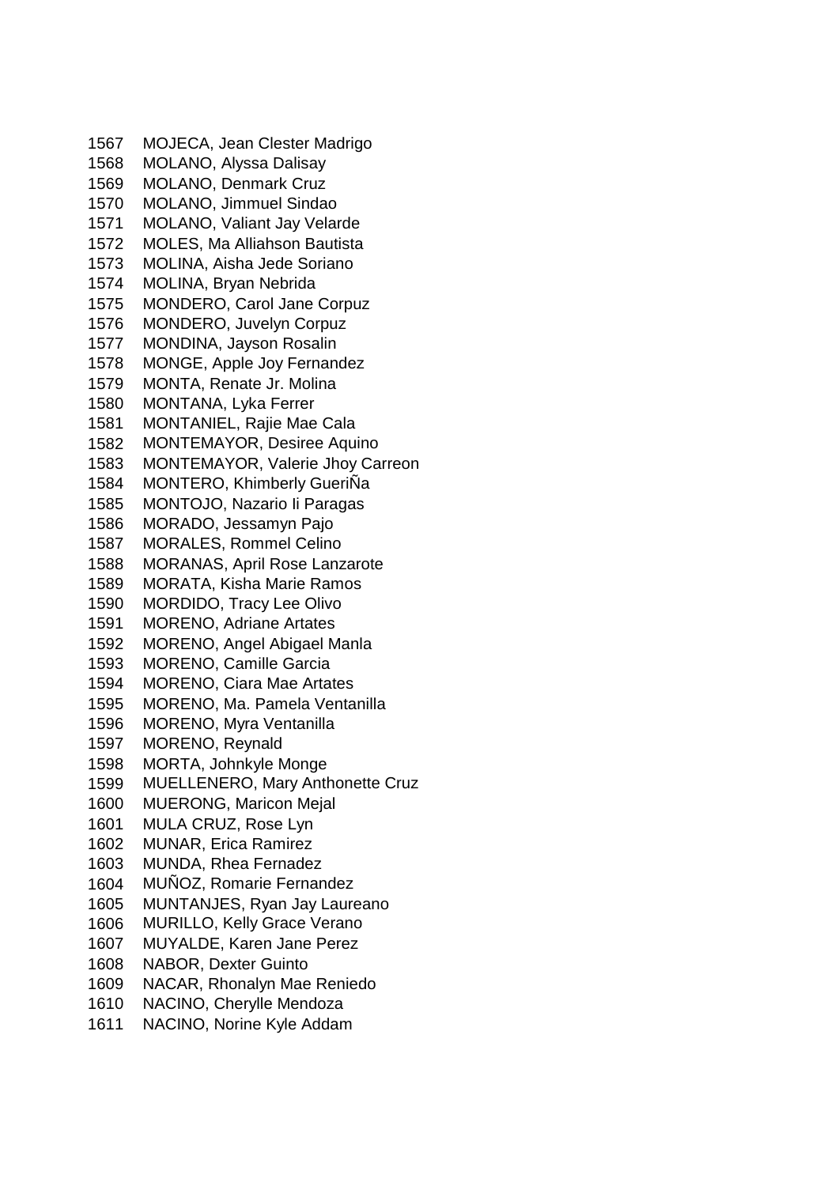1567 MOJECA, Jean Clester Madrigo
1568 MOLANO, Alyssa Dalisay
1569 MOLANO, Denmark Cruz
1570 MOLANO, Jimmuel Sindao
1571 MOLANO, Valiant Jay Velarde
1572 MOLES, Ma Alliahson Bautista
1573 MOLINA, Aisha Jede Soriano
1574 MOLINA, Bryan Nebrida
1575 MONDERO, Carol Jane Corpuz
1576 MONDERO, Juvelyn Corpuz
1577 MONDINA, Jayson Rosalin
1578 MONGE, Apple Joy Fernandez
1579 MONTA, Renate Jr. Molina
1580 MONTANA, Lyka Ferrer
1581 MONTANIEL, Rajie Mae Cala
1582 MONTEMAYOR, Desiree Aquino
1583 MONTEMAYOR, Valerie Jhoy Carreon
1584 MONTERO, Khimberly GueriÑa
1585 MONTOJO, Nazario Ii Paragas
1586 MORADO, Jessamyn Pajo
1587 MORALES, Rommel Celino
1588 MORANAS, April Rose Lanzarote
1589 MORATA, Kisha Marie Ramos
1590 MORDIDO, Tracy Lee Olivo
1591 MORENO, Adriane Artates
1592 MORENO, Angel Abigael Manla
1593 MORENO, Camille Garcia
1594 MORENO, Ciara Mae Artates
1595 MORENO, Ma. Pamela Ventanilla
1596 MORENO, Myra Ventanilla
1597 MORENO, Reynald
1598 MORTA, Johnkyle Monge
1599 MUELLENERO, Mary Anthonette Cruz
1600 MUERONG, Maricon Mejal
1601 MULA CRUZ, Rose Lyn
1602 MUNAR, Erica Ramirez
1603 MUNDA, Rhea Fernadez
1604 MUÑOZ, Romarie Fernandez
1605 MUNTANJES, Ryan Jay Laureano
1606 MURILLO, Kelly Grace Verano
1607 MUYALDE, Karen Jane Perez
1608 NABOR, Dexter Guinto
1609 NACAR, Rhonalyn Mae Reniedo
1610 NACINO, Cherylle Mendoza
1611 NACINO, Norine Kyle Addam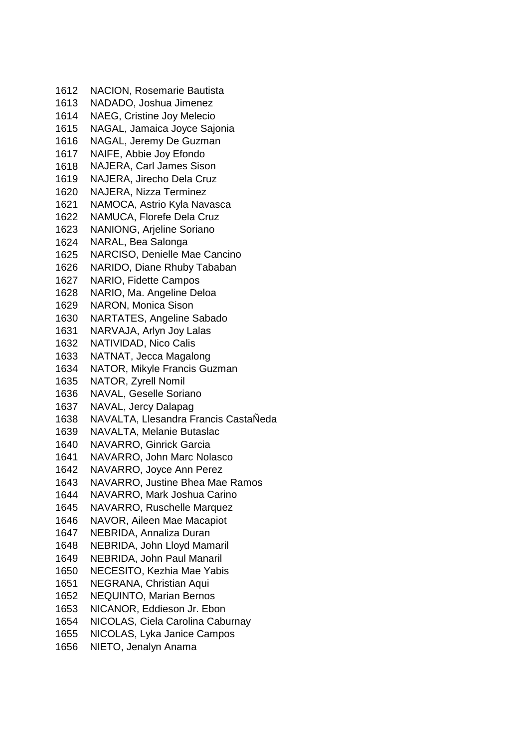1612 NACION, Rosemarie Bautista
1613 NADADO, Joshua Jimenez
1614 NAEG, Cristine Joy Melecio
1615 NAGAL, Jamaica Joyce Sajonia
1616 NAGAL, Jeremy De Guzman
1617 NAIFE, Abbie Joy Efondo
1618 NAJERA, Carl James Sison
1619 NAJERA, Jirecho Dela Cruz
1620 NAJERA, Nizza Terminez
1621 NAMOCA, Astrio Kyla Navasca
1622 NAMUCA, Florefe Dela Cruz
1623 NANIONG, Arjeline Soriano
1624 NARAL, Bea Salonga
1625 NARCISO, Denielle Mae Cancino
1626 NARIDO, Diane Rhuby Tababan
1627 NARIO, Fidette Campos
1628 NARIO, Ma. Angeline Deloa
1629 NARON, Monica Sison
1630 NARTATES, Angeline Sabado
1631 NARVAJA, Arlyn Joy Lalas
1632 NATIVIDAD, Nico Calis
1633 NATNAT, Jecca Magalong
1634 NATOR, Mikyle Francis Guzman
1635 NATOR, Zyrell Nomil
1636 NAVAL, Geselle Soriano
1637 NAVAL, Jercy Dalapag
1638 NAVALTA, Llesandra Francis CastaÑeda
1639 NAVALTA, Melanie Butaslac
1640 NAVARRO, Ginrick Garcia
1641 NAVARRO, John Marc Nolasco
1642 NAVARRO, Joyce Ann Perez
1643 NAVARRO, Justine Bhea Mae Ramos
1644 NAVARRO, Mark Joshua Carino
1645 NAVARRO, Ruschelle Marquez
1646 NAVOR, Aileen Mae Macapiot
1647 NEBRIDA, Annaliza Duran
1648 NEBRIDA, John Lloyd Mamaril
1649 NEBRIDA, John Paul Manaril
1650 NECESITO, Kezhia Mae Yabis
1651 NEGRANA, Christian Aqui
1652 NEQUINTO, Marian Bernos
1653 NICANOR, Eddieson Jr. Ebon
1654 NICOLAS, Ciela Carolina Caburnay
1655 NICOLAS, Lyka Janice Campos
1656 NIETO, Jenalyn Anama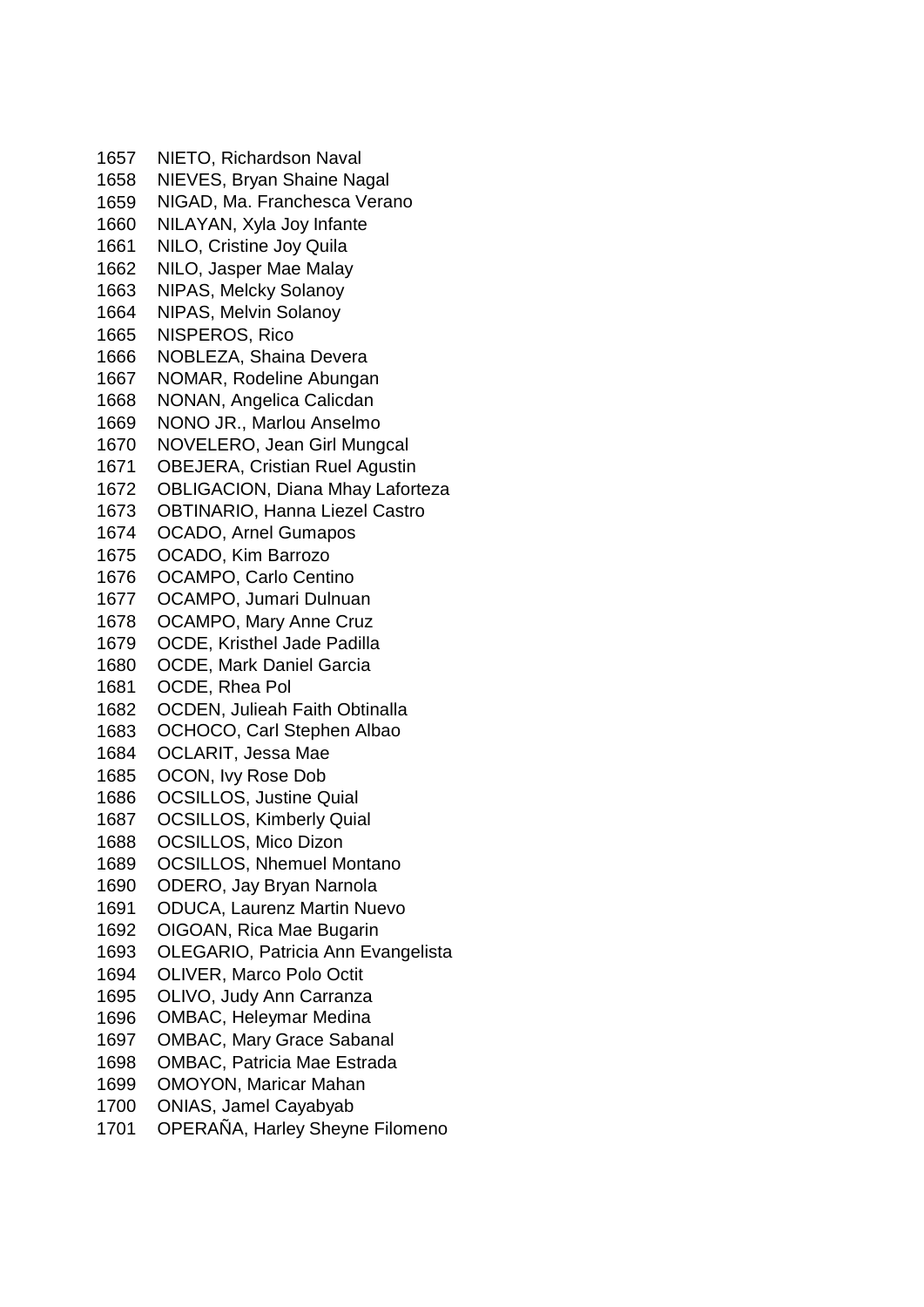1657 NIETO, Richardson Naval
1658 NIEVES, Bryan Shaine Nagal
1659 NIGAD, Ma. Franchesca Verano
1660 NILAYAN, Xyla Joy Infante
1661 NILO, Cristine Joy Quila
1662 NILO, Jasper Mae Malay
1663 NIPAS, Melcky Solanoy
1664 NIPAS, Melvin Solanoy
1665 NISPEROS, Rico
1666 NOBLEZA, Shaina Devera
1667 NOMAR, Rodeline Abungan
1668 NONAN, Angelica Calicdan
1669 NONO JR., Marlou Anselmo
1670 NOVELERO, Jean Girl Mungcal
1671 OBEJERA, Cristian Ruel Agustin
1672 OBLIGACION, Diana Mhay Laforteza
1673 OBTINARIO, Hanna Liezel Castro
1674 OCADO, Arnel Gumapos
1675 OCADO, Kim Barrozo
1676 OCAMPO, Carlo Centino
1677 OCAMPO, Jumari Dulnuan
1678 OCAMPO, Mary Anne Cruz
1679 OCDE, Kristhel Jade Padilla
1680 OCDE, Mark Daniel Garcia
1681 OCDE, Rhea Pol
1682 OCDEN, Julieah Faith Obtinalla
1683 OCHOCO, Carl Stephen Albao
1684 OCLARIT, Jessa Mae
1685 OCON, Ivy Rose Dob
1686 OCSILLOS, Justine Quial
1687 OCSILLOS, Kimberly Quial
1688 OCSILLOS, Mico Dizon
1689 OCSILLOS, Nhemuel Montano
1690 ODERO, Jay Bryan Narnola
1691 ODUCA, Laurenz Martin Nuevo
1692 OIGOAN, Rica Mae Bugarin
1693 OLEGARIO, Patricia Ann Evangelista
1694 OLIVER, Marco Polo Octit
1695 OLIVO, Judy Ann Carranza
1696 OMBAC, Heleymar Medina
1697 OMBAC, Mary Grace Sabanal
1698 OMBAC, Patricia Mae Estrada
1699 OMOYON, Maricar Mahan
1700 ONIAS, Jamel Cayabyab
1701 OPERAÑA, Harley Sheyne Filomeno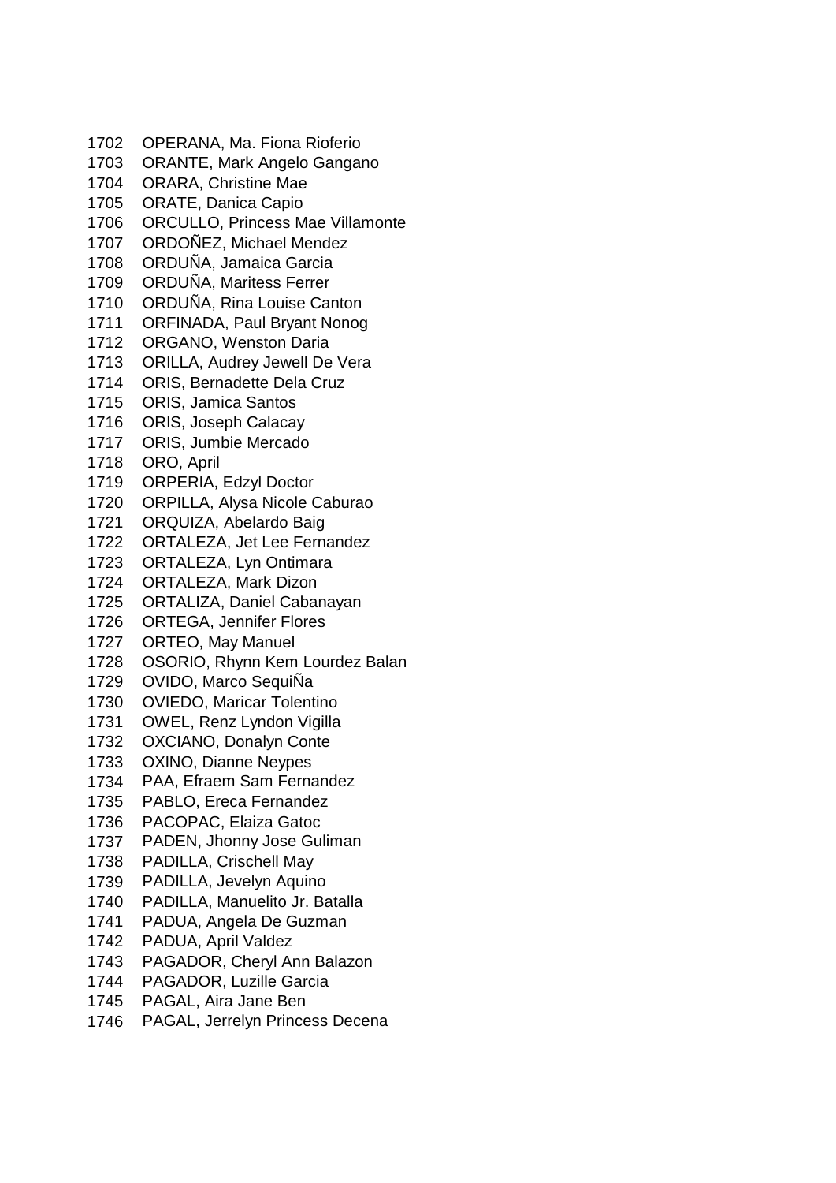1702 OPERANA, Ma. Fiona Rioferio
1703 ORANTE, Mark Angelo Gangano
1704 ORARA, Christine Mae
1705 ORATE, Danica Capio
1706 ORCULLO, Princess Mae Villamonte
1707 ORDOÑEZ, Michael Mendez
1708 ORDUÑA, Jamaica Garcia
1709 ORDUÑA, Maritess Ferrer
1710 ORDUÑA, Rina Louise Canton
1711 ORFINADA, Paul Bryant Nonog
1712 ORGANO, Wenston Daria
1713 ORILLA, Audrey Jewell De Vera
1714 ORIS, Bernadette Dela Cruz
1715 ORIS, Jamica Santos
1716 ORIS, Joseph Calacay
1717 ORIS, Jumbie Mercado
1718 ORO, April
1719 ORPERIA, Edzyl Doctor
1720 ORPILLA, Alysa Nicole Caburao
1721 ORQUIZA, Abelardo Baig
1722 ORTALEZA, Jet Lee Fernandez
1723 ORTALEZA, Lyn Ontimara
1724 ORTALEZA, Mark Dizon
1725 ORTALIZA, Daniel Cabanayan
1726 ORTEGA, Jennifer Flores
1727 ORTEO, May Manuel
1728 OSORIO, Rhynn Kem Lourdez Balan
1729 OVIDO, Marco SequiÑa
1730 OVIEDO, Maricar Tolentino
1731 OWEL, Renz Lyndon Vigilla
1732 OXCIANO, Donalyn Conte
1733 OXINO, Dianne Neypes
1734 PAA, Efraem Sam Fernandez
1735 PABLO, Ereca Fernandez
1736 PACOPAC, Elaiza Gatoc
1737 PADEN, Jhonny Jose Guliman
1738 PADILLA, Crischell May
1739 PADILLA, Jevelyn Aquino
1740 PADILLA, Manuelito Jr. Batalla
1741 PADUA, Angela De Guzman
1742 PADUA, April Valdez
1743 PAGADOR, Cheryl Ann Balazon
1744 PAGADOR, Luzille Garcia
1745 PAGAL, Aira Jane Ben
1746 PAGAL, Jerrelyn Princess Decena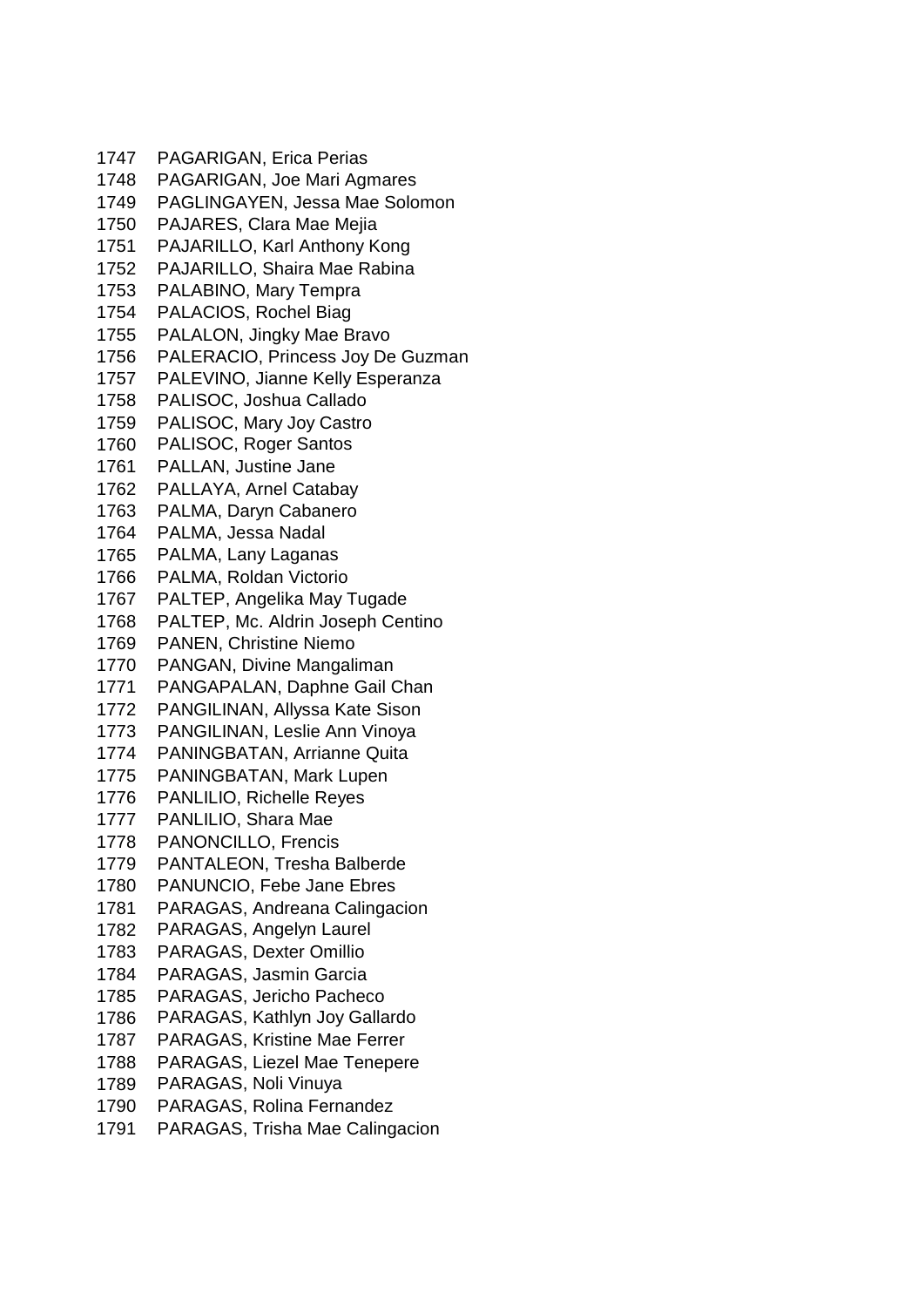1747 PAGARIGAN, Erica Perias
1748 PAGARIGAN, Joe Mari Agmares
1749 PAGLINGAYEN, Jessa Mae Solomon
1750 PAJARES, Clara Mae Mejia
1751 PAJARILLO, Karl Anthony Kong
1752 PAJARILLO, Shaira Mae Rabina
1753 PALABINO, Mary Tempra
1754 PALACIOS, Rochel Biag
1755 PALALON, Jingky Mae Bravo
1756 PALERACIO, Princess Joy De Guzman
1757 PALEVINO, Jianne Kelly Esperanza
1758 PALISOC, Joshua Callado
1759 PALISOC, Mary Joy Castro
1760 PALISOC, Roger Santos
1761 PALLAN, Justine Jane
1762 PALLAYA, Arnel Catabay
1763 PALMA, Daryn Cabanero
1764 PALMA, Jessa Nadal
1765 PALMA, Lany Laganas
1766 PALMA, Roldan Victorio
1767 PALTEP, Angelika May Tugade
1768 PALTEP, Mc. Aldrin Joseph Centino
1769 PANEN, Christine Niemo
1770 PANGAN, Divine Mangaliman
1771 PANGAPALAN, Daphne Gail Chan
1772 PANGILINAN, Allyssa Kate Sison
1773 PANGILINAN, Leslie Ann Vinoya
1774 PANINGBATAN, Arrianne Quita
1775 PANINGBATAN, Mark Lupen
1776 PANLILIO, Richelle Reyes
1777 PANLILIO, Shara Mae
1778 PANONCILLO, Frencis
1779 PANTALEON, Tresha Balberde
1780 PANUNCIO, Febe Jane Ebres
1781 PARAGAS, Andreana Calingacion
1782 PARAGAS, Angelyn Laurel
1783 PARAGAS, Dexter Omillio
1784 PARAGAS, Jasmin Garcia
1785 PARAGAS, Jericho Pacheco
1786 PARAGAS, Kathlyn Joy Gallardo
1787 PARAGAS, Kristine Mae Ferrer
1788 PARAGAS, Liezel Mae Tenepere
1789 PARAGAS, Noli Vinuya
1790 PARAGAS, Rolina Fernandez
1791 PARAGAS, Trisha Mae Calingacion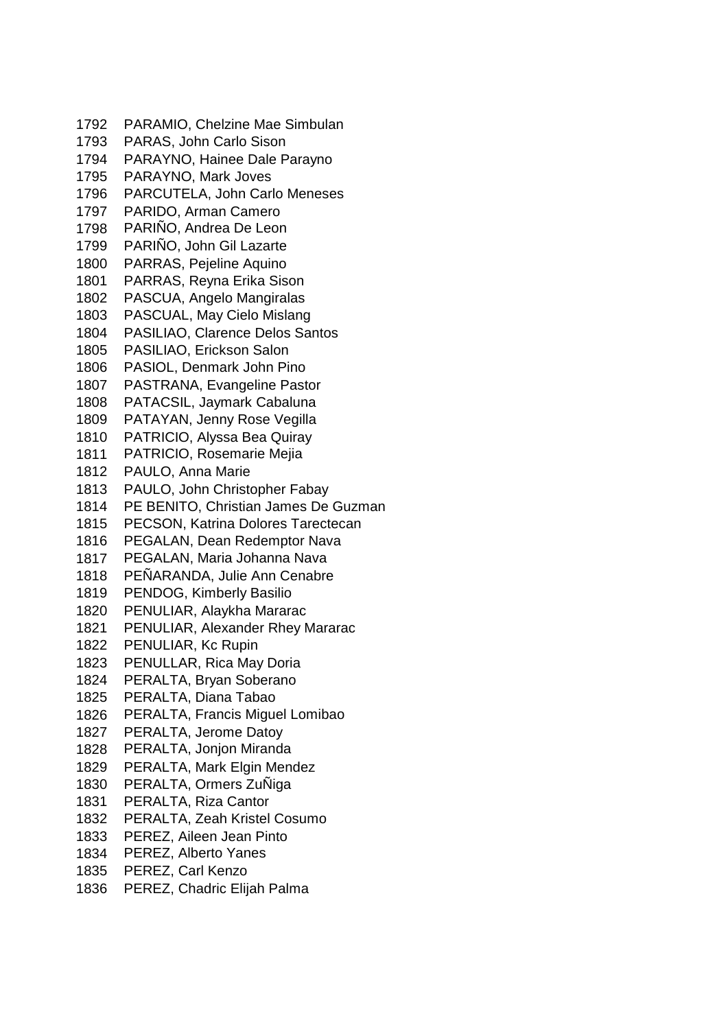1792 PARAMIO, Chelzine Mae Simbulan
1793 PARAS, John Carlo Sison
1794 PARAYNO, Hainee Dale Parayno
1795 PARAYNO, Mark Joves
1796 PARCUTELA, John Carlo Meneses
1797 PARIDO, Arman Camero
1798 PARIÑO, Andrea De Leon
1799 PARIÑO, John Gil Lazarte
1800 PARRAS, Pejeline Aquino
1801 PARRAS, Reyna Erika Sison
1802 PASCUA, Angelo Mangiralas
1803 PASCUAL, May Cielo Mislang
1804 PASILIAO, Clarence Delos Santos
1805 PASILIAO, Erickson Salon
1806 PASIOL, Denmark John Pino
1807 PASTRANA, Evangeline Pastor
1808 PATACSIL, Jaymark Cabaluna
1809 PATAYAN, Jenny Rose Vegilla
1810 PATRICIO, Alyssa Bea Quiray
1811 PATRICIO, Rosemarie Mejia
1812 PAULO, Anna Marie
1813 PAULO, John Christopher Fabay
1814 PE BENITO, Christian James De Guzman
1815 PECSON, Katrina Dolores Tarectecan
1816 PEGALAN, Dean Redemptor Nava
1817 PEGALAN, Maria Johanna Nava
1818 PEÑARANDA, Julie Ann Cenabre
1819 PENDOG, Kimberly Basilio
1820 PENULIAR, Alaykha Mararac
1821 PENULIAR, Alexander Rhey Mararac
1822 PENULIAR, Kc Rupin
1823 PENULLAR, Rica May Doria
1824 PERALTA, Bryan Soberano
1825 PERALTA, Diana Tabao
1826 PERALTA, Francis Miguel Lomibao
1827 PERALTA, Jerome Datoy
1828 PERALTA, Jonjon Miranda
1829 PERALTA, Mark Elgin Mendez
1830 PERALTA, Ormers ZuÑiga
1831 PERALTA, Riza Cantor
1832 PERALTA, Zeah Kristel Cosumo
1833 PEREZ, Aileen Jean Pinto
1834 PEREZ, Alberto Yanes
1835 PEREZ, Carl Kenzo
1836 PEREZ, Chadric Elijah Palma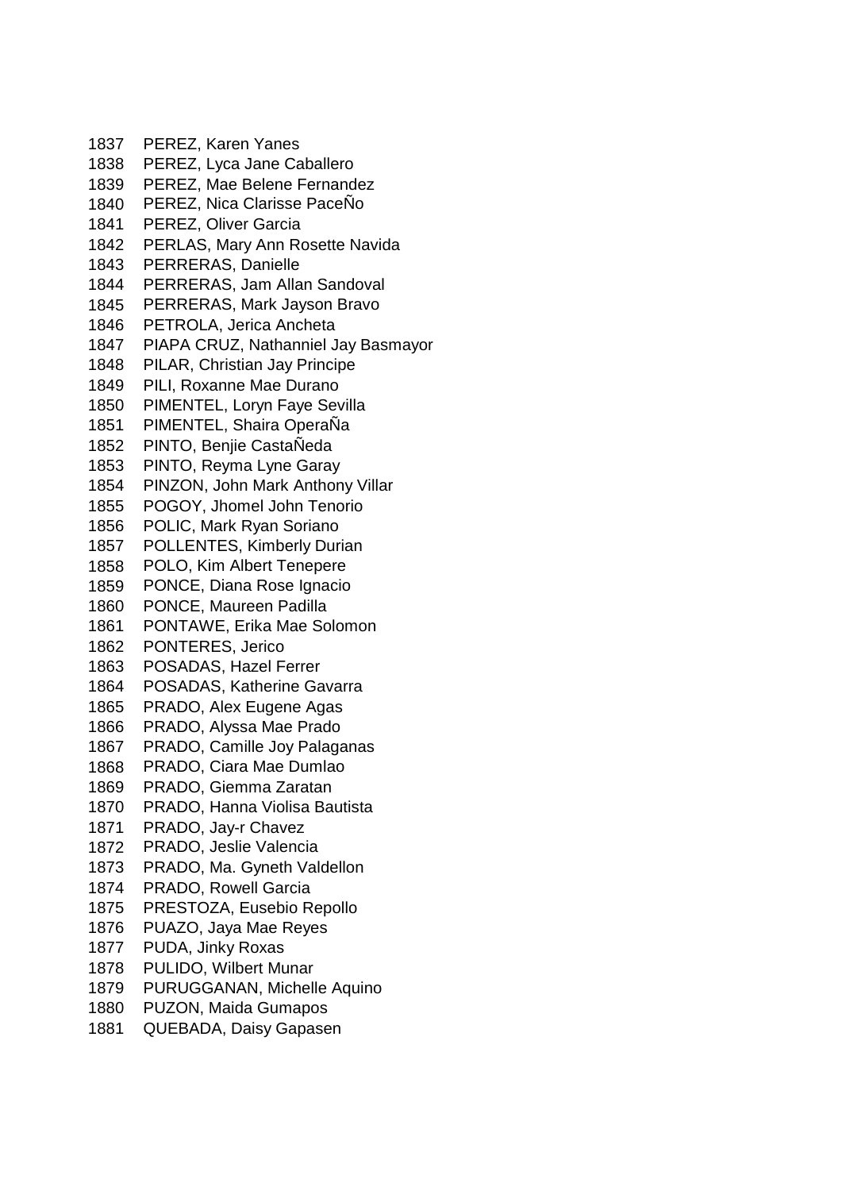1837 PEREZ, Karen Yanes
1838 PEREZ, Lyca Jane Caballero
1839 PEREZ, Mae Belene Fernandez
1840 PEREZ, Nica Clarisse PaceÑo
1841 PEREZ, Oliver Garcia
1842 PERLAS, Mary Ann Rosette Navida
1843 PERRERAS, Danielle
1844 PERRERAS, Jam Allan Sandoval
1845 PERRERAS, Mark Jayson Bravo
1846 PETROLA, Jerica Ancheta
1847 PIAPA CRUZ, Nathanniel Jay Basmayor
1848 PILAR, Christian Jay Principe
1849 PILI, Roxanne Mae Durano
1850 PIMENTEL, Loryn Faye Sevilla
1851 PIMENTEL, Shaira OperaÑa
1852 PINTO, Benjie CastaÑeda
1853 PINTO, Reyma Lyne Garay
1854 PINZON, John Mark Anthony Villar
1855 POGOY, Jhomel John Tenorio
1856 POLIC, Mark Ryan Soriano
1857 POLLENTES, Kimberly Durian
1858 POLO, Kim Albert Tenepere
1859 PONCE, Diana Rose Ignacio
1860 PONCE, Maureen Padilla
1861 PONTAWE, Erika Mae Solomon
1862 PONTERES, Jerico
1863 POSADAS, Hazel Ferrer
1864 POSADAS, Katherine Gavarra
1865 PRADO, Alex Eugene Agas
1866 PRADO, Alyssa Mae Prado
1867 PRADO, Camille Joy Palaganas
1868 PRADO, Ciara Mae Dumlao
1869 PRADO, Giemma Zaratan
1870 PRADO, Hanna Violisa Bautista
1871 PRADO, Jay-r Chavez
1872 PRADO, Jeslie Valencia
1873 PRADO, Ma. Gyneth Valdellon
1874 PRADO, Rowell Garcia
1875 PRESTOZA, Eusebio Repollo
1876 PUAZO, Jaya Mae Reyes
1877 PUDA, Jinky Roxas
1878 PULIDO, Wilbert Munar
1879 PURUGGANAN, Michelle Aquino
1880 PUZON, Maida Gumapos
1881 QUEBADA, Daisy Gapasen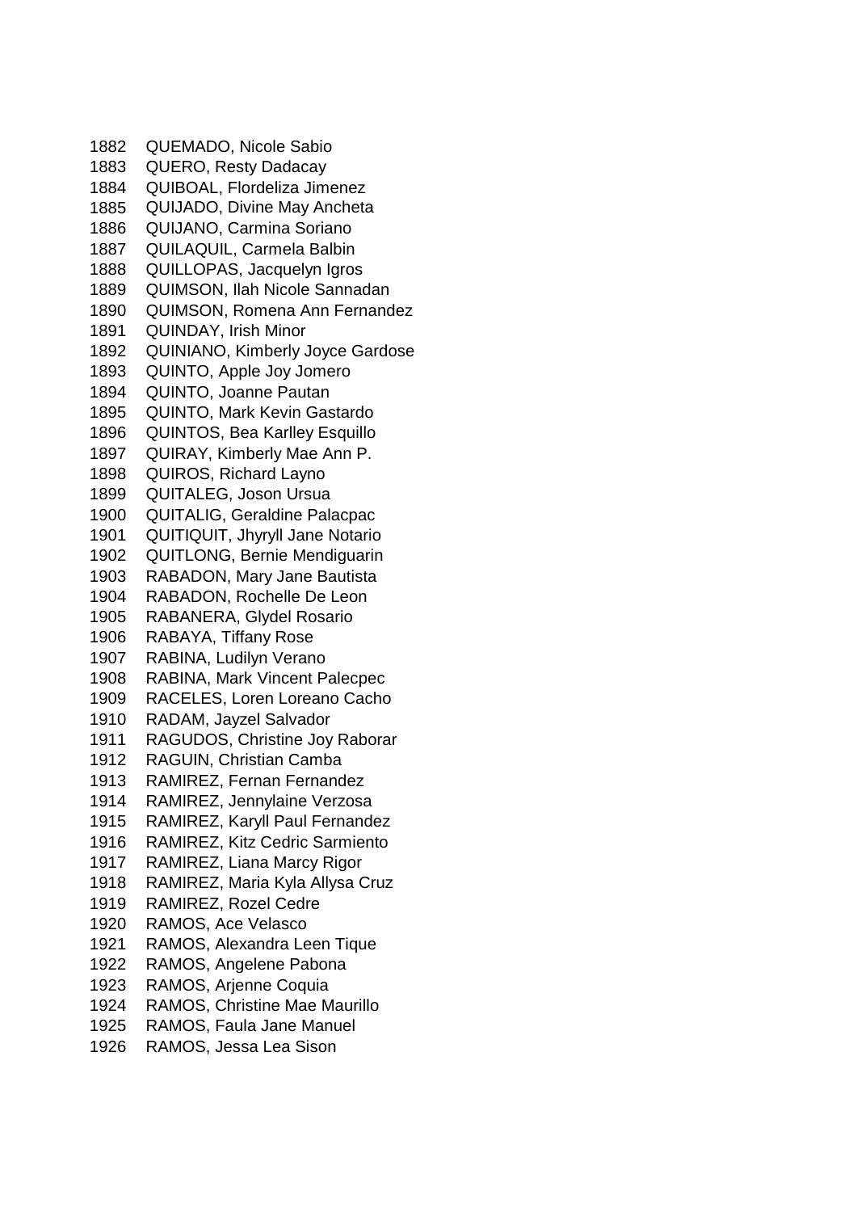1882 QUEMADO, Nicole Sabio
1883 QUERO, Resty Dadacay
1884 QUIBOAL, Flordeliza Jimenez
1885 QUIJADO, Divine May Ancheta
1886 QUIJANO, Carmina Soriano
1887 QUILAQUIL, Carmela Balbin
1888 QUILLOPAS, Jacquelyn Igros
1889 QUIMSON, Ilah Nicole Sannadan
1890 QUIMSON, Romena Ann Fernandez
1891 QUINDAY, Irish Minor
1892 QUINIANO, Kimberly Joyce Gardose
1893 QUINTO, Apple Joy Jomero
1894 QUINTO, Joanne Pautan
1895 QUINTO, Mark Kevin Gastardo
1896 QUINTOS, Bea Karlley Esquillo
1897 QUIRAY, Kimberly Mae Ann P.
1898 QUIROS, Richard Layno
1899 QUITALEG, Joson Ursua
1900 QUITALIG, Geraldine Palacpac
1901 QUITIQUIT, Jhyryll Jane Notario
1902 QUITLONG, Bernie Mendiguarin
1903 RABADON, Mary Jane Bautista
1904 RABADON, Rochelle De Leon
1905 RABANERA, Glydel Rosario
1906 RABAYA, Tiffany Rose
1907 RABINA, Ludilyn Verano
1908 RABINA, Mark Vincent Palecpec
1909 RACELES, Loren Loreano Cacho
1910 RADAM, Jayzel Salvador
1911 RAGUDOS, Christine Joy Raborar
1912 RAGUIN, Christian Camba
1913 RAMIREZ, Fernan Fernandez
1914 RAMIREZ, Jennylaine Verzosa
1915 RAMIREZ, Karyll Paul Fernandez
1916 RAMIREZ, Kitz Cedric Sarmiento
1917 RAMIREZ, Liana Marcy Rigor
1918 RAMIREZ, Maria Kyla Allysa Cruz
1919 RAMIREZ, Rozel Cedre
1920 RAMOS, Ace Velasco
1921 RAMOS, Alexandra Leen Tique
1922 RAMOS, Angelene Pabona
1923 RAMOS, Arjenne Coquia
1924 RAMOS, Christine Mae Maurillo
1925 RAMOS, Faula Jane Manuel
1926 RAMOS, Jessa Lea Sison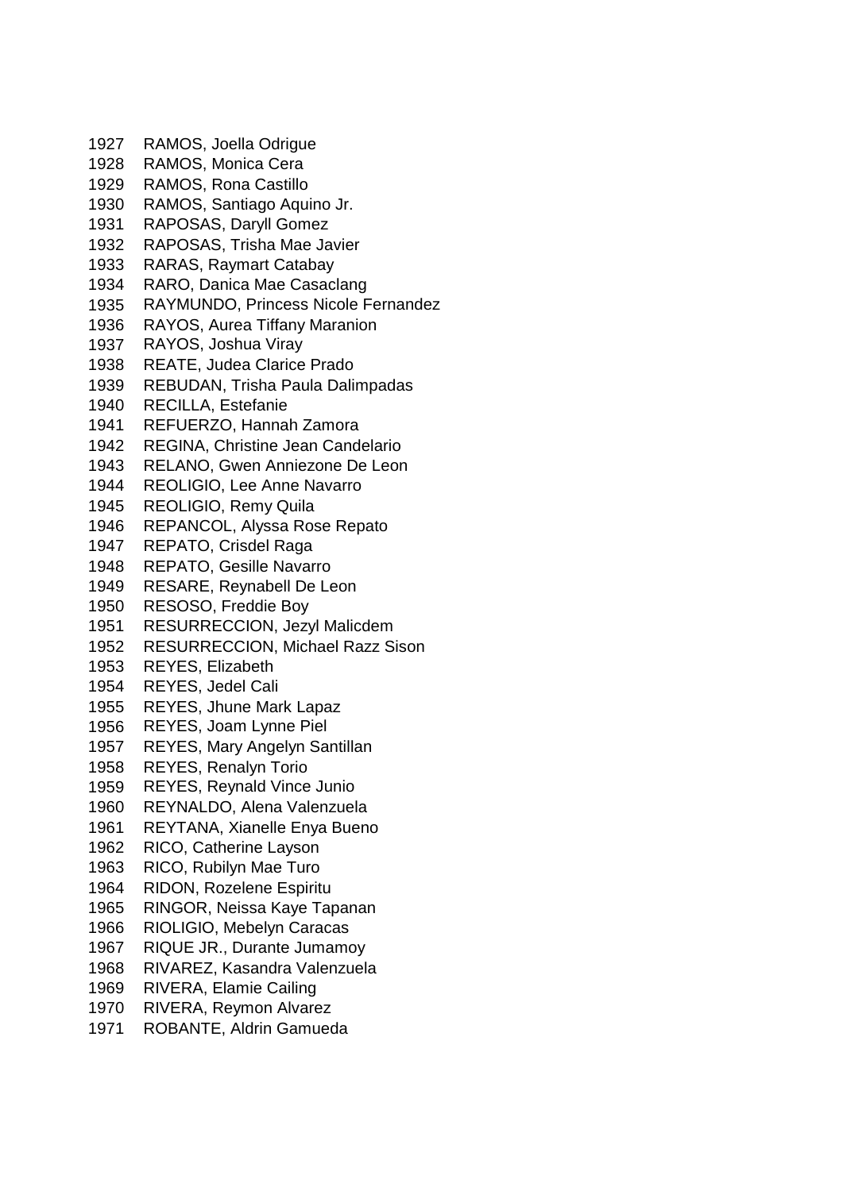1927 RAMOS, Joella Odrigue
1928 RAMOS, Monica Cera
1929 RAMOS, Rona Castillo
1930 RAMOS, Santiago Aquino Jr.
1931 RAPOSAS, Daryll Gomez
1932 RAPOSAS, Trisha Mae Javier
1933 RARAS, Raymart Catabay
1934 RARO, Danica Mae Casaclang
1935 RAYMUNDO, Princess Nicole Fernandez
1936 RAYOS, Aurea Tiffany Maranion
1937 RAYOS, Joshua Viray
1938 REATE, Judea Clarice Prado
1939 REBUDAN, Trisha Paula Dalimpadas
1940 RECILLA, Estefanie
1941 REFUERZO, Hannah Zamora
1942 REGINA, Christine Jean Candelario
1943 RELANO, Gwen Anniezone De Leon
1944 REOLIGIO, Lee Anne Navarro
1945 REOLIGIO, Remy Quila
1946 REPANCOL, Alyssa Rose Repato
1947 REPATO, Crisdel Raga
1948 REPATO, Gesille Navarro
1949 RESARE, Reynabell De Leon
1950 RESOSO, Freddie Boy
1951 RESURRECCION, Jezyl Malicdem
1952 RESURRECCION, Michael Razz Sison
1953 REYES, Elizabeth
1954 REYES, Jedel Cali
1955 REYES, Jhune Mark Lapaz
1956 REYES, Joam Lynne Piel
1957 REYES, Mary Angelyn Santillan
1958 REYES, Renalyn Torio
1959 REYES, Reynald Vince Junio
1960 REYNALDO, Alena Valenzuela
1961 REYTANA, Xianelle Enya Bueno
1962 RICO, Catherine Layson
1963 RICO, Rubilyn Mae Turo
1964 RIDON, Rozelene Espiritu
1965 RINGOR, Neissa Kaye Tapanan
1966 RIOLIGIO, Mebelyn Caracas
1967 RIQUE JR., Durante Jumamoy
1968 RIVAREZ, Kasandra Valenzuela
1969 RIVERA, Elamie Cailing
1970 RIVERA, Reymon Alvarez
1971 ROBANTE, Aldrin Gamueda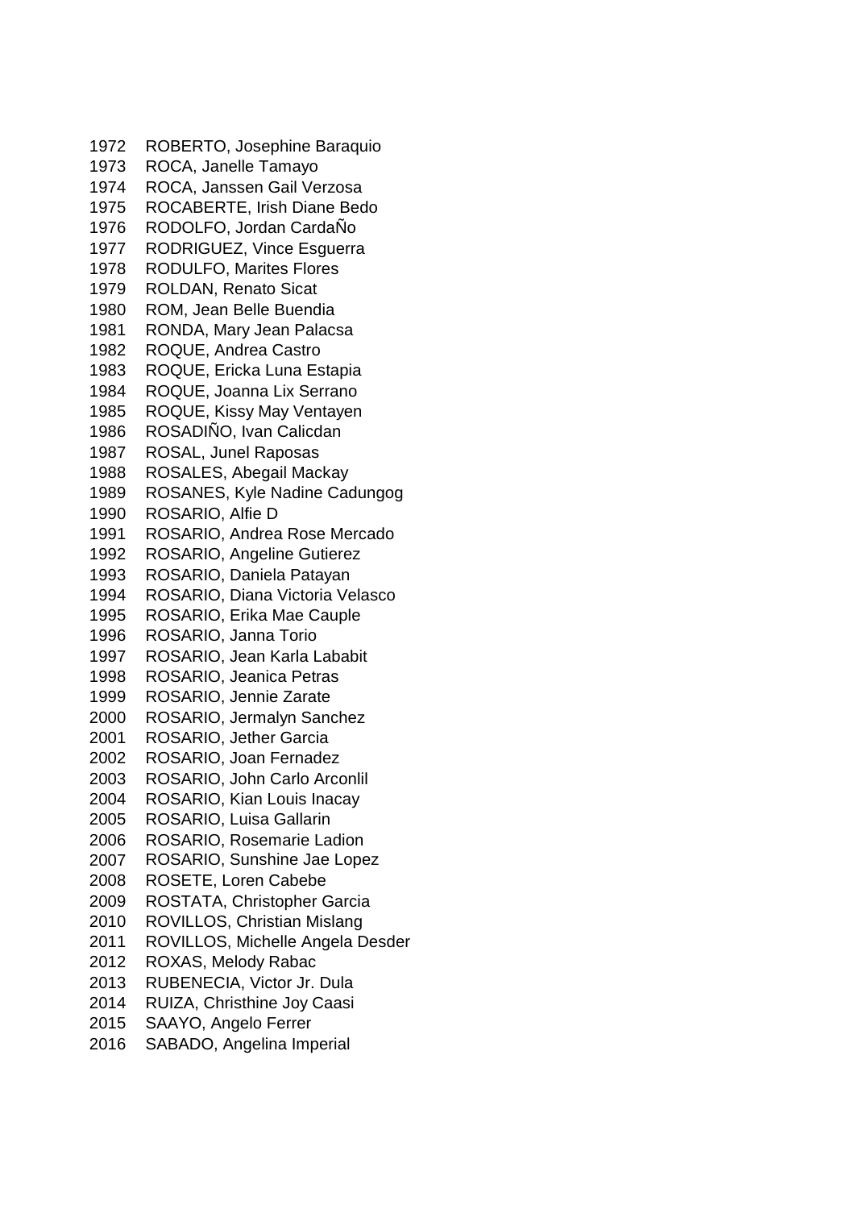1972 ROBERTO, Josephine Baraquio
1973 ROCA, Janelle Tamayo
1974 ROCA, Janssen Gail Verzosa
1975 ROCABERTE, Irish Diane Bedo
1976 RODOLFO, Jordan CardaÑo
1977 RODRIGUEZ, Vince Esguerra
1978 RODULFO, Marites Flores
1979 ROLDAN, Renato Sicat
1980 ROM, Jean Belle Buendia
1981 RONDA, Mary Jean Palacsa
1982 ROQUE, Andrea Castro
1983 ROQUE, Ericka Luna Estapia
1984 ROQUE, Joanna Lix Serrano
1985 ROQUE, Kissy May Ventayen
1986 ROSADIÑO, Ivan Calicdan
1987 ROSAL, Junel Raposas
1988 ROSALES, Abegail Mackay
1989 ROSANES, Kyle Nadine Cadungog
1990 ROSARIO, Alfie D
1991 ROSARIO, Andrea Rose Mercado
1992 ROSARIO, Angeline Gutierez
1993 ROSARIO, Daniela Patayan
1994 ROSARIO, Diana Victoria Velasco
1995 ROSARIO, Erika Mae Cauple
1996 ROSARIO, Janna Torio
1997 ROSARIO, Jean Karla Lababit
1998 ROSARIO, Jeanica Petras
1999 ROSARIO, Jennie Zarate
2000 ROSARIO, Jermalyn Sanchez
2001 ROSARIO, Jether Garcia
2002 ROSARIO, Joan Fernadez
2003 ROSARIO, John Carlo Arconlil
2004 ROSARIO, Kian Louis Inacay
2005 ROSARIO, Luisa Gallarin
2006 ROSARIO, Rosemarie Ladion
2007 ROSARIO, Sunshine Jae Lopez
2008 ROSETE, Loren Cabebe
2009 ROSTATA, Christopher Garcia
2010 ROVILLOS, Christian Mislang
2011 ROVILLOS, Michelle Angela Desder
2012 ROXAS, Melody Rabac
2013 RUBENECIA, Victor Jr. Dula
2014 RUIZA, Christhine Joy Caasi
2015 SAAYO, Angelo Ferrer
2016 SABADO, Angelina Imperial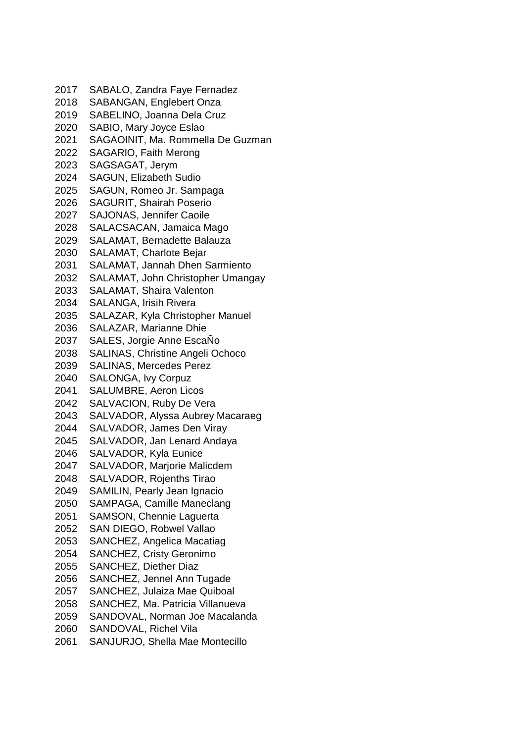2017 SABALO, Zandra Faye Fernadez
2018 SABANGAN, Englebert Onza
2019 SABELINO, Joanna Dela Cruz
2020 SABIO, Mary Joyce Eslao
2021 SAGAOINIT, Ma. Rommella De Guzman
2022 SAGARIO, Faith Merong
2023 SAGSAGAT, Jerym
2024 SAGUN, Elizabeth Sudio
2025 SAGUN, Romeo Jr. Sampaga
2026 SAGURIT, Shairah Poserio
2027 SAJONAS, Jennifer Caoile
2028 SALACSACAN, Jamaica Mago
2029 SALAMAT, Bernadette Balauza
2030 SALAMAT, Charlote Bejar
2031 SALAMAT, Jannah Dhen Sarmiento
2032 SALAMAT, John Christopher Umangay
2033 SALAMAT, Shaira Valenton
2034 SALANGA, Irisih Rivera
2035 SALAZAR, Kyla Christopher Manuel
2036 SALAZAR, Marianne Dhie
2037 SALES, Jorgie Anne EscaÑo
2038 SALINAS, Christine Angeli Ochoco
2039 SALINAS, Mercedes Perez
2040 SALONGA, Ivy Corpuz
2041 SALUMBRE, Aeron Licos
2042 SALVACION, Ruby De Vera
2043 SALVADOR, Alyssa Aubrey Macaraeg
2044 SALVADOR, James Den Viray
2045 SALVADOR, Jan Lenard Andaya
2046 SALVADOR, Kyla Eunice
2047 SALVADOR, Marjorie Malicdem
2048 SALVADOR, Rojenths Tirao
2049 SAMILIN, Pearly Jean Ignacio
2050 SAMPAGA, Camille Maneclang
2051 SAMSON, Chennie Laguerta
2052 SAN DIEGO, Robwel Vallao
2053 SANCHEZ, Angelica Macatiag
2054 SANCHEZ, Cristy Geronimo
2055 SANCHEZ, Diether Diaz
2056 SANCHEZ, Jennel Ann Tugade
2057 SANCHEZ, Julaiza Mae Quiboal
2058 SANCHEZ, Ma. Patricia Villanueva
2059 SANDOVAL, Norman Joe Macalanda
2060 SANDOVAL, Richel Vila
2061 SANJURJO, Shella Mae Montecillo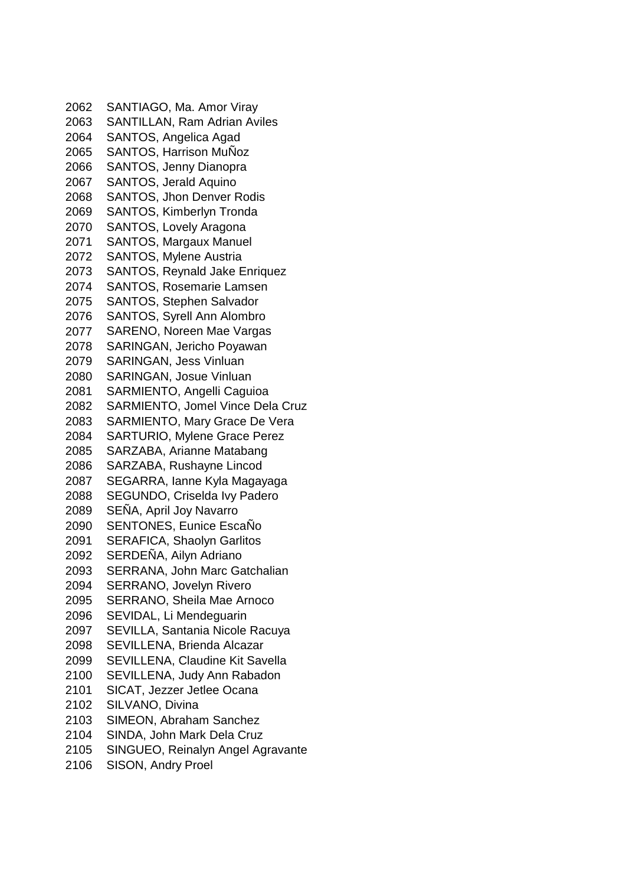2062 SANTIAGO, Ma. Amor Viray
2063 SANTILLAN, Ram Adrian Aviles
2064 SANTOS, Angelica Agad
2065 SANTOS, Harrison MuÑoz
2066 SANTOS, Jenny Dianopra
2067 SANTOS, Jerald Aquino
2068 SANTOS, Jhon Denver Rodis
2069 SANTOS, Kimberlyn Tronda
2070 SANTOS, Lovely Aragona
2071 SANTOS, Margaux Manuel
2072 SANTOS, Mylene Austria
2073 SANTOS, Reynald Jake Enriquez
2074 SANTOS, Rosemarie Lamsen
2075 SANTOS, Stephen Salvador
2076 SANTOS, Syrell Ann Alombro
2077 SARENO, Noreen Mae Vargas
2078 SARINGAN, Jericho Poyawan
2079 SARINGAN, Jess Vinluan
2080 SARINGAN, Josue Vinluan
2081 SARMIENTO, Angelli Caguioa
2082 SARMIENTO, Jomel Vince Dela Cruz
2083 SARMIENTO, Mary Grace De Vera
2084 SARTURIO, Mylene Grace Perez
2085 SARZABA, Arianne Matabang
2086 SARZABA, Rushayne Lincod
2087 SEGARRA, Ianne Kyla Magayaga
2088 SEGUNDO, Criselda Ivy Padero
2089 SEÑA, April Joy Navarro
2090 SENTONES, Eunice EscaÑo
2091 SERAFICA, Shaolyn Garlitos
2092 SERDEÑA, Ailyn Adriano
2093 SERRANA, John Marc Gatchalian
2094 SERRANO, Jovelyn Rivero
2095 SERRANO, Sheila Mae Arnoco
2096 SEVIDAL, Li Mendeguarin
2097 SEVILLA, Santania Nicole Racuya
2098 SEVILLENA, Brienda Alcazar
2099 SEVILLENA, Claudine Kit Savella
2100 SEVILLENA, Judy Ann Rabadon
2101 SICAT, Jezzer Jetlee Ocana
2102 SILVANO, Divina
2103 SIMEON, Abraham Sanchez
2104 SINDA, John Mark Dela Cruz
2105 SINGUEO, Reinalyn Angel Agravante
2106 SISON, Andry Proel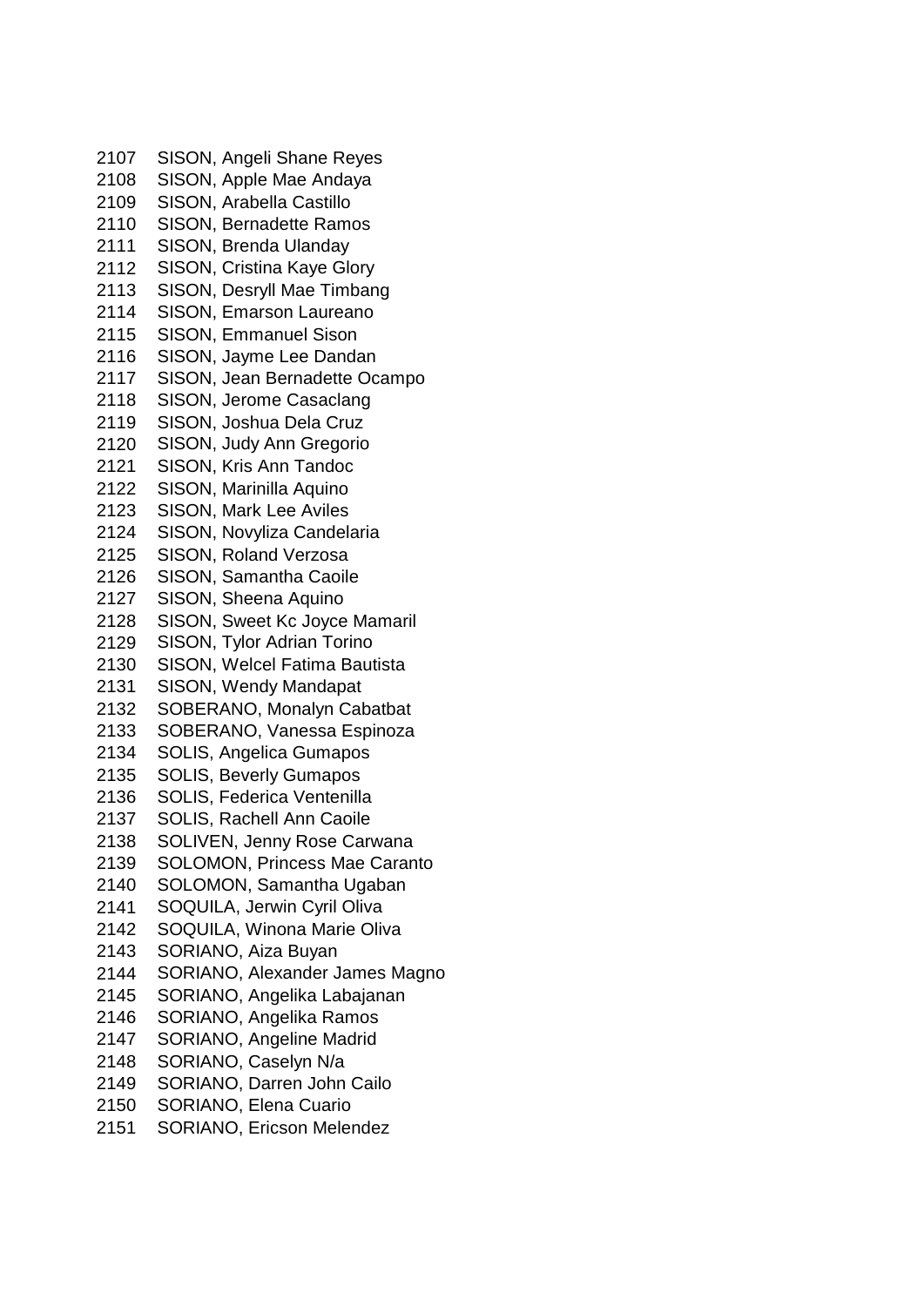2107 SISON, Angeli Shane Reyes
2108 SISON, Apple Mae Andaya
2109 SISON, Arabella Castillo
2110 SISON, Bernadette Ramos
2111 SISON, Brenda Ulanday
2112 SISON, Cristina Kaye Glory
2113 SISON, Desryll Mae Timbang
2114 SISON, Emarson Laureano
2115 SISON, Emmanuel Sison
2116 SISON, Jayme Lee Dandan
2117 SISON, Jean Bernadette Ocampo
2118 SISON, Jerome Casaclang
2119 SISON, Joshua Dela Cruz
2120 SISON, Judy Ann Gregorio
2121 SISON, Kris Ann Tandoc
2122 SISON, Marinilla Aquino
2123 SISON, Mark Lee Aviles
2124 SISON, Novyliza Candelaria
2125 SISON, Roland Verzosa
2126 SISON, Samantha Caoile
2127 SISON, Sheena Aquino
2128 SISON, Sweet Kc Joyce Mamaril
2129 SISON, Tylor Adrian Torino
2130 SISON, Welcel Fatima Bautista
2131 SISON, Wendy Mandapat
2132 SOBERANO, Monalyn Cabatbat
2133 SOBERANO, Vanessa Espinoza
2134 SOLIS, Angelica Gumapos
2135 SOLIS, Beverly Gumapos
2136 SOLIS, Federica Ventenilla
2137 SOLIS, Rachell Ann Caoile
2138 SOLIVEN, Jenny Rose Carwana
2139 SOLOMON, Princess Mae Caranto
2140 SOLOMON, Samantha Ugaban
2141 SOQUILA, Jerwin Cyril Oliva
2142 SOQUILA, Winona Marie Oliva
2143 SORIANO, Aiza Buyan
2144 SORIANO, Alexander James Magno
2145 SORIANO, Angelika Labajanan
2146 SORIANO, Angelika Ramos
2147 SORIANO, Angeline Madrid
2148 SORIANO, Caselyn N/a
2149 SORIANO, Darren John Cailo
2150 SORIANO, Elena Cuario
2151 SORIANO, Ericson Melendez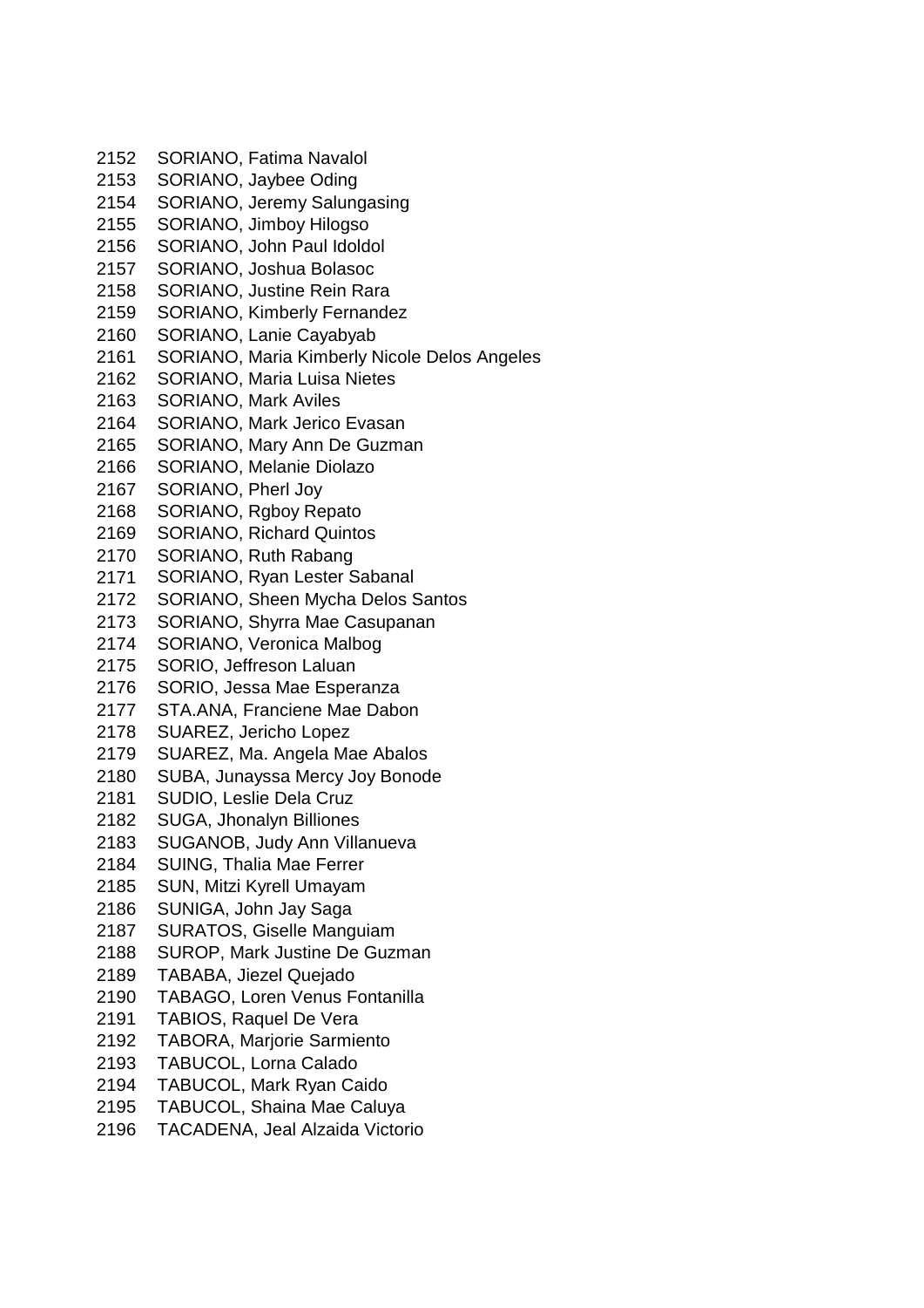2152 SORIANO, Fatima Navalol
2153 SORIANO, Jaybee Oding
2154 SORIANO, Jeremy Salungasing
2155 SORIANO, Jimboy Hilogso
2156 SORIANO, John Paul Idoldol
2157 SORIANO, Joshua Bolasoc
2158 SORIANO, Justine Rein Rara
2159 SORIANO, Kimberly Fernandez
2160 SORIANO, Lanie Cayabyab
2161 SORIANO, Maria Kimberly Nicole Delos Angeles
2162 SORIANO, Maria Luisa Nietes
2163 SORIANO, Mark Aviles
2164 SORIANO, Mark Jerico Evasan
2165 SORIANO, Mary Ann De Guzman
2166 SORIANO, Melanie Diolazo
2167 SORIANO, Pherl Joy
2168 SORIANO, Rgboy Repato
2169 SORIANO, Richard Quintos
2170 SORIANO, Ruth Rabang
2171 SORIANO, Ryan Lester Sabanal
2172 SORIANO, Sheen Mycha Delos Santos
2173 SORIANO, Shyrra Mae Casupanan
2174 SORIANO, Veronica Malbog
2175 SORIO, Jeffreson Laluan
2176 SORIO, Jessa Mae Esperanza
2177 STA.ANA, Franciene Mae Dabon
2178 SUAREZ, Jericho Lopez
2179 SUAREZ, Ma. Angela Mae Abalos
2180 SUBA, Junayssa Mercy Joy Bonode
2181 SUDIO, Leslie Dela Cruz
2182 SUGA, Jhonalyn Billiones
2183 SUGANOB, Judy Ann Villanueva
2184 SUING, Thalia Mae Ferrer
2185 SUN, Mitzi Kyrell Umayam
2186 SUNIGA, John Jay Saga
2187 SURATOS, Giselle Manguiam
2188 SUROP, Mark Justine De Guzman
2189 TABABA, Jiezel Quejado
2190 TABAGO, Loren Venus Fontanilla
2191 TABIOS, Raquel De Vera
2192 TABORA, Marjorie Sarmiento
2193 TABUCOL, Lorna Calado
2194 TABUCOL, Mark Ryan Caido
2195 TABUCOL, Shaina Mae Caluya
2196 TACADENA, Jeal Alzaida Victorio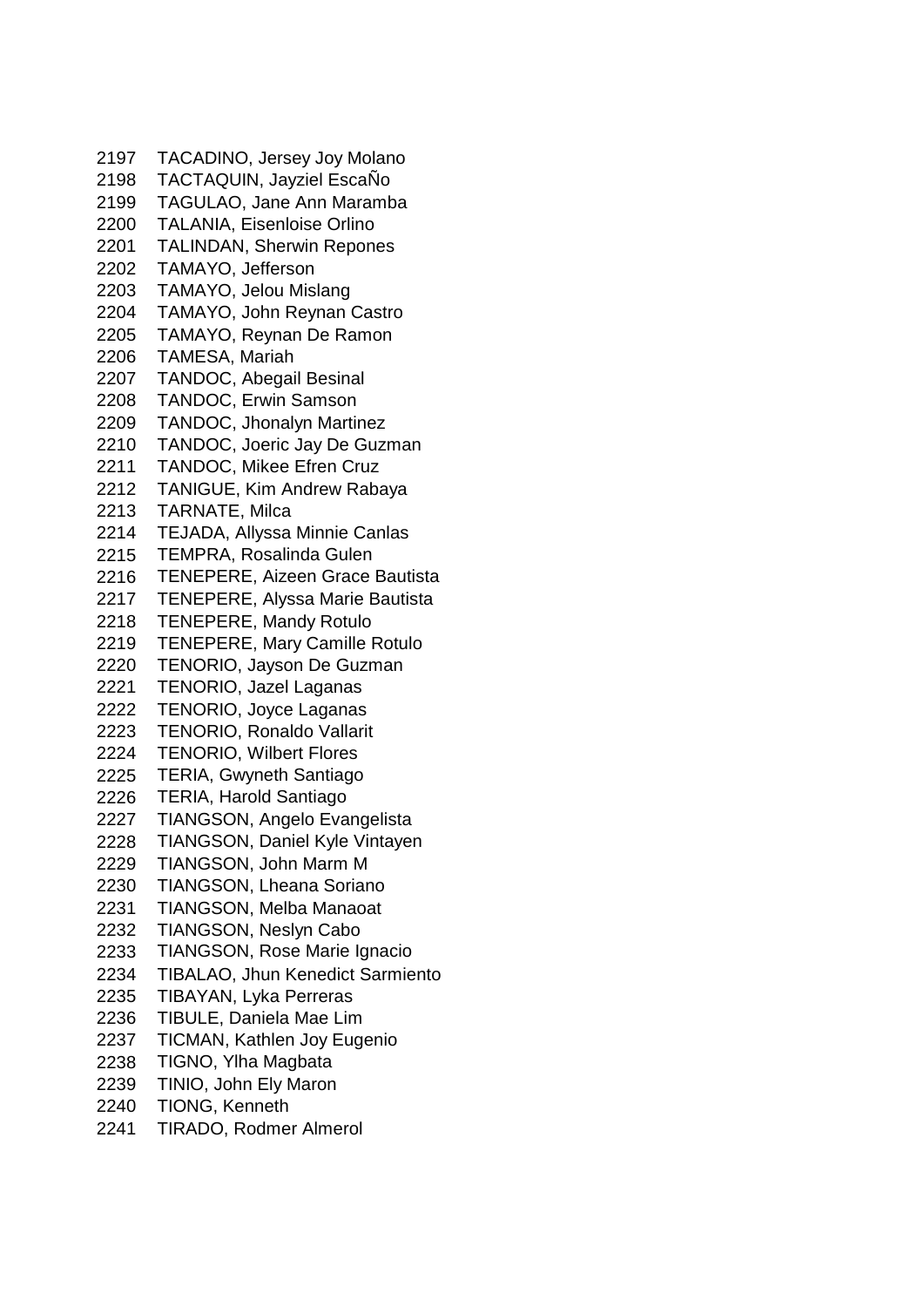2197 TACADINO, Jersey Joy Molano
2198 TACTAQUIN, Jayziel EscaÑo
2199 TAGULAO, Jane Ann Maramba
2200 TALANIA, Eisenloise Orlino
2201 TALINDAN, Sherwin Repones
2202 TAMAYO, Jefferson
2203 TAMAYO, Jelou Mislang
2204 TAMAYO, John Reynan Castro
2205 TAMAYO, Reynan De Ramon
2206 TAMESA, Mariah
2207 TANDOC, Abegail Besinal
2208 TANDOC, Erwin Samson
2209 TANDOC, Jhonalyn Martinez
2210 TANDOC, Joeric Jay De Guzman
2211 TANDOC, Mikee Efren Cruz
2212 TANIGUE, Kim Andrew Rabaya
2213 TARNATE, Milca
2214 TEJADA, Allyssa Minnie Canlas
2215 TEMPRA, Rosalinda Gulen
2216 TENEPERE, Aizeen Grace Bautista
2217 TENEPERE, Alyssa Marie Bautista
2218 TENEPERE, Mandy Rotulo
2219 TENEPERE, Mary Camille Rotulo
2220 TENORIO, Jayson De Guzman
2221 TENORIO, Jazel Laganas
2222 TENORIO, Joyce Laganas
2223 TENORIO, Ronaldo Vallarit
2224 TENORIO, Wilbert Flores
2225 TERIA, Gwyneth Santiago
2226 TERIA, Harold Santiago
2227 TIANGSON, Angelo Evangelista
2228 TIANGSON, Daniel Kyle Vintayen
2229 TIANGSON, John Marm M
2230 TIANGSON, Lheana Soriano
2231 TIANGSON, Melba Manaoat
2232 TIANGSON, Neslyn Cabo
2233 TIANGSON, Rose Marie Ignacio
2234 TIBALAO, Jhun Kenedict Sarmiento
2235 TIBAYAN, Lyka Perreras
2236 TIBULE, Daniela Mae Lim
2237 TICMAN, Kathlen Joy Eugenio
2238 TIGNO, Ylha Magbata
2239 TINIO, John Ely Maron
2240 TIONG, Kenneth
2241 TIRADO, Rodmer Almerol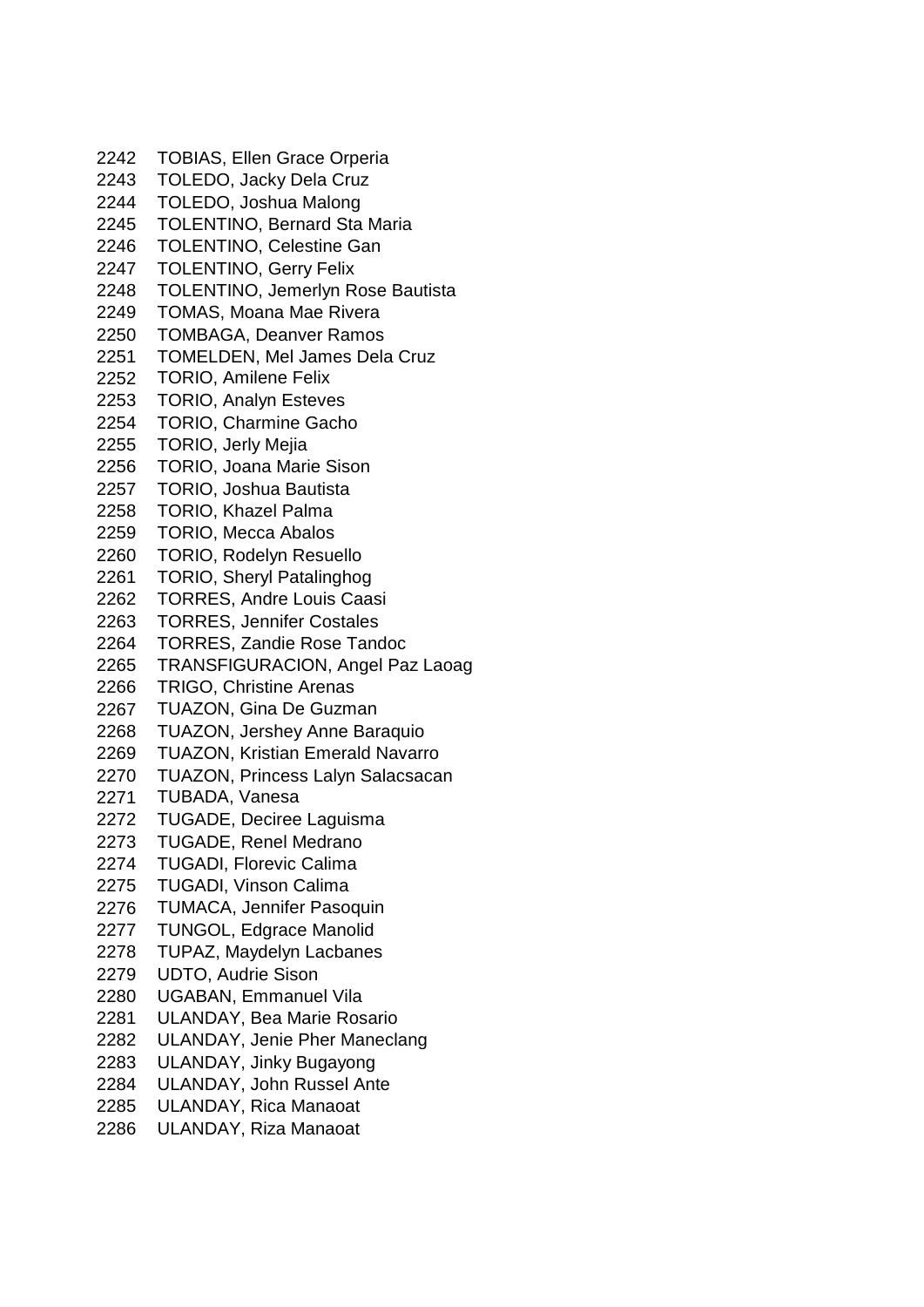2242 TOBIAS, Ellen Grace Orperia
2243 TOLEDO, Jacky Dela Cruz
2244 TOLEDO, Joshua Malong
2245 TOLENTINO, Bernard Sta Maria
2246 TOLENTINO, Celestine Gan
2247 TOLENTINO, Gerry Felix
2248 TOLENTINO, Jemerlyn Rose Bautista
2249 TOMAS, Moana Mae Rivera
2250 TOMBAGA, Deanver Ramos
2251 TOMELDEN, Mel James Dela Cruz
2252 TORIO, Amilene Felix
2253 TORIO, Analyn Esteves
2254 TORIO, Charmine Gacho
2255 TORIO, Jerly Mejia
2256 TORIO, Joana Marie Sison
2257 TORIO, Joshua Bautista
2258 TORIO, Khazel Palma
2259 TORIO, Mecca Abalos
2260 TORIO, Rodelyn Resuello
2261 TORIO, Sheryl Patalinghog
2262 TORRES, Andre Louis Caasi
2263 TORRES, Jennifer Costales
2264 TORRES, Zandie Rose Tandoc
2265 TRANSFIGURACION, Angel Paz Laoag
2266 TRIGO, Christine Arenas
2267 TUAZON, Gina De Guzman
2268 TUAZON, Jershey Anne Baraquio
2269 TUAZON, Kristian Emerald Navarro
2270 TUAZON, Princess Lalyn Salacsacan
2271 TUBADA, Vanesa
2272 TUGADE, Deciree Laguisma
2273 TUGADE, Renel Medrano
2274 TUGADI, Florevic Calima
2275 TUGADI, Vinson Calima
2276 TUMACA, Jennifer Pasoquin
2277 TUNGOL, Edgrace Manolid
2278 TUPAZ, Maydelyn Lacbanes
2279 UDTO, Audrie Sison
2280 UGABAN, Emmanuel Vila
2281 ULANDAY, Bea Marie Rosario
2282 ULANDAY, Jenie Pher Maneclang
2283 ULANDAY, Jinky Bugayong
2284 ULANDAY, John Russel Ante
2285 ULANDAY, Rica Manaoat
2286 ULANDAY, Riza Manaoat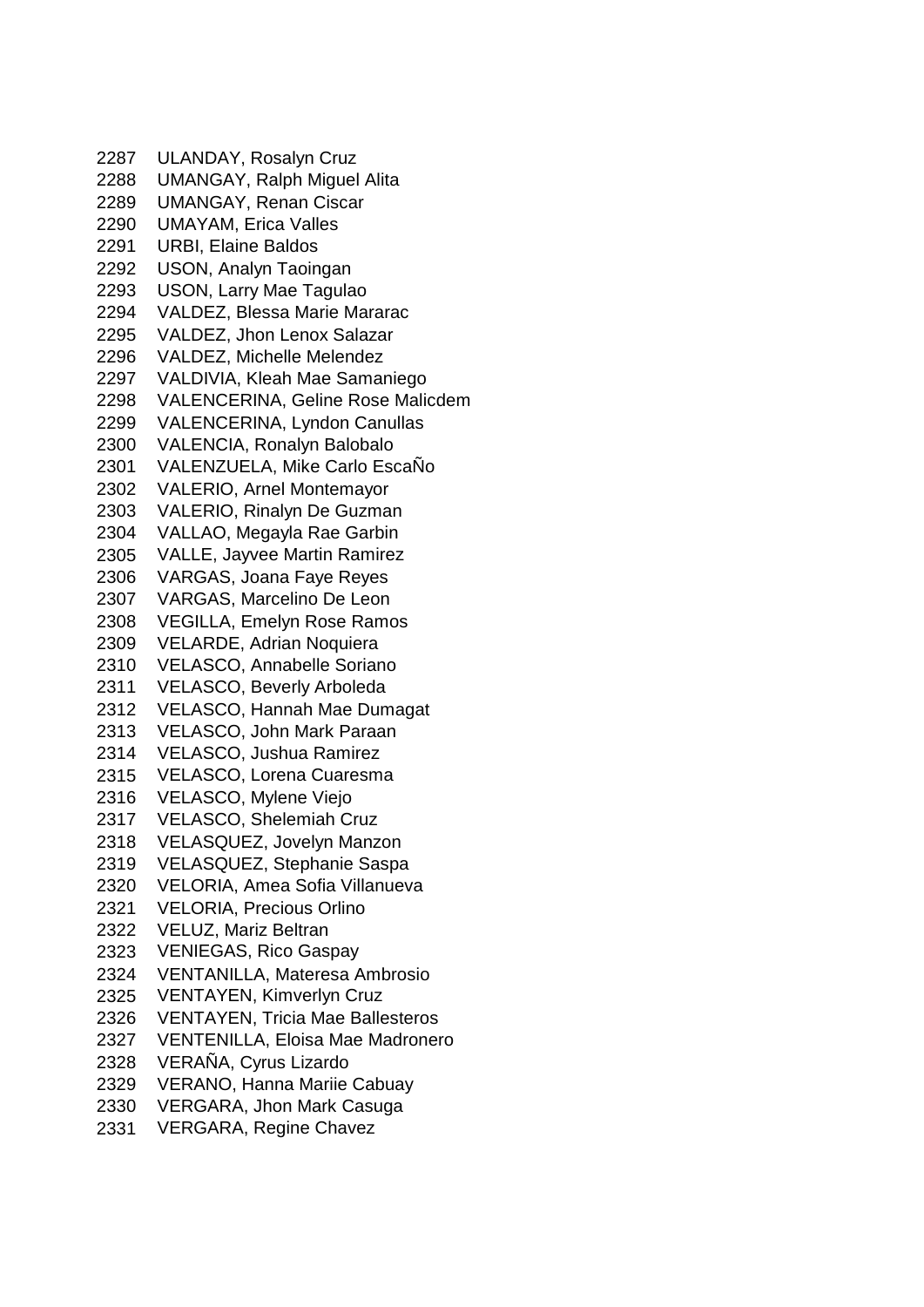2287 ULANDAY, Rosalyn Cruz
2288 UMANGAY, Ralph Miguel Alita
2289 UMANGAY, Renan Ciscar
2290 UMAYAM, Erica Valles
2291 URBI, Elaine Baldos
2292 USON, Analyn Taoingan
2293 USON, Larry Mae Tagulao
2294 VALDEZ, Blessa Marie Mararac
2295 VALDEZ, Jhon Lenox Salazar
2296 VALDEZ, Michelle Melendez
2297 VALDIVIA, Kleah Mae Samaniego
2298 VALENCERINA, Geline Rose Malicdem
2299 VALENCERINA, Lyndon Canullas
2300 VALENCIA, Ronalyn Balobalo
2301 VALENZUELA, Mike Carlo EscaÑo
2302 VALERIO, Arnel Montemayor
2303 VALERIO, Rinalyn De Guzman
2304 VALLAO, Megayla Rae Garbin
2305 VALLE, Jayvee Martin Ramirez
2306 VARGAS, Joana Faye Reyes
2307 VARGAS, Marcelino De Leon
2308 VEGILLA, Emelyn Rose Ramos
2309 VELARDE, Adrian Noquiera
2310 VELASCO, Annabelle Soriano
2311 VELASCO, Beverly Arboleda
2312 VELASCO, Hannah Mae Dumagat
2313 VELASCO, John Mark Paraan
2314 VELASCO, Jushua Ramirez
2315 VELASCO, Lorena Cuaresma
2316 VELASCO, Mylene Viejo
2317 VELASCO, Shelemiah Cruz
2318 VELASQUEZ, Jovelyn Manzon
2319 VELASQUEZ, Stephanie Saspa
2320 VELORIA, Amea Sofia Villanueva
2321 VELORIA, Precious Orlino
2322 VELUZ, Mariz Beltran
2323 VENIEGAS, Rico Gaspay
2324 VENTANILLA, Materesa Ambrosio
2325 VENTAYEN, Kimverlyn Cruz
2326 VENTAYEN, Tricia Mae Ballesteros
2327 VENTENILLA, Eloisa Mae Madronero
2328 VERAÑA, Cyrus Lizardo
2329 VERANO, Hanna Mariie Cabuay
2330 VERGARA, Jhon Mark Casuga
2331 VERGARA, Regine Chavez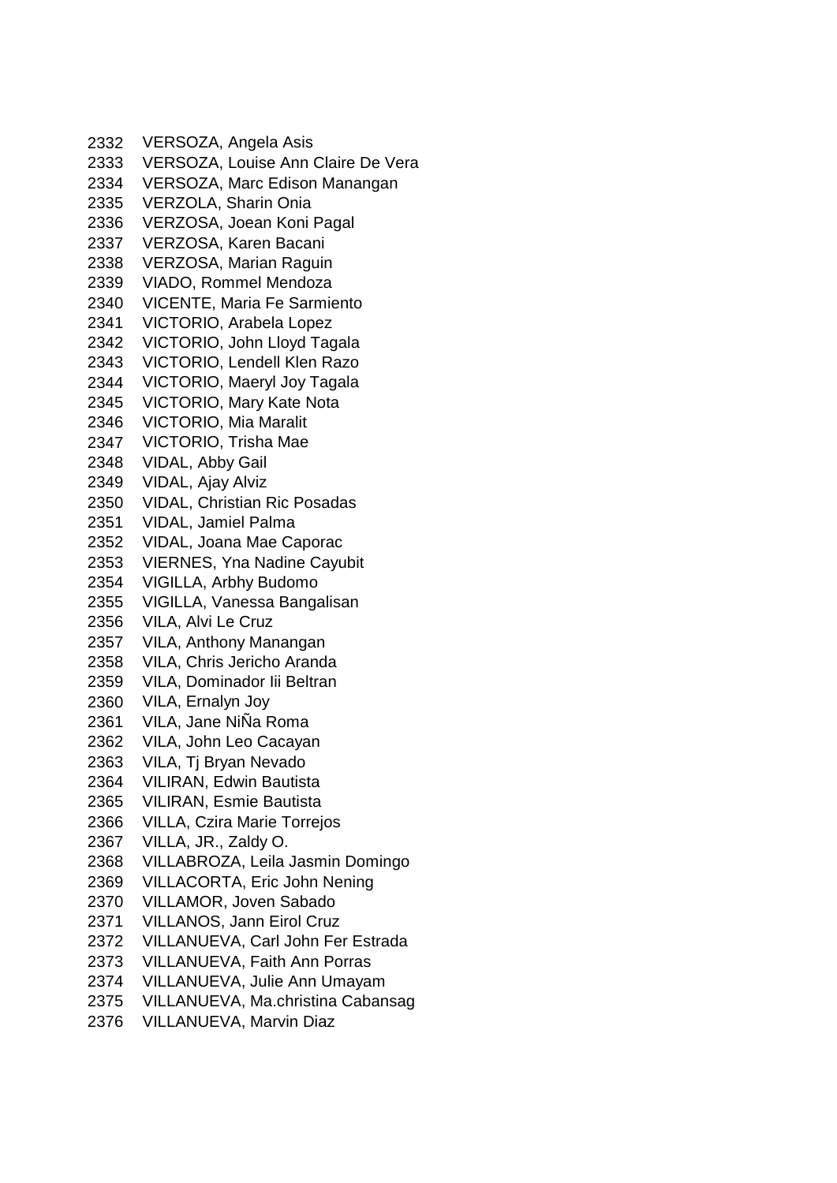2332 VERSOZA, Angela Asis
2333 VERSOZA, Louise Ann Claire De Vera
2334 VERSOZA, Marc Edison Manangan
2335 VERZOLA, Sharin Onia
2336 VERZOSA, Joean Koni Pagal
2337 VERZOSA, Karen Bacani
2338 VERZOSA, Marian Raguin
2339 VIADO, Rommel Mendoza
2340 VICENTE, Maria Fe Sarmiento
2341 VICTORIO, Arabela Lopez
2342 VICTORIO, John Lloyd Tagala
2343 VICTORIO, Lendell Klen Razo
2344 VICTORIO, Maeryl Joy Tagala
2345 VICTORIO, Mary Kate Nota
2346 VICTORIO, Mia Maralit
2347 VICTORIO, Trisha Mae
2348 VIDAL, Abby Gail
2349 VIDAL, Ajay Alviz
2350 VIDAL, Christian Ric Posadas
2351 VIDAL, Jamiel Palma
2352 VIDAL, Joana Mae Caporac
2353 VIERNES, Yna Nadine Cayubit
2354 VIGILLA, Arbhy Budomo
2355 VIGILLA, Vanessa Bangalisan
2356 VILA, Alvi Le Cruz
2357 VILA, Anthony Manangan
2358 VILA, Chris Jericho Aranda
2359 VILA, Dominador Iii Beltran
2360 VILA, Ernalyn Joy
2361 VILA, Jane NiÑa Roma
2362 VILA, John Leo Cacayan
2363 VILA, Tj Bryan Nevado
2364 VILIRAN, Edwin Bautista
2365 VILIRAN, Esmie Bautista
2366 VILLA, Czira Marie Torrejos
2367 VILLA, JR., Zaldy O.
2368 VILLABROZA, Leila Jasmin Domingo
2369 VILLACORTA, Eric John Nening
2370 VILLAMOR, Joven Sabado
2371 VILLANOS, Jann Eirol Cruz
2372 VILLANUEVA, Carl John Fer Estrada
2373 VILLANUEVA, Faith Ann Porras
2374 VILLANUEVA, Julie Ann Umayam
2375 VILLANUEVA, Ma.christina Cabansag
2376 VILLANUEVA, Marvin Diaz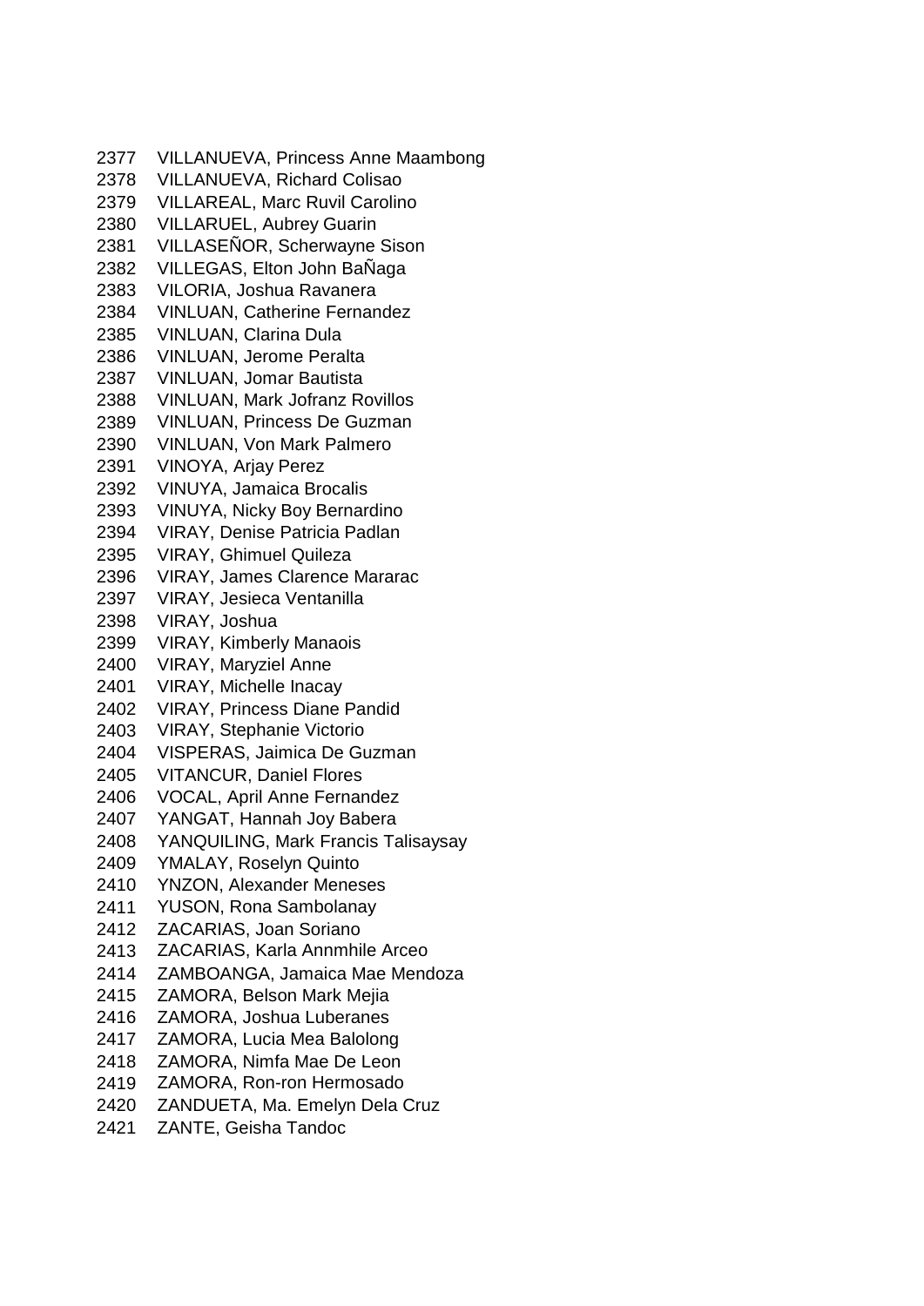2377 VILLANUEVA, Princess Anne Maambong
2378 VILLANUEVA, Richard Colisao
2379 VILLAREAL, Marc Ruvil Carolino
2380 VILLARUEL, Aubrey Guarin
2381 VILLASEÑOR, Scherwayne Sison
2382 VILLEGAS, Elton John BaÑaga
2383 VILORIA, Joshua Ravanera
2384 VINLUAN, Catherine Fernandez
2385 VINLUAN, Clarina Dula
2386 VINLUAN, Jerome Peralta
2387 VINLUAN, Jomar Bautista
2388 VINLUAN, Mark Jofranz Rovillos
2389 VINLUAN, Princess De Guzman
2390 VINLUAN, Von Mark Palmero
2391 VINOYA, Arjay Perez
2392 VINUYA, Jamaica Brocalis
2393 VINUYA, Nicky Boy Bernardino
2394 VIRAY, Denise Patricia Padlan
2395 VIRAY, Ghimuel Quileza
2396 VIRAY, James Clarence Mararac
2397 VIRAY, Jesieca Ventanilla
2398 VIRAY, Joshua
2399 VIRAY, Kimberly Manaois
2400 VIRAY, Maryziel Anne
2401 VIRAY, Michelle Inacay
2402 VIRAY, Princess Diane Pandid
2403 VIRAY, Stephanie Victorio
2404 VISPERAS, Jaimica De Guzman
2405 VITANCUR, Daniel Flores
2406 VOCAL, April Anne Fernandez
2407 YANGAT, Hannah Joy Babera
2408 YANQUILING, Mark Francis Talisaysay
2409 YMALAY, Roselyn Quinto
2410 YNZON, Alexander Meneses
2411 YUSON, Rona Sambolanay
2412 ZACARIAS, Joan Soriano
2413 ZACARIAS, Karla Annmhile Arceo
2414 ZAMBOANGA, Jamaica Mae Mendoza
2415 ZAMORA, Belson Mark Mejia
2416 ZAMORA, Joshua Luberanes
2417 ZAMORA, Lucia Mea Balolong
2418 ZAMORA, Nimfa Mae De Leon
2419 ZAMORA, Ron-ron Hermosado
2420 ZANDUETA, Ma. Emelyn Dela Cruz
2421 ZANTE, Geisha Tandoc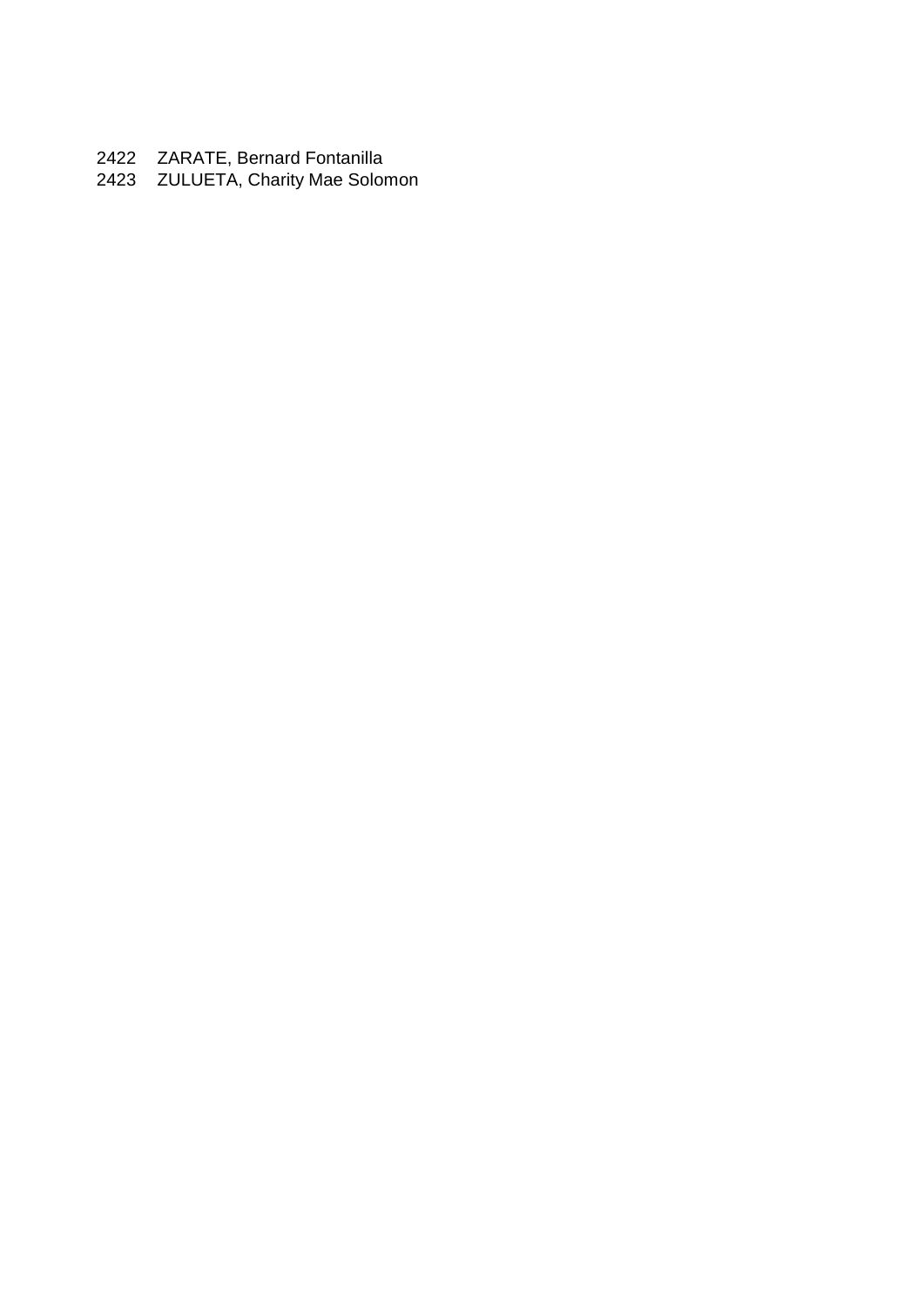2422 ZARATE, Bernard Fontanilla

2423 ZULUETA, Charity Mae Solomon